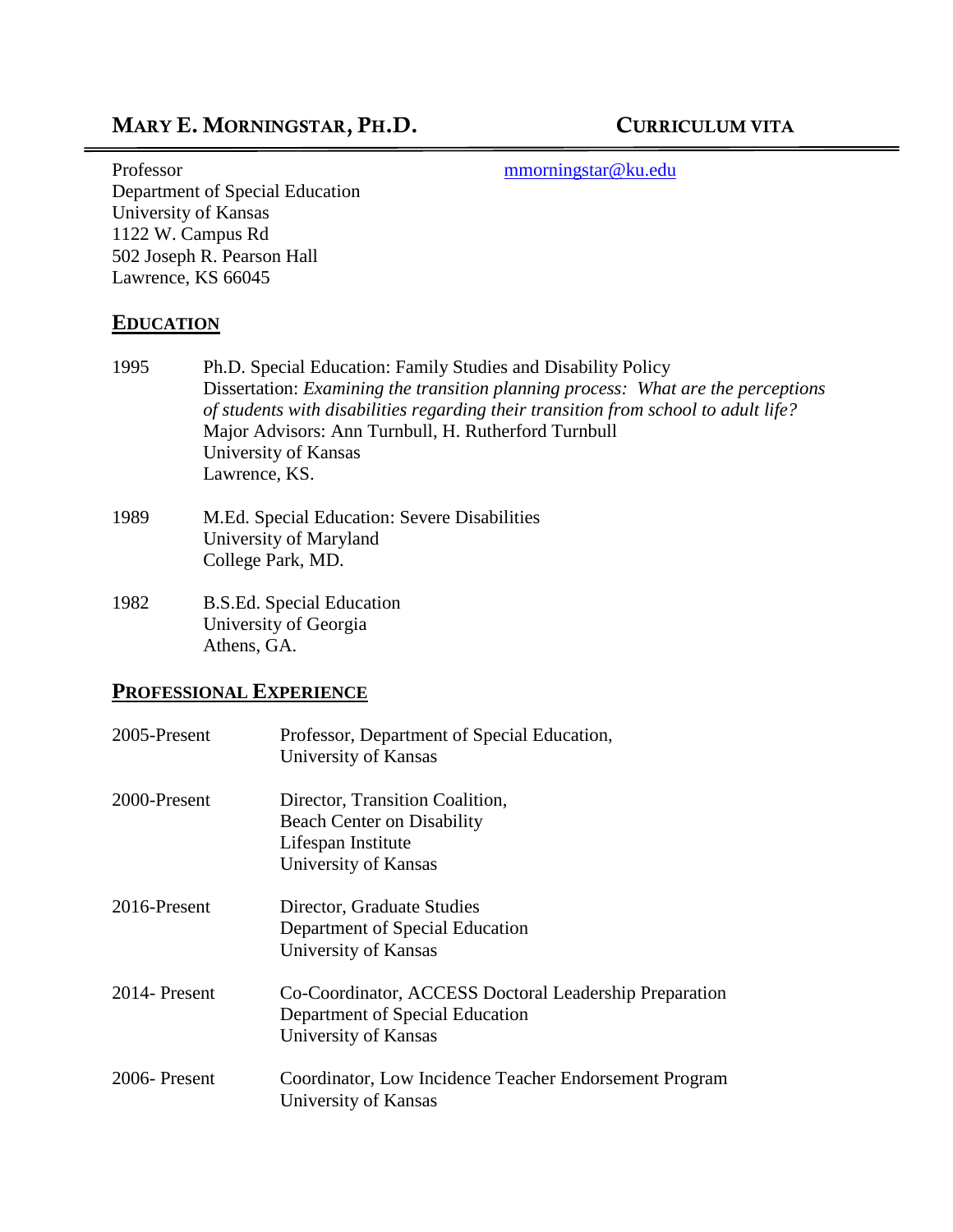# MARY E. MORNINGSTAR, PH.D. — CURRICULUM VITA

Professor
Department of Special Education
University of Kansas
1122 W. Campus Rd
502 Joseph R. Pearson Hall
Lawrence, KS 66045

mmorningstar@ku.edu

## EDUCATION

1995 — Ph.D. Special Education: Family Studies and Disability Policy
Dissertation: *Examining the transition planning process: What are the perceptions of students with disabilities regarding their transition from school to adult life?*
Major Advisors: Ann Turnbull, H. Rutherford Turnbull
University of Kansas
Lawrence, KS.

1989 — M.Ed. Special Education: Severe Disabilities
University of Maryland
College Park, MD.

1982 — B.S.Ed. Special Education
University of Georgia
Athens, GA.

## PROFESSIONAL EXPERIENCE

2005-Present — Professor, Department of Special Education,
University of Kansas

2000-Present — Director, Transition Coalition,
Beach Center on Disability
Lifespan Institute
University of Kansas

2016-Present — Director, Graduate Studies
Department of Special Education
University of Kansas

2014- Present — Co-Coordinator, ACCESS Doctoral Leadership Preparation
Department of Special Education
University of Kansas

2006- Present — Coordinator, Low Incidence Teacher Endorsement Program
University of Kansas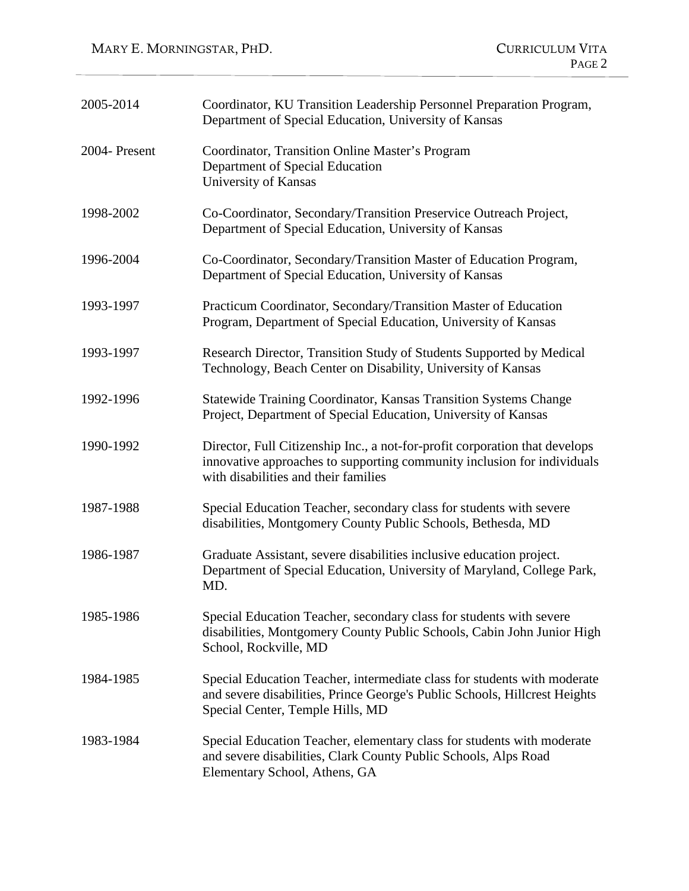| | |
|---|---|
| 2005-2014 | Coordinator, KU Transition Leadership Personnel Preparation Program, Department of Special Education, University of Kansas |
| 2004- Present | Coordinator, Transition Online Master's Program<br>Department of Special Education<br>University of Kansas |
| 1998-2002 | Co-Coordinator, Secondary/Transition Preservice Outreach Project, Department of Special Education, University of Kansas |
| 1996-2004 | Co-Coordinator, Secondary/Transition Master of Education Program, Department of Special Education, University of Kansas |
| 1993-1997 | Practicum Coordinator, Secondary/Transition Master of Education Program, Department of Special Education, University of Kansas |
| 1993-1997 | Research Director, Transition Study of Students Supported by Medical Technology, Beach Center on Disability, University of Kansas |
| 1992-1996 | Statewide Training Coordinator, Kansas Transition Systems Change Project, Department of Special Education, University of Kansas |
| 1990-1992 | Director, Full Citizenship Inc., a not-for-profit corporation that develops innovative approaches to supporting community inclusion for individuals with disabilities and their families |
| 1987-1988 | Special Education Teacher, secondary class for students with severe disabilities, Montgomery County Public Schools, Bethesda, MD |
| 1986-1987 | Graduate Assistant, severe disabilities inclusive education project. Department of Special Education, University of Maryland, College Park, MD. |
| 1985-1986 | Special Education Teacher, secondary class for students with severe disabilities, Montgomery County Public Schools, Cabin John Junior High School, Rockville, MD |
| 1984-1985 | Special Education Teacher, intermediate class for students with moderate and severe disabilities, Prince George's Public Schools, Hillcrest Heights Special Center, Temple Hills, MD |
| 1983-1984 | Special Education Teacher, elementary class for students with moderate and severe disabilities, Clark County Public Schools, Alps Road Elementary School, Athens, GA |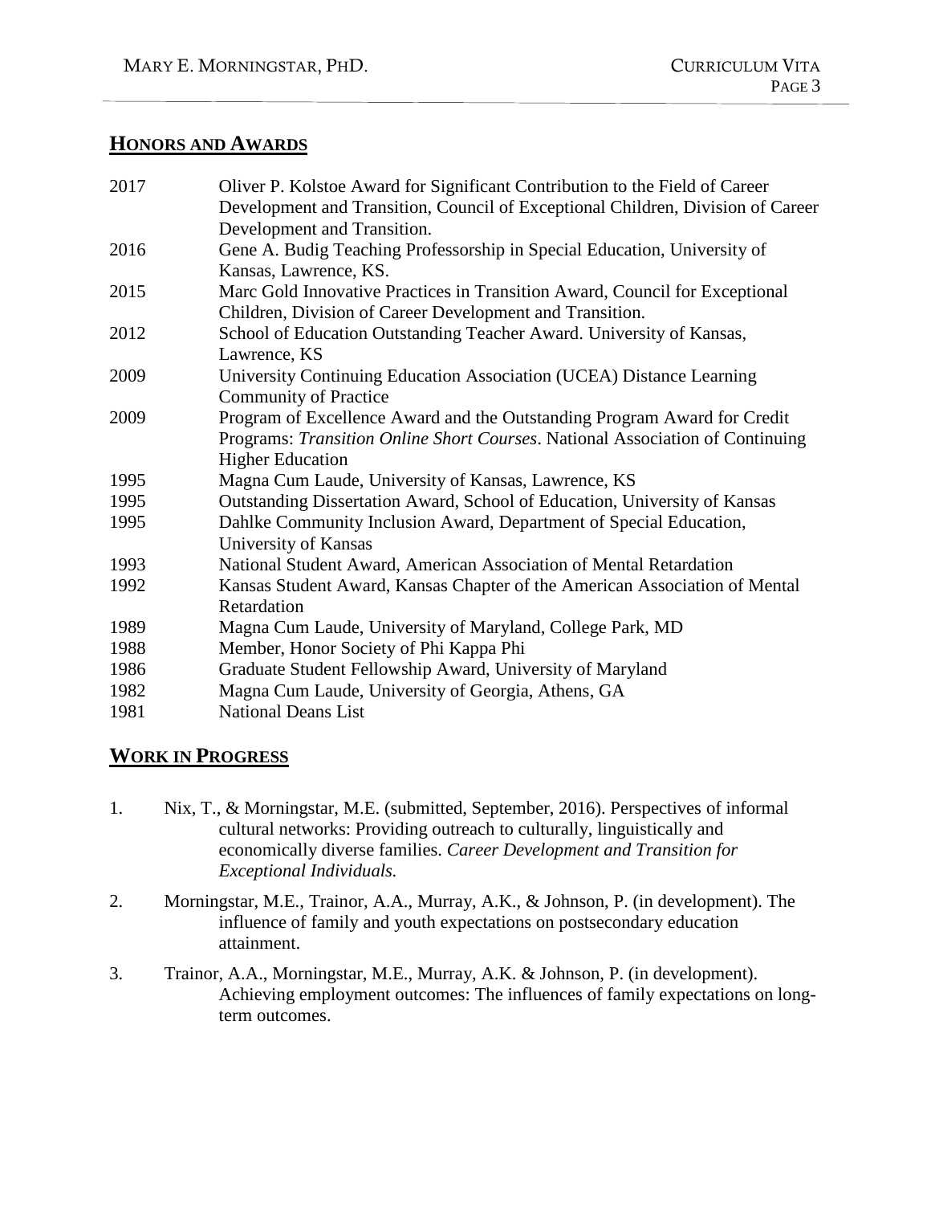## HONORS AND AWARDS

| | |
|---|---|
| 2017 | Oliver P. Kolstoe Award for Significant Contribution to the Field of Career Development and Transition, Council of Exceptional Children, Division of Career Development and Transition. |
| 2016 | Gene A. Budig Teaching Professorship in Special Education, University of Kansas, Lawrence, KS. |
| 2015 | Marc Gold Innovative Practices in Transition Award, Council for Exceptional Children, Division of Career Development and Transition. |
| 2012 | School of Education Outstanding Teacher Award. University of Kansas, Lawrence, KS |
| 2009 | University Continuing Education Association (UCEA) Distance Learning Community of Practice |
| 2009 | Program of Excellence Award and the Outstanding Program Award for Credit Programs: *Transition Online Short Courses*. National Association of Continuing Higher Education |
| 1995 | Magna Cum Laude, University of Kansas, Lawrence, KS |
| 1995 | Outstanding Dissertation Award, School of Education, University of Kansas |
| 1995 | Dahlke Community Inclusion Award, Department of Special Education, University of Kansas |
| 1993 | National Student Award, American Association of Mental Retardation |
| 1992 | Kansas Student Award, Kansas Chapter of the American Association of Mental Retardation |
| 1989 | Magna Cum Laude, University of Maryland, College Park, MD |
| 1988 | Member, Honor Society of Phi Kappa Phi |
| 1986 | Graduate Student Fellowship Award, University of Maryland |
| 1982 | Magna Cum Laude, University of Georgia, Athens, GA |
| 1981 | National Deans List |

## WORK IN PROGRESS

1. Nix, T., & Morningstar, M.E. (submitted, September, 2016). Perspectives of informal cultural networks: Providing outreach to culturally, linguistically and economically diverse families. *Career Development and Transition for Exceptional Individuals.*

2. Morningstar, M.E., Trainor, A.A., Murray, A.K., & Johnson, P. (in development). The influence of family and youth expectations on postsecondary education attainment.

3. Trainor, A.A., Morningstar, M.E., Murray, A.K. & Johnson, P. (in development). Achieving employment outcomes: The influences of family expectations on long-term outcomes.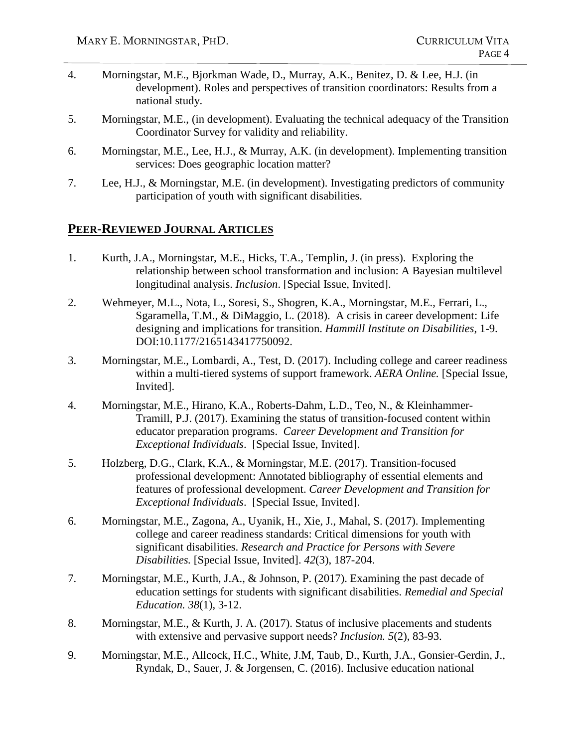4. Morningstar, M.E., Bjorkman Wade, D., Murray, A.K., Benitez, D. & Lee, H.J. (in development). Roles and perspectives of transition coordinators: Results from a national study.

5. Morningstar, M.E., (in development). Evaluating the technical adequacy of the Transition Coordinator Survey for validity and reliability.

6. Morningstar, M.E., Lee, H.J., & Murray, A.K. (in development). Implementing transition services: Does geographic location matter?

7. Lee, H.J., & Morningstar, M.E. (in development). Investigating predictors of community participation of youth with significant disabilities.

## PEER-REVIEWED JOURNAL ARTICLES

1. Kurth, J.A., Morningstar, M.E., Hicks, T.A., Templin, J. (in press). Exploring the relationship between school transformation and inclusion: A Bayesian multilevel longitudinal analysis. *Inclusion*. [Special Issue, Invited].

2. Wehmeyer, M.L., Nota, L., Soresi, S., Shogren, K.A., Morningstar, M.E., Ferrari, L., Sgaramella, T.M., & DiMaggio, L. (2018). A crisis in career development: Life designing and implications for transition. *Hammill Institute on Disabilities*, 1-9. DOI:10.1177/2165143417750092.

3. Morningstar, M.E., Lombardi, A., Test, D. (2017). Including college and career readiness within a multi-tiered systems of support framework. *AERA Online.* [Special Issue, Invited].

4. Morningstar, M.E., Hirano, K.A., Roberts-Dahm, L.D., Teo, N., & Kleinhammer-Tramill, P.J. (2017). Examining the status of transition-focused content within educator preparation programs. *Career Development and Transition for Exceptional Individuals*. [Special Issue, Invited].

5. Holzberg, D.G., Clark, K.A., & Morningstar, M.E. (2017). Transition-focused professional development: Annotated bibliography of essential elements and features of professional development. *Career Development and Transition for Exceptional Individuals*. [Special Issue, Invited].

6. Morningstar, M.E., Zagona, A., Uyanik, H., Xie, J., Mahal, S. (2017). Implementing college and career readiness standards: Critical dimensions for youth with significant disabilities. *Research and Practice for Persons with Severe Disabilities.* [Special Issue, Invited]. *42*(3), 187-204.

7. Morningstar, M.E., Kurth, J.A., & Johnson, P. (2017). Examining the past decade of education settings for students with significant disabilities. *Remedial and Special Education. 38*(1), 3-12.

8. Morningstar, M.E., & Kurth, J. A. (2017). Status of inclusive placements and students with extensive and pervasive support needs? *Inclusion. 5*(2), 83-93.

9. Morningstar, M.E., Allcock, H.C., White, J.M, Taub, D., Kurth, J.A., Gonsier-Gerdin, J., Ryndak, D., Sauer, J. & Jorgensen, C. (2016). Inclusive education national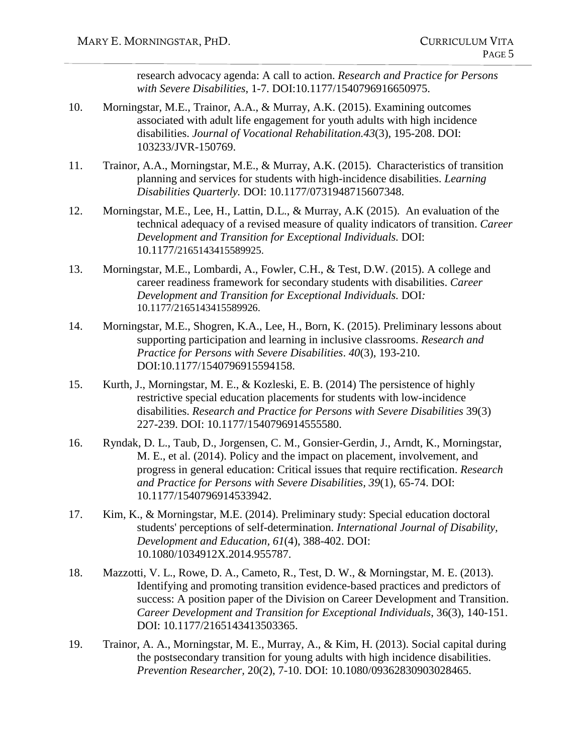research advocacy agenda: A call to action. *Research and Practice for Persons with Severe Disabilities*, 1-7. DOI:10.1177/1540796916650975.

10. Morningstar, M.E., Trainor, A.A., & Murray, A.K. (2015). Examining outcomes associated with adult life engagement for youth adults with high incidence disabilities. *Journal of Vocational Rehabilitation.43*(3), 195-208. DOI: 103233/JVR-150769.

11. Trainor, A.A., Morningstar, M.E., & Murray, A.K. (2015). Characteristics of transition planning and services for students with high-incidence disabilities. *Learning Disabilities Quarterly.* DOI: 10.1177/0731948715607348.

12. Morningstar, M.E., Lee, H., Lattin, D.L., & Murray, A.K (2015). An evaluation of the technical adequacy of a revised measure of quality indicators of transition. *Career Development and Transition for Exceptional Individuals.* DOI: 10.1177/2165143415589925.

13. Morningstar, M.E., Lombardi, A., Fowler, C.H., & Test, D.W. (2015). A college and career readiness framework for secondary students with disabilities. *Career Development and Transition for Exceptional Individuals.* DOI*:* 10.1177/2165143415589926.

14. Morningstar, M.E., Shogren, K.A., Lee, H., Born, K. (2015). Preliminary lessons about supporting participation and learning in inclusive classrooms. *Research and Practice for Persons with Severe Disabilities*. *40*(3), 193-210. DOI:10.1177/1540796915594158.

15. Kurth, J., Morningstar, M. E., & Kozleski, E. B. (2014) The persistence of highly restrictive special education placements for students with low-incidence disabilities. *Research and Practice for Persons with Severe Disabilities* 39(3) 227-239. DOI: 10.1177/1540796914555580.

16. Ryndak, D. L., Taub, D., Jorgensen, C. M., Gonsier-Gerdin, J., Arndt, K., Morningstar, M. E., et al. (2014). Policy and the impact on placement, involvement, and progress in general education: Critical issues that require rectification. *Research and Practice for Persons with Severe Disabilities, 39*(1), 65-74. DOI: 10.1177/1540796914533942.

17. Kim, K., & Morningstar, M.E. (2014). Preliminary study: Special education doctoral students' perceptions of self-determination. *International Journal of Disability, Development and Education, 61*(4), 388-402. DOI: 10.1080/1034912X.2014.955787.

18. Mazzotti, V. L., Rowe, D. A., Cameto, R., Test, D. W., & Morningstar, M. E. (2013). Identifying and promoting transition evidence-based practices and predictors of success: A position paper of the Division on Career Development and Transition. *Career Development and Transition for Exceptional Individuals*, 36(3), 140-151. DOI: 10.1177/2165143413503365.

19. Trainor, A. A., Morningstar, M. E., Murray, A., & Kim, H. (2013). Social capital during the postsecondary transition for young adults with high incidence disabilities. *Prevention Researcher,* 20(2), 7-10. DOI: 10.1080/09362830903028465.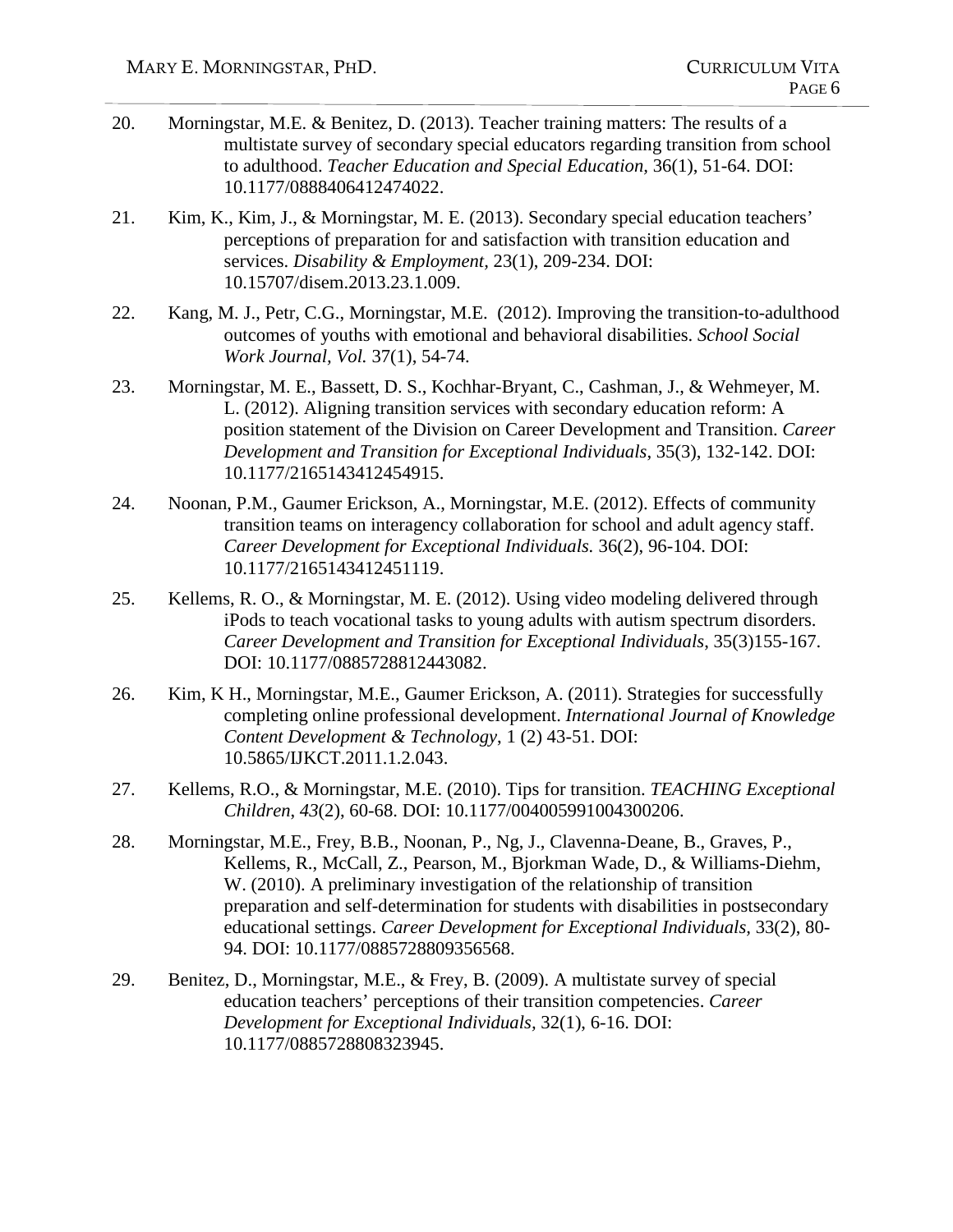20. Morningstar, M.E. & Benitez, D. (2013). Teacher training matters: The results of a multistate survey of secondary special educators regarding transition from school to adulthood. *Teacher Education and Special Education*, 36(1), 51-64. DOI: 10.1177/0888406412474022.

21. Kim, K., Kim, J., & Morningstar, M. E. (2013). Secondary special education teachers' perceptions of preparation for and satisfaction with transition education and services. *Disability & Employment*, 23(1), 209-234. DOI: 10.15707/disem.2013.23.1.009.

22. Kang, M. J., Petr, C.G., Morningstar, M.E. (2012). Improving the transition-to-adulthood outcomes of youths with emotional and behavioral disabilities. *School Social Work Journal, Vol.* 37(1), 54-74.

23. Morningstar, M. E., Bassett, D. S., Kochhar-Bryant, C., Cashman, J., & Wehmeyer, M. L. (2012). Aligning transition services with secondary education reform: A position statement of the Division on Career Development and Transition. *Career Development and Transition for Exceptional Individuals*, 35(3), 132-142. DOI: 10.1177/2165143412454915.

24. Noonan, P.M., Gaumer Erickson, A., Morningstar, M.E. (2012). Effects of community transition teams on interagency collaboration for school and adult agency staff. *Career Development for Exceptional Individuals.* 36(2), 96-104. DOI: 10.1177/2165143412451119.

25. Kellems, R. O., & Morningstar, M. E. (2012). Using video modeling delivered through iPods to teach vocational tasks to young adults with autism spectrum disorders. *Career Development and Transition for Exceptional Individuals*, 35(3)155-167. DOI: 10.1177/0885728812443082.

26. Kim, K H., Morningstar, M.E., Gaumer Erickson, A. (2011). Strategies for successfully completing online professional development. *International Journal of Knowledge Content Development & Technology*, 1 (2) 43-51. DOI: 10.5865/IJKCT.2011.1.2.043.

27. Kellems, R.O., & Morningstar, M.E. (2010). Tips for transition. *TEACHING Exceptional Children*, *43*(2), 60-68. DOI: 10.1177/004005991004300206.

28. Morningstar, M.E., Frey, B.B., Noonan, P., Ng, J., Clavenna-Deane, B., Graves, P., Kellems, R., McCall, Z., Pearson, M., Bjorkman Wade, D., & Williams-Diehm, W. (2010). A preliminary investigation of the relationship of transition preparation and self-determination for students with disabilities in postsecondary educational settings. *Career Development for Exceptional Individuals*, 33(2), 80-94. DOI: 10.1177/0885728809356568.

29. Benitez, D., Morningstar, M.E., & Frey, B. (2009). A multistate survey of special education teachers' perceptions of their transition competencies. *Career Development for Exceptional Individuals*, 32(1), 6-16. DOI: 10.1177/0885728808323945.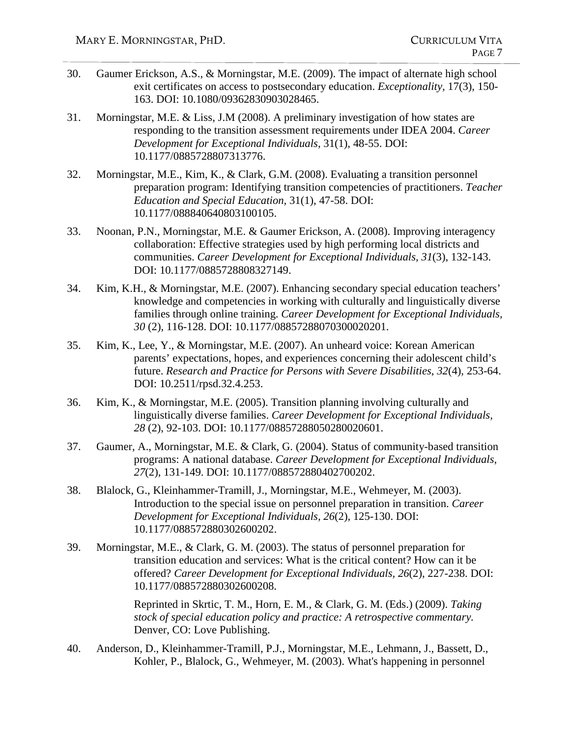30. Gaumer Erickson, A.S., & Morningstar, M.E. (2009). The impact of alternate high school exit certificates on access to postsecondary education. *Exceptionality,* 17(3), 150-163. DOI: 10.1080/09362830903028465.

31. Morningstar, M.E. & Liss, J.M (2008). A preliminary investigation of how states are responding to the transition assessment requirements under IDEA 2004. *Career Development for Exceptional Individuals*, 31(1), 48-55. DOI: 10.1177/0885728807313776.

32. Morningstar, M.E., Kim, K., & Clark, G.M. (2008). Evaluating a transition personnel preparation program: Identifying transition competencies of practitioners. *Teacher Education and Special Education*, 31(1), 47-58. DOI: 10.1177/088840640803100105.

33. Noonan, P.N., Morningstar, M.E. & Gaumer Erickson, A. (2008). Improving interagency collaboration: Effective strategies used by high performing local districts and communities. *Career Development for Exceptional Individuals, 31*(3), 132-143. DOI: 10.1177/0885728808327149.

34. Kim, K.H., & Morningstar, M.E. (2007). Enhancing secondary special education teachers' knowledge and competencies in working with culturally and linguistically diverse families through online training. *Career Development for Exceptional Individuals, 30* (2), 116-128. DOI: 10.1177/08857288070300020201.

35. Kim, K., Lee, Y., & Morningstar, M.E. (2007). An unheard voice: Korean American parents' expectations, hopes, and experiences concerning their adolescent child's future. *Research and Practice for Persons with Severe Disabilities, 32*(4), 253-64. DOI: 10.2511/rpsd.32.4.253.

36. Kim, K., & Morningstar, M.E. (2005). Transition planning involving culturally and linguistically diverse families. *Career Development for Exceptional Individuals, 28* (2), 92-103. DOI: 10.1177/08857288050280020601.

37. Gaumer, A., Morningstar, M.E. & Clark, G. (2004). Status of community-based transition programs: A national database. *Career Development for Exceptional Individuals, 27*(2), 131-149. DOI: 10.1177/088572880402700202.

38. Blalock, G., Kleinhammer-Tramill, J., Morningstar, M.E., Wehmeyer, M. (2003). Introduction to the special issue on personnel preparation in transition. *Career Development for Exceptional Individuals, 26*(2), 125-130. DOI: 10.1177/088572880302600202.

39. Morningstar, M.E., & Clark, G. M. (2003). The status of personnel preparation for transition education and services: What is the critical content? How can it be offered? *Career Development for Exceptional Individuals, 26*(2), 227-238. DOI: 10.1177/088572880302600208.

    Reprinted in Skrtic, T. M., Horn, E. M., & Clark, G. M. (Eds.) (2009). *Taking stock of special education policy and practice: A retrospective commentary.* Denver, CO: Love Publishing.

40. Anderson, D., Kleinhammer-Tramill, P.J., Morningstar, M.E., Lehmann, J., Bassett, D., Kohler, P., Blalock, G., Wehmeyer, M. (2003). What's happening in personnel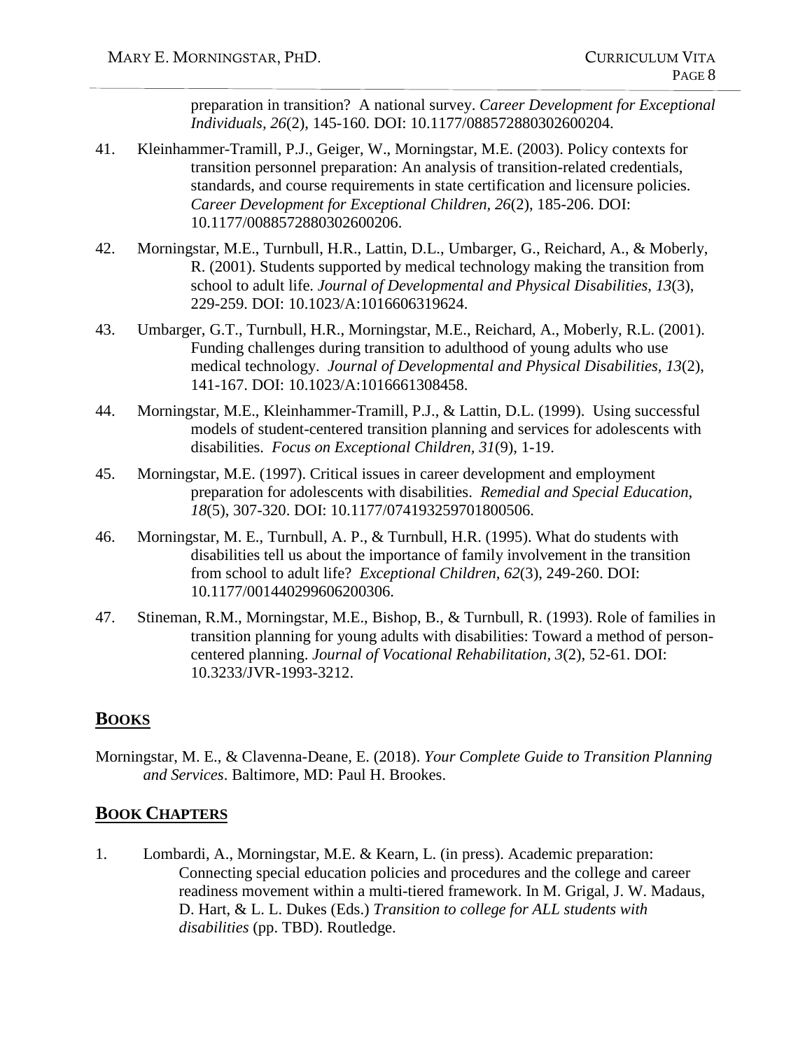preparation in transition? A national survey. *Career Development for Exceptional Individuals, 26*(2), 145-160. DOI: 10.1177/088572880302600204.

41. Kleinhammer-Tramill, P.J., Geiger, W., Morningstar, M.E. (2003). Policy contexts for transition personnel preparation: An analysis of transition-related credentials, standards, and course requirements in state certification and licensure policies. *Career Development for Exceptional Children, 26*(2), 185-206. DOI: 10.1177/0088572880302600206.

42. Morningstar, M.E., Turnbull, H.R., Lattin, D.L., Umbarger, G., Reichard, A., & Moberly, R. (2001). Students supported by medical technology making the transition from school to adult life. *Journal of Developmental and Physical Disabilities, 13*(3), 229-259. DOI: 10.1023/A:1016606319624.

43. Umbarger, G.T., Turnbull, H.R., Morningstar, M.E., Reichard, A., Moberly, R.L. (2001). Funding challenges during transition to adulthood of young adults who use medical technology. *Journal of Developmental and Physical Disabilities, 13*(2), 141-167. DOI: 10.1023/A:1016661308458.

44. Morningstar, M.E., Kleinhammer-Tramill, P.J., & Lattin, D.L. (1999). Using successful models of student-centered transition planning and services for adolescents with disabilities. *Focus on Exceptional Children, 31*(9), 1-19.

45. Morningstar, M.E. (1997). Critical issues in career development and employment preparation for adolescents with disabilities. *Remedial and Special Education, 18*(5), 307-320. DOI: 10.1177/074193259701800506.

46. Morningstar, M. E., Turnbull, A. P., & Turnbull, H.R. (1995). What do students with disabilities tell us about the importance of family involvement in the transition from school to adult life? *Exceptional Children, 62*(3), 249-260. DOI: 10.1177/001440299606200306.

47. Stineman, R.M., Morningstar, M.E., Bishop, B., & Turnbull, R. (1993). Role of families in transition planning for young adults with disabilities: Toward a method of person-centered planning. *Journal of Vocational Rehabilitation, 3*(2), 52-61. DOI: 10.3233/JVR-1993-3212.

## BOOKS

Morningstar, M. E., & Clavenna-Deane, E. (2018). *Your Complete Guide to Transition Planning and Services*. Baltimore, MD: Paul H. Brookes.

## BOOK CHAPTERS

1. Lombardi, A., Morningstar, M.E. & Kearn, L. (in press). Academic preparation: Connecting special education policies and procedures and the college and career readiness movement within a multi-tiered framework. In M. Grigal, J. W. Madaus, D. Hart, & L. L. Dukes (Eds.) *Transition to college for ALL students with disabilities* (pp. TBD). Routledge.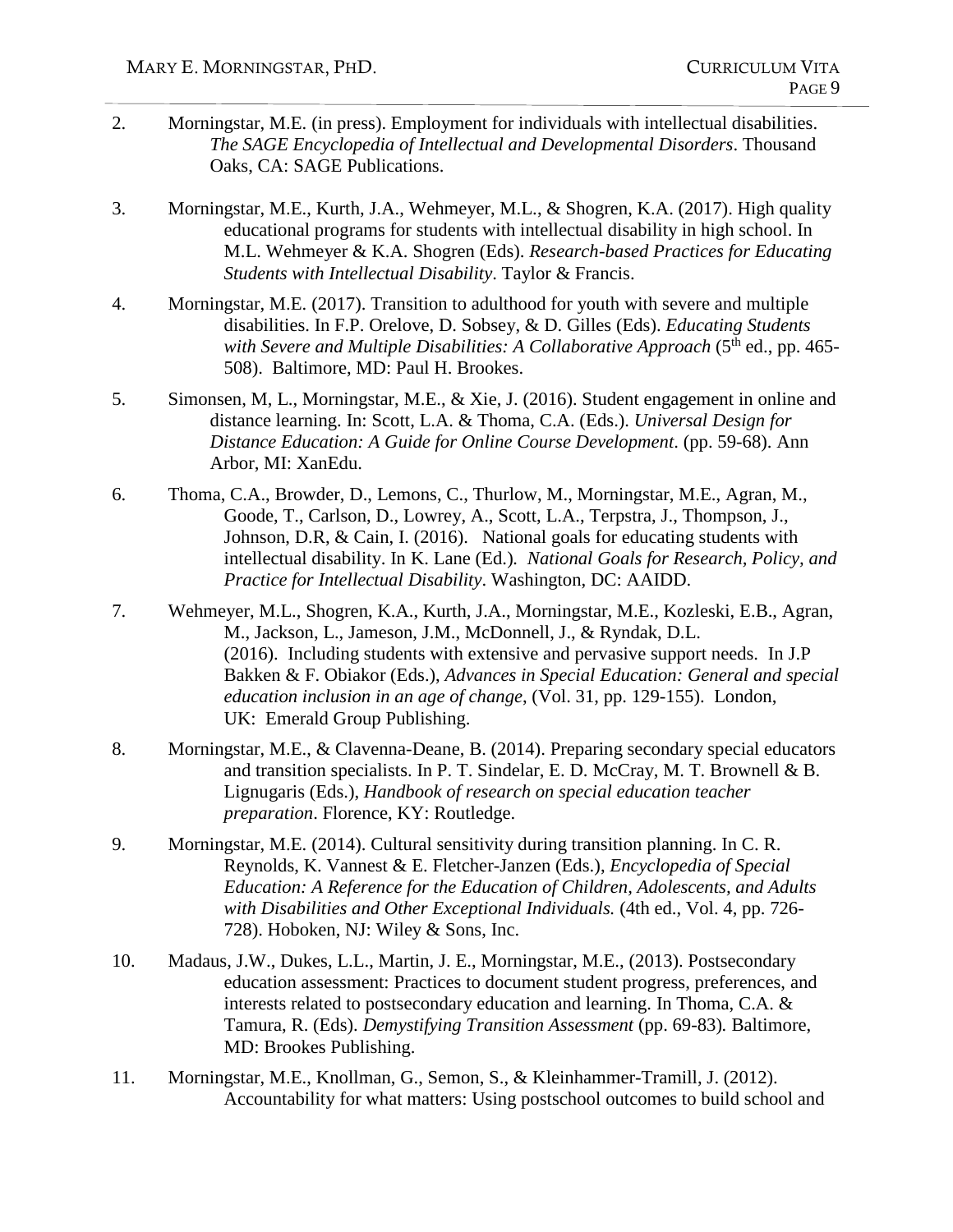2. Morningstar, M.E. (in press). Employment for individuals with intellectual disabilities. *The SAGE Encyclopedia of Intellectual and Developmental Disorders*. Thousand Oaks, CA: SAGE Publications.

3. Morningstar, M.E., Kurth, J.A., Wehmeyer, M.L., & Shogren, K.A. (2017). High quality educational programs for students with intellectual disability in high school. In M.L. Wehmeyer & K.A. Shogren (Eds). *Research-based Practices for Educating Students with Intellectual Disability*. Taylor & Francis.

4. Morningstar, M.E. (2017). Transition to adulthood for youth with severe and multiple disabilities. In F.P. Orelove, D. Sobsey, & D. Gilles (Eds). *Educating Students with Severe and Multiple Disabilities: A Collaborative Approach* (5th ed., pp. 465-508). Baltimore, MD: Paul H. Brookes.

5. Simonsen, M, L., Morningstar, M.E., & Xie, J. (2016). Student engagement in online and distance learning. In: Scott, L.A. & Thoma, C.A. (Eds.). *Universal Design for Distance Education: A Guide for Online Course Development*. (pp. 59-68). Ann Arbor, MI: XanEdu.

6. Thoma, C.A., Browder, D., Lemons, C., Thurlow, M., Morningstar, M.E., Agran, M., Goode, T., Carlson, D., Lowrey, A., Scott, L.A., Terpstra, J., Thompson, J., Johnson, D.R, & Cain, I. (2016). National goals for educating students with intellectual disability. In K. Lane (Ed.). *National Goals for Research, Policy, and Practice for Intellectual Disability*. Washington, DC: AAIDD.

7. Wehmeyer, M.L., Shogren, K.A., Kurth, J.A., Morningstar, M.E., Kozleski, E.B., Agran, M., Jackson, L., Jameson, J.M., McDonnell, J., & Ryndak, D.L. (2016). Including students with extensive and pervasive support needs. In J.P Bakken & F. Obiakor (Eds.), *Advances in Special Education: General and special education inclusion in an age of change*, (Vol. 31, pp. 129-155). London, UK: Emerald Group Publishing.

8. Morningstar, M.E., & Clavenna-Deane, B. (2014). Preparing secondary special educators and transition specialists. In P. T. Sindelar, E. D. McCray, M. T. Brownell & B. Lignugaris (Eds.), *Handbook of research on special education teacher preparation*. Florence, KY: Routledge.

9. Morningstar, M.E. (2014). Cultural sensitivity during transition planning. In C. R. Reynolds, K. Vannest & E. Fletcher-Janzen (Eds.), *Encyclopedia of Special Education: A Reference for the Education of Children, Adolescents, and Adults with Disabilities and Other Exceptional Individuals.* (4th ed., Vol. 4, pp. 726-728). Hoboken, NJ: Wiley & Sons, Inc.

10. Madaus, J.W., Dukes, L.L., Martin, J. E., Morningstar, M.E., (2013). Postsecondary education assessment: Practices to document student progress, preferences, and interests related to postsecondary education and learning. In Thoma, C.A. & Tamura, R. (Eds). *Demystifying Transition Assessment* (pp. 69-83). Baltimore, MD: Brookes Publishing.

11. Morningstar, M.E., Knollman, G., Semon, S., & Kleinhammer-Tramill, J. (2012). Accountability for what matters: Using postschool outcomes to build school and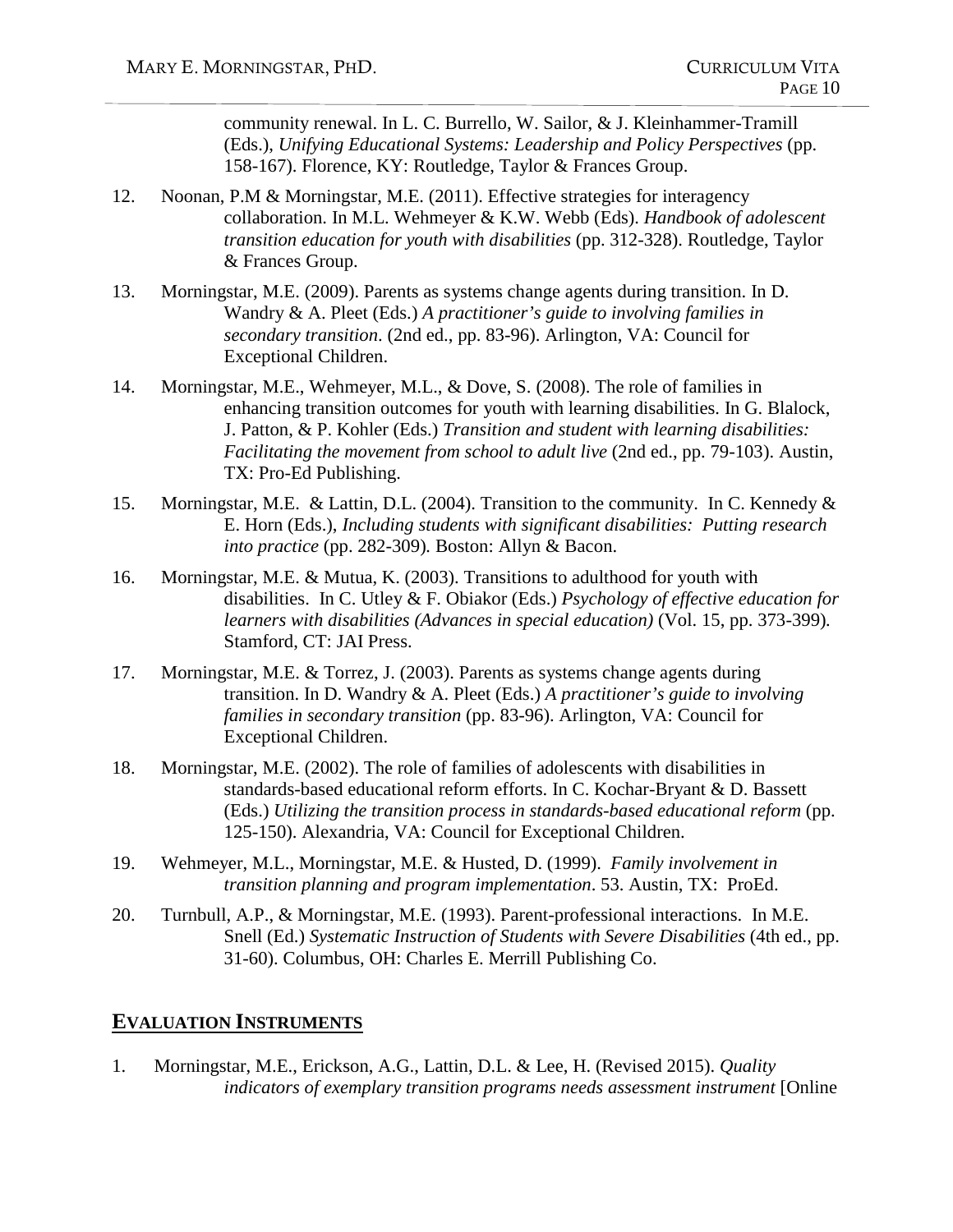community renewal. In L. C. Burrello, W. Sailor, & J. Kleinhammer-Tramill (Eds.), *Unifying Educational Systems: Leadership and Policy Perspectives* (pp. 158-167). Florence, KY: Routledge, Taylor & Frances Group.

12. Noonan, P.M & Morningstar, M.E. (2011). Effective strategies for interagency collaboration. In M.L. Wehmeyer & K.W. Webb (Eds). *Handbook of adolescent transition education for youth with disabilities* (pp. 312-328). Routledge, Taylor & Frances Group.

13. Morningstar, M.E. (2009). Parents as systems change agents during transition. In D. Wandry & A. Pleet (Eds.) *A practitioner's guide to involving families in secondary transition*. (2nd ed., pp. 83-96). Arlington, VA: Council for Exceptional Children.

14. Morningstar, M.E., Wehmeyer, M.L., & Dove, S. (2008). The role of families in enhancing transition outcomes for youth with learning disabilities. In G. Blalock, J. Patton, & P. Kohler (Eds.) *Transition and student with learning disabilities: Facilitating the movement from school to adult live* (2nd ed., pp. 79-103). Austin, TX: Pro-Ed Publishing.

15. Morningstar, M.E. & Lattin, D.L. (2004). Transition to the community. In C. Kennedy & E. Horn (Eds.), *Including students with significant disabilities: Putting research into practice* (pp. 282-309). Boston: Allyn & Bacon.

16. Morningstar, M.E. & Mutua, K. (2003). Transitions to adulthood for youth with disabilities. In C. Utley & F. Obiakor (Eds.) *Psychology of effective education for learners with disabilities (Advances in special education)* (Vol. 15, pp. 373-399). Stamford, CT: JAI Press.

17. Morningstar, M.E. & Torrez, J. (2003). Parents as systems change agents during transition. In D. Wandry & A. Pleet (Eds.) *A practitioner's guide to involving families in secondary transition* (pp. 83-96). Arlington, VA: Council for Exceptional Children.

18. Morningstar, M.E. (2002). The role of families of adolescents with disabilities in standards-based educational reform efforts. In C. Kochar-Bryant & D. Bassett (Eds.) *Utilizing the transition process in standards-based educational reform* (pp. 125-150). Alexandria, VA: Council for Exceptional Children.

19. Wehmeyer, M.L., Morningstar, M.E. & Husted, D. (1999). *Family involvement in transition planning and program implementation*. 53. Austin, TX: ProEd.

20. Turnbull, A.P., & Morningstar, M.E. (1993). Parent-professional interactions. In M.E. Snell (Ed.) *Systematic Instruction of Students with Severe Disabilities* (4th ed., pp. 31-60). Columbus, OH: Charles E. Merrill Publishing Co.

## EVALUATION INSTRUMENTS

1. Morningstar, M.E., Erickson, A.G., Lattin, D.L. & Lee, H. (Revised 2015). *Quality indicators of exemplary transition programs needs assessment instrument* [Online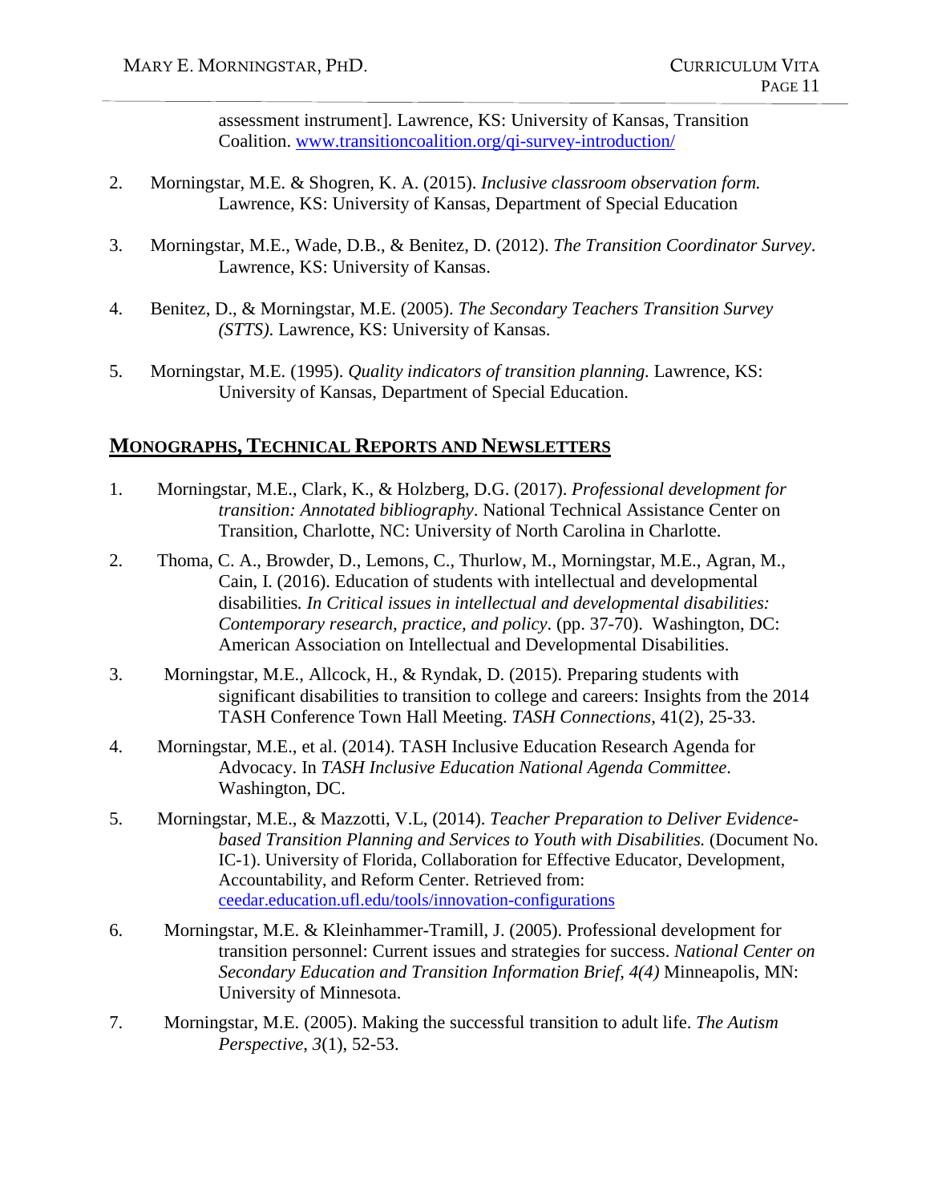assessment instrument]. Lawrence, KS: University of Kansas, Transition Coalition. [www.transitioncoalition.org/qi-survey-introduction/](www.transitioncoalition.org/qi-survey-introduction/)

2. Morningstar, M.E. & Shogren, K. A. (2015). *Inclusive classroom observation form.* Lawrence, KS: University of Kansas, Department of Special Education

3. Morningstar, M.E., Wade, D.B., & Benitez, D. (2012). *The Transition Coordinator Survey*. Lawrence, KS: University of Kansas.

4. Benitez, D., & Morningstar, M.E. (2005). *The Secondary Teachers Transition Survey (STTS).* Lawrence, KS: University of Kansas.

5. Morningstar, M.E. (1995). *Quality indicators of transition planning.* Lawrence, KS: University of Kansas, Department of Special Education.

## MONOGRAPHS, TECHNICAL REPORTS AND NEWSLETTERS

1. Morningstar, M.E., Clark, K., & Holzberg, D.G. (2017). *Professional development for transition: Annotated bibliography*. National Technical Assistance Center on Transition, Charlotte, NC: University of North Carolina in Charlotte.

2. Thoma, C. A., Browder, D., Lemons, C., Thurlow, M., Morningstar, M.E., Agran, M., Cain, I. (2016). Education of students with intellectual and developmental disabilities*. In Critical issues in intellectual and developmental disabilities: Contemporary research, practice, and policy*. (pp. 37-70). Washington, DC: American Association on Intellectual and Developmental Disabilities.

3. Morningstar, M.E., Allcock, H., & Ryndak, D. (2015). Preparing students with significant disabilities to transition to college and careers: Insights from the 2014 TASH Conference Town Hall Meeting. *TASH Connections*, 41(2), 25-33.

4. Morningstar, M.E., et al. (2014). TASH Inclusive Education Research Agenda for Advocacy. In *TASH Inclusive Education National Agenda Committee*. Washington, DC.

5. Morningstar, M.E., & Mazzotti, V.L, (2014). *Teacher Preparation to Deliver Evidence-based Transition Planning and Services to Youth with Disabilities.* (Document No. IC-1). University of Florida, Collaboration for Effective Educator, Development, Accountability, and Reform Center. Retrieved from: [ceedar.education.ufl.edu/tools/innovation-configurations](ceedar.education.ufl.edu/tools/innovation-configurations)

6. Morningstar, M.E. & Kleinhammer-Tramill, J. (2005). Professional development for transition personnel: Current issues and strategies for success. *National Center on Secondary Education and Transition Information Brief, 4(4)* Minneapolis, MN: University of Minnesota.

7. Morningstar, M.E. (2005). Making the successful transition to adult life. *The Autism Perspective*, *3*(1), 52-53.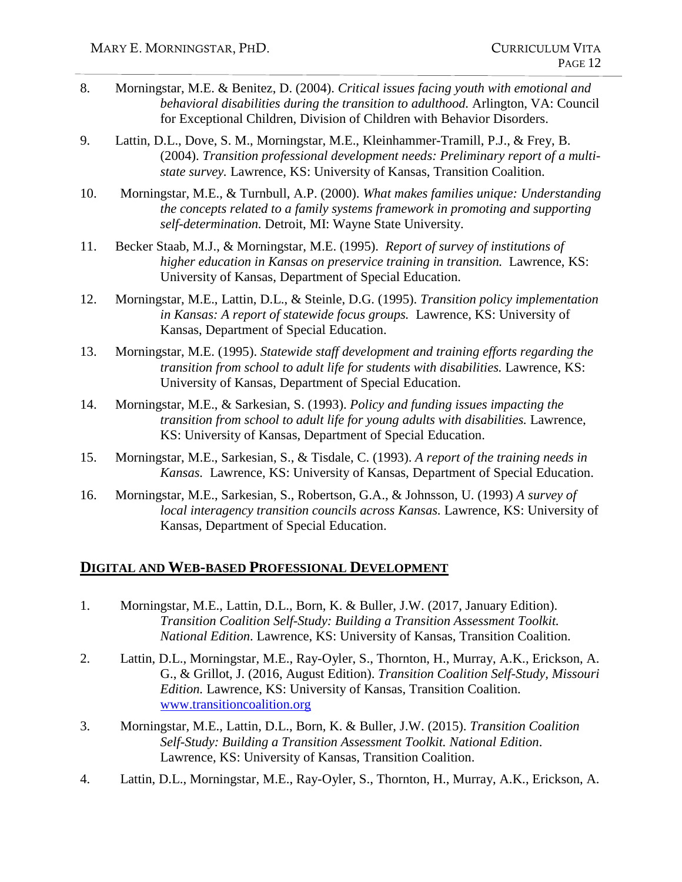8. Morningstar, M.E. & Benitez, D. (2004). *Critical issues facing youth with emotional and behavioral disabilities during the transition to adulthood.* Arlington, VA: Council for Exceptional Children, Division of Children with Behavior Disorders.

9. Lattin, D.L., Dove, S. M., Morningstar, M.E., Kleinhammer-Tramill, P.J., & Frey, B. (2004). *Transition professional development needs: Preliminary report of a multi-state survey.* Lawrence, KS: University of Kansas, Transition Coalition.

10. Morningstar, M.E., & Turnbull, A.P. (2000). *What makes families unique: Understanding the concepts related to a family systems framework in promoting and supporting self-determination.* Detroit, MI: Wayne State University.

11. Becker Staab, M.J., & Morningstar, M.E. (1995). *Report of survey of institutions of higher education in Kansas on preservice training in transition.* Lawrence, KS: University of Kansas, Department of Special Education.

12. Morningstar, M.E., Lattin, D.L., & Steinle, D.G. (1995). *Transition policy implementation in Kansas: A report of statewide focus groups.* Lawrence, KS: University of Kansas, Department of Special Education.

13. Morningstar, M.E. (1995). *Statewide staff development and training efforts regarding the transition from school to adult life for students with disabilities.* Lawrence, KS: University of Kansas, Department of Special Education.

14. Morningstar, M.E., & Sarkesian, S. (1993). *Policy and funding issues impacting the transition from school to adult life for young adults with disabilities.* Lawrence, KS: University of Kansas, Department of Special Education.

15. Morningstar, M.E., Sarkesian, S., & Tisdale, C. (1993). *A report of the training needs in Kansas.* Lawrence, KS: University of Kansas, Department of Special Education.

16. Morningstar, M.E., Sarkesian, S., Robertson, G.A., & Johnsson, U. (1993) *A survey of local interagency transition councils across Kansas.* Lawrence, KS: University of Kansas, Department of Special Education.

## DIGITAL AND WEB-BASED PROFESSIONAL DEVELOPMENT

1. Morningstar, M.E., Lattin, D.L., Born, K. & Buller, J.W. (2017, January Edition). *Transition Coalition Self-Study: Building a Transition Assessment Toolkit. National Edition*. Lawrence, KS: University of Kansas, Transition Coalition.

2. Lattin, D.L., Morningstar, M.E., Ray-Oyler, S., Thornton, H., Murray, A.K., Erickson, A. G., & Grillot, J. (2016, August Edition). *Transition Coalition Self-Study, Missouri Edition.* Lawrence, KS: University of Kansas, Transition Coalition. www.transitioncoalition.org

3. Morningstar, M.E., Lattin, D.L., Born, K. & Buller, J.W. (2015). *Transition Coalition Self-Study: Building a Transition Assessment Toolkit. National Edition*. Lawrence, KS: University of Kansas, Transition Coalition.

4. Lattin, D.L., Morningstar, M.E., Ray-Oyler, S., Thornton, H., Murray, A.K., Erickson, A.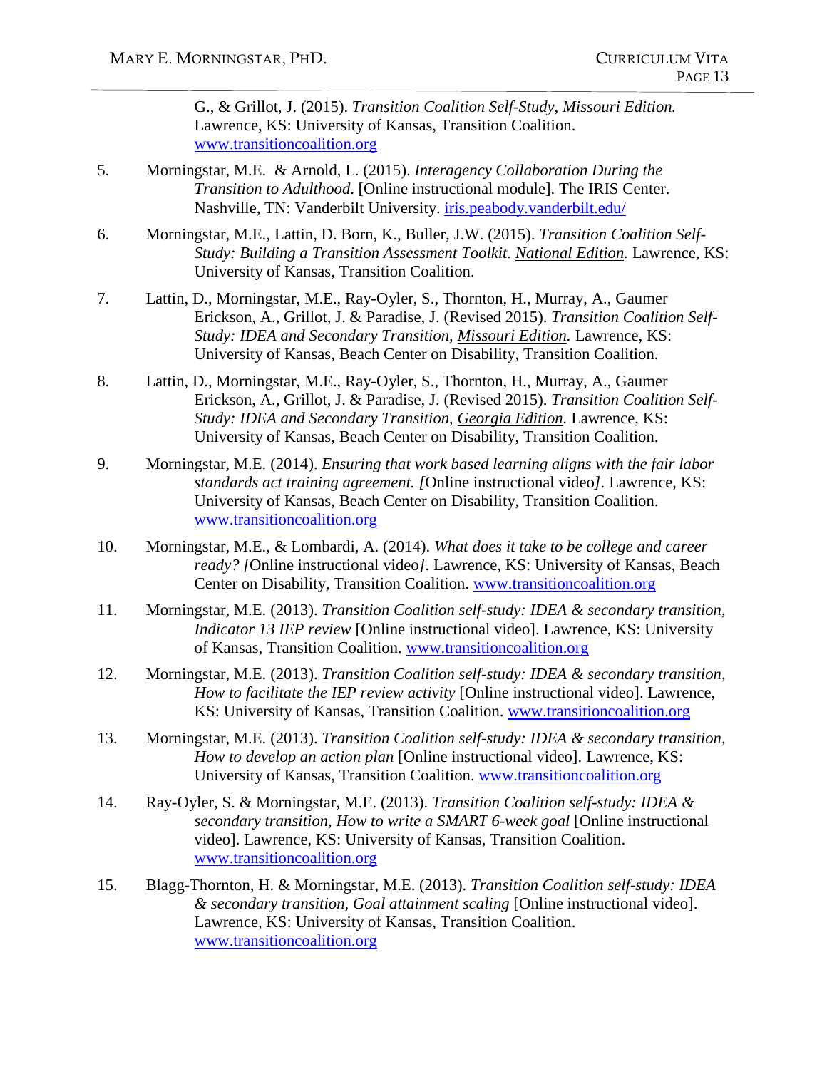G., & Grillot, J. (2015). *Transition Coalition Self-Study, Missouri Edition.* Lawrence, KS: University of Kansas, Transition Coalition. www.transitioncoalition.org

5. Morningstar, M.E. & Arnold, L. (2015). *Interagency Collaboration During the Transition to Adulthood*. [Online instructional module]. The IRIS Center. Nashville, TN: Vanderbilt University. iris.peabody.vanderbilt.edu/

6. Morningstar, M.E., Lattin, D. Born, K., Buller, J.W. (2015). *Transition Coalition Self-Study: Building a Transition Assessment Toolkit. National Edition.* Lawrence, KS: University of Kansas, Transition Coalition.

7. Lattin, D., Morningstar, M.E., Ray-Oyler, S., Thornton, H., Murray, A., Gaumer Erickson, A., Grillot, J. & Paradise, J. (Revised 2015). *Transition Coalition Self-Study: IDEA and Secondary Transition, Missouri Edition.* Lawrence, KS: University of Kansas, Beach Center on Disability, Transition Coalition.

8. Lattin, D., Morningstar, M.E., Ray-Oyler, S., Thornton, H., Murray, A., Gaumer Erickson, A., Grillot, J. & Paradise, J. (Revised 2015). *Transition Coalition Self-Study: IDEA and Secondary Transition, Georgia Edition.* Lawrence, KS: University of Kansas, Beach Center on Disability, Transition Coalition.

9. Morningstar, M.E. (2014). *Ensuring that work based learning aligns with the fair labor standards act training agreement. [*Online instructional video*]*. Lawrence, KS: University of Kansas, Beach Center on Disability, Transition Coalition. www.transitioncoalition.org

10. Morningstar, M.E., & Lombardi, A. (2014). *What does it take to be college and career ready? [*Online instructional video*]*. Lawrence, KS: University of Kansas, Beach Center on Disability, Transition Coalition. www.transitioncoalition.org

11. Morningstar, M.E. (2013). *Transition Coalition self-study: IDEA & secondary transition, Indicator 13 IEP review* [Online instructional video]. Lawrence, KS: University of Kansas, Transition Coalition. www.transitioncoalition.org

12. Morningstar, M.E. (2013). *Transition Coalition self-study: IDEA & secondary transition, How to facilitate the IEP review activity* [Online instructional video]. Lawrence, KS: University of Kansas, Transition Coalition. www.transitioncoalition.org

13. Morningstar, M.E. (2013). *Transition Coalition self-study: IDEA & secondary transition, How to develop an action plan* [Online instructional video]. Lawrence, KS: University of Kansas, Transition Coalition. www.transitioncoalition.org

14. Ray-Oyler, S. & Morningstar, M.E. (2013). *Transition Coalition self-study: IDEA & secondary transition, How to write a SMART 6-week goal* [Online instructional video]. Lawrence, KS: University of Kansas, Transition Coalition. www.transitioncoalition.org

15. Blagg-Thornton, H. & Morningstar, M.E. (2013). *Transition Coalition self-study: IDEA & secondary transition, Goal attainment scaling* [Online instructional video]. Lawrence, KS: University of Kansas, Transition Coalition. www.transitioncoalition.org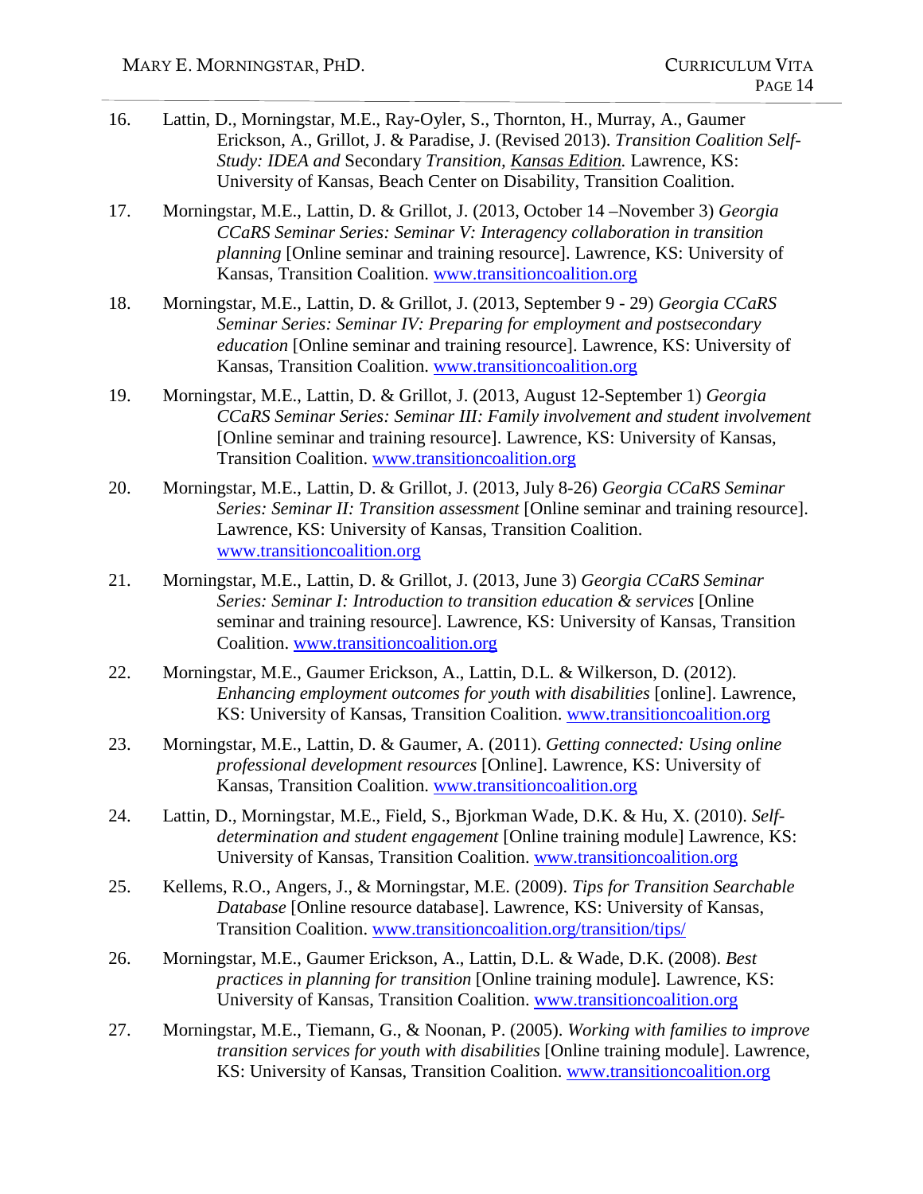16. Lattin, D., Morningstar, M.E., Ray-Oyler, S., Thornton, H., Murray, A., Gaumer Erickson, A., Grillot, J. & Paradise, J. (Revised 2013). *Transition Coalition Self-Study: IDEA and* Secondary *Transition, Kansas Edition.* Lawrence, KS: University of Kansas, Beach Center on Disability, Transition Coalition.

17. Morningstar, M.E., Lattin, D. & Grillot, J. (2013, October 14 –November 3) *Georgia CCaRS Seminar Series: Seminar V: Interagency collaboration in transition planning* [Online seminar and training resource]. Lawrence, KS: University of Kansas, Transition Coalition. www.transitioncoalition.org

18. Morningstar, M.E., Lattin, D. & Grillot, J. (2013, September 9 - 29) *Georgia CCaRS Seminar Series: Seminar IV: Preparing for employment and postsecondary education* [Online seminar and training resource]. Lawrence, KS: University of Kansas, Transition Coalition. www.transitioncoalition.org

19. Morningstar, M.E., Lattin, D. & Grillot, J. (2013, August 12-September 1) *Georgia CCaRS Seminar Series: Seminar III: Family involvement and student involvement* [Online seminar and training resource]. Lawrence, KS: University of Kansas, Transition Coalition. www.transitioncoalition.org

20. Morningstar, M.E., Lattin, D. & Grillot, J. (2013, July 8-26) *Georgia CCaRS Seminar Series: Seminar II: Transition assessment* [Online seminar and training resource]. Lawrence, KS: University of Kansas, Transition Coalition. www.transitioncoalition.org

21. Morningstar, M.E., Lattin, D. & Grillot, J. (2013, June 3) *Georgia CCaRS Seminar Series: Seminar I: Introduction to transition education & services* [Online seminar and training resource]. Lawrence, KS: University of Kansas, Transition Coalition. www.transitioncoalition.org

22. Morningstar, M.E., Gaumer Erickson, A., Lattin, D.L. & Wilkerson, D. (2012). *Enhancing employment outcomes for youth with disabilities* [online]. Lawrence, KS: University of Kansas, Transition Coalition. www.transitioncoalition.org

23. Morningstar, M.E., Lattin, D. & Gaumer, A. (2011). *Getting connected: Using online professional development resources* [Online]. Lawrence, KS: University of Kansas, Transition Coalition. www.transitioncoalition.org

24. Lattin, D., Morningstar, M.E., Field, S., Bjorkman Wade, D.K. & Hu, X. (2010). *Self-determination and student engagement* [Online training module] Lawrence, KS: University of Kansas, Transition Coalition. www.transitioncoalition.org

25. Kellems, R.O., Angers, J., & Morningstar, M.E. (2009). *Tips for Transition Searchable Database* [Online resource database]. Lawrence, KS: University of Kansas, Transition Coalition. www.transitioncoalition.org/transition/tips/

26. Morningstar, M.E., Gaumer Erickson, A., Lattin, D.L. & Wade, D.K. (2008). *Best practices in planning for transition* [Online training module]. Lawrence, KS: University of Kansas, Transition Coalition. www.transitioncoalition.org

27. Morningstar, M.E., Tiemann, G., & Noonan, P. (2005). *Working with families to improve transition services for youth with disabilities* [Online training module]. Lawrence, KS: University of Kansas, Transition Coalition. www.transitioncoalition.org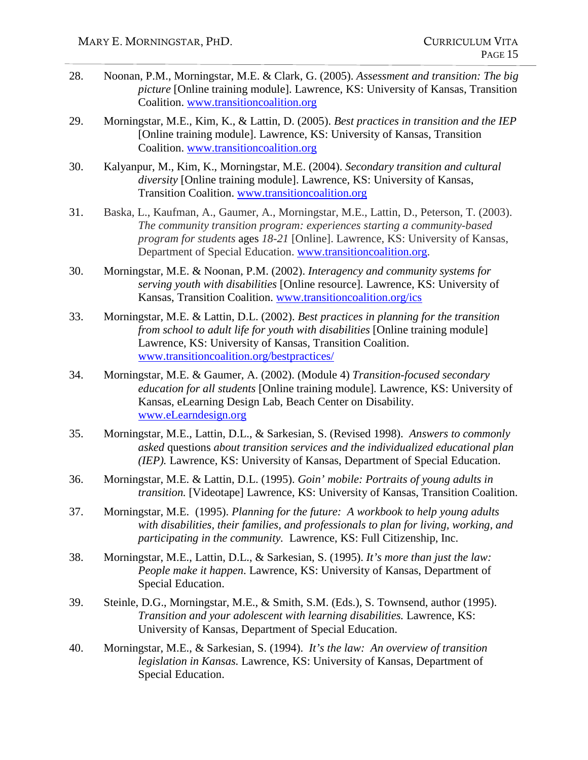28. Noonan, P.M., Morningstar, M.E. & Clark, G. (2005). *Assessment and transition: The big picture* [Online training module]. Lawrence, KS: University of Kansas, Transition Coalition. www.transitioncoalition.org

29. Morningstar, M.E., Kim, K., & Lattin, D. (2005). *Best practices in transition and the IEP* [Online training module]. Lawrence, KS: University of Kansas, Transition Coalition. www.transitioncoalition.org

30. Kalyanpur, M., Kim, K., Morningstar, M.E. (2004). *Secondary transition and cultural diversity* [Online training module]. Lawrence, KS: University of Kansas, Transition Coalition. www.transitioncoalition.org

31. Baska, L., Kaufman, A., Gaumer, A., Morningstar, M.E., Lattin, D., Peterson, T. (2003). *The community transition program: experiences starting a community-based program for students* ages *18-21* [Online]. Lawrence, KS: University of Kansas, Department of Special Education. www.transitioncoalition.org.

30. Morningstar, M.E. & Noonan, P.M. (2002). *Interagency and community systems for serving youth with disabilities* [Online resource]. Lawrence, KS: University of Kansas, Transition Coalition. www.transitioncoalition.org/ics

33. Morningstar, M.E. & Lattin, D.L. (2002). *Best practices in planning for the transition from school to adult life for youth with disabilities* [Online training module] Lawrence, KS: University of Kansas, Transition Coalition. www.transitioncoalition.org/bestpractices/

34. Morningstar, M.E. & Gaumer, A. (2002). (Module 4) *Transition-focused secondary education for all students* [Online training module]. Lawrence, KS: University of Kansas, eLearning Design Lab, Beach Center on Disability. www.eLearndesign.org

35. Morningstar, M.E., Lattin, D.L., & Sarkesian, S. (Revised 1998). *Answers to commonly asked* questions *about transition services and the individualized educational plan (IEP).* Lawrence, KS: University of Kansas, Department of Special Education.

36. Morningstar, M.E. & Lattin, D.L. (1995). *Goin' mobile: Portraits of young adults in transition.* [Videotape] Lawrence, KS: University of Kansas, Transition Coalition.

37. Morningstar, M.E. (1995). *Planning for the future: A workbook to help young adults with disabilities, their families, and professionals to plan for living, working, and participating in the community.* Lawrence, KS: Full Citizenship, Inc.

38. Morningstar, M.E., Lattin, D.L., & Sarkesian, S. (1995). *It's more than just the law: People make it happen*. Lawrence, KS: University of Kansas, Department of Special Education.

39. Steinle, D.G., Morningstar, M.E., & Smith, S.M. (Eds.), S. Townsend, author (1995). *Transition and your adolescent with learning disabilities.* Lawrence, KS: University of Kansas, Department of Special Education.

40. Morningstar, M.E., & Sarkesian, S. (1994). *It's the law: An overview of transition legislation in Kansas.* Lawrence, KS: University of Kansas, Department of Special Education.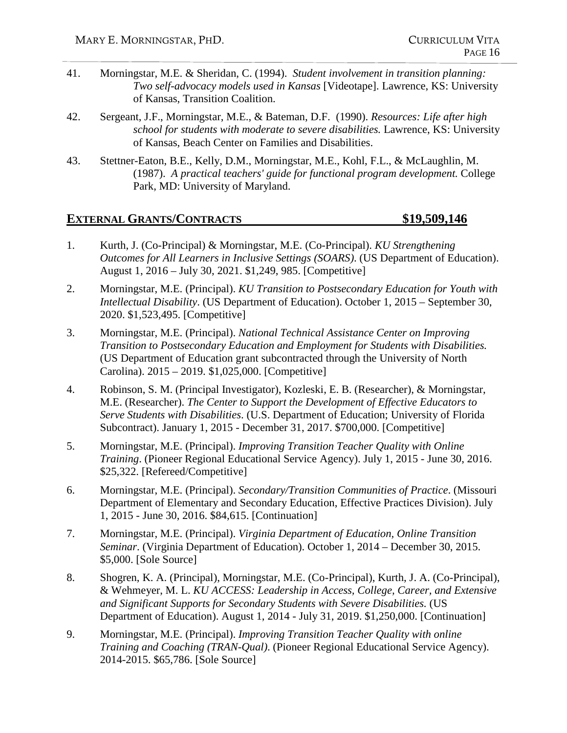41. Morningstar, M.E. & Sheridan, C. (1994). *Student involvement in transition planning: Two self-advocacy models used in Kansas* [Videotape]. Lawrence, KS: University of Kansas, Transition Coalition.

42. Sergeant, J.F., Morningstar, M.E., & Bateman, D.F. (1990). *Resources: Life after high school for students with moderate to severe disabilities.* Lawrence, KS: University of Kansas, Beach Center on Families and Disabilities.

43. Stettner-Eaton, B.E., Kelly, D.M., Morningstar, M.E., Kohl, F.L., & McLaughlin, M. (1987). *A practical teachers' guide for functional program development.* College Park, MD: University of Maryland.

## EXTERNAL GRANTS/CONTRACTS $19,509,146

1. Kurth, J. (Co-Principal) & Morningstar, M.E. (Co-Principal). *KU Strengthening Outcomes for All Learners in Inclusive Settings (SOARS)*. (US Department of Education). August 1, 2016 – July 30, 2021. $1,249, 985. [Competitive]

2. Morningstar, M.E. (Principal). *KU Transition to Postsecondary Education for Youth with Intellectual Disability*. (US Department of Education). October 1, 2015 – September 30, 2020. $1,523,495. [Competitive]

3. Morningstar, M.E. (Principal). *National Technical Assistance Center on Improving Transition to Postsecondary Education and Employment for Students with Disabilities.* (US Department of Education grant subcontracted through the University of North Carolina). 2015 – 2019. $1,025,000. [Competitive]

4. Robinson, S. M. (Principal Investigator), Kozleski, E. B. (Researcher), & Morningstar, M.E. (Researcher). *The Center to Support the Development of Effective Educators to Serve Students with Disabilities*. (U.S. Department of Education; University of Florida Subcontract). January 1, 2015 - December 31, 2017. $700,000. [Competitive]

5. Morningstar, M.E. (Principal). *Improving Transition Teacher Quality with Online Training*. (Pioneer Regional Educational Service Agency). July 1, 2015 - June 30, 2016. $25,322. [Refereed/Competitive]

6. Morningstar, M.E. (Principal). *Secondary/Transition Communities of Practice*. (Missouri Department of Elementary and Secondary Education, Effective Practices Division). July 1, 2015 - June 30, 2016. $84,615. [Continuation]

7. Morningstar, M.E. (Principal). *Virginia Department of Education, Online Transition Seminar*. (Virginia Department of Education). October 1, 2014 – December 30, 2015. $5,000. [Sole Source]

8. Shogren, K. A. (Principal), Morningstar, M.E. (Co-Principal), Kurth, J. A. (Co-Principal), & Wehmeyer, M. L. *KU ACCESS: Leadership in Access, College, Career, and Extensive and Significant Supports for Secondary Students with Severe Disabilities.* (US Department of Education). August 1, 2014 - July 31, 2019. $1,250,000. [Continuation]

9. Morningstar, M.E. (Principal). *Improving Transition Teacher Quality with online Training and Coaching (TRAN-Qual)*. (Pioneer Regional Educational Service Agency). 2014-2015. $65,786. [Sole Source]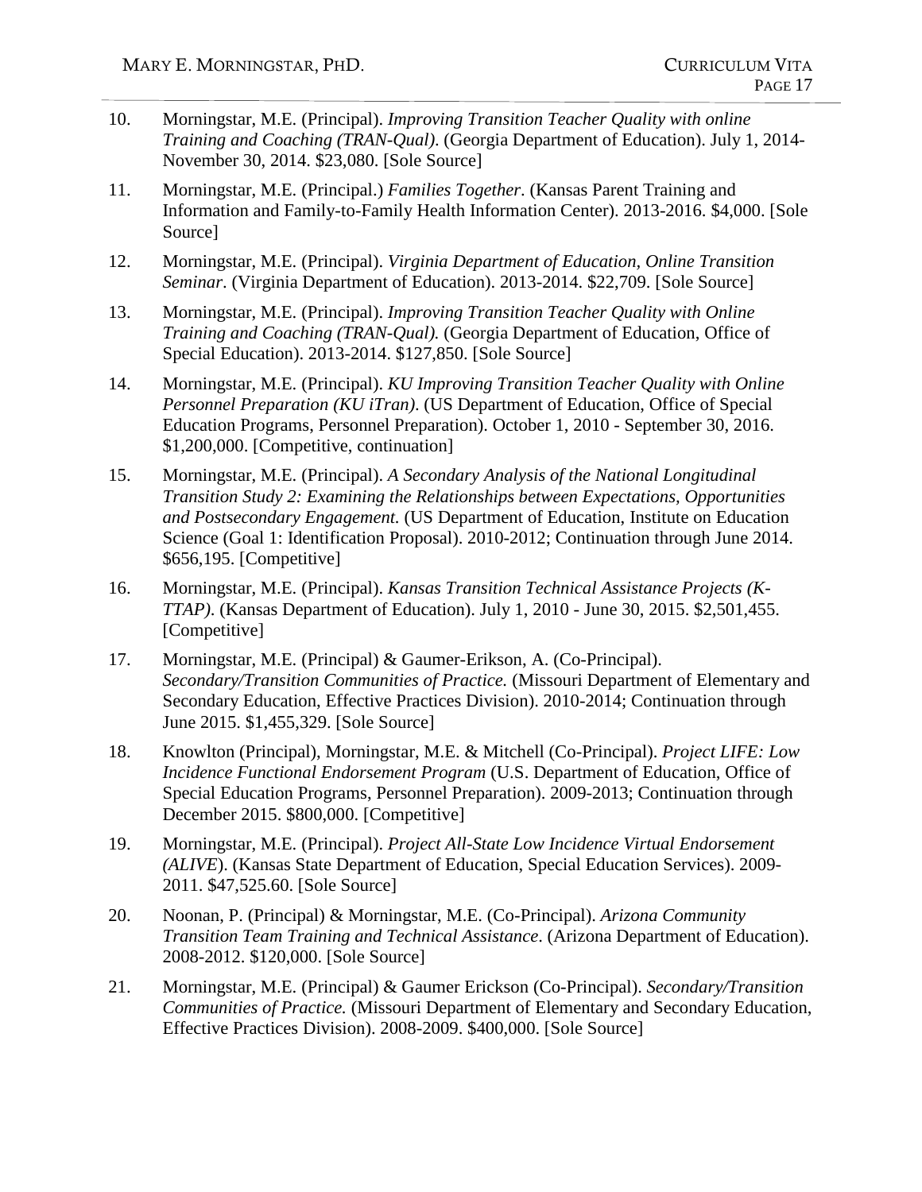10. Morningstar, M.E. (Principal). *Improving Transition Teacher Quality with online Training and Coaching (TRAN-Qual).* (Georgia Department of Education). July 1, 2014- November 30, 2014. $23,080. [Sole Source]

11. Morningstar, M.E. (Principal.) *Families Together*. (Kansas Parent Training and Information and Family-to-Family Health Information Center). 2013-2016. $4,000. [Sole Source]

12. Morningstar, M.E. (Principal). *Virginia Department of Education, Online Transition Seminar*. (Virginia Department of Education). 2013-2014. $22,709. [Sole Source]

13. Morningstar, M.E. (Principal). *Improving Transition Teacher Quality with Online Training and Coaching (TRAN-Qual).* (Georgia Department of Education, Office of Special Education). 2013-2014. $127,850. [Sole Source]

14. Morningstar, M.E. (Principal). *KU Improving Transition Teacher Quality with Online Personnel Preparation (KU iTran)*. (US Department of Education, Office of Special Education Programs, Personnel Preparation). October 1, 2010 - September 30, 2016. $1,200,000. [Competitive, continuation]

15. Morningstar, M.E. (Principal). *A Secondary Analysis of the National Longitudinal Transition Study 2: Examining the Relationships between Expectations, Opportunities and Postsecondary Engagement.* (US Department of Education, Institute on Education Science (Goal 1: Identification Proposal). 2010-2012; Continuation through June 2014. $656,195. [Competitive]

16. Morningstar, M.E. (Principal). *Kansas Transition Technical Assistance Projects (K-TTAP).* (Kansas Department of Education). July 1, 2010 - June 30, 2015. $2,501,455. [Competitive]

17. Morningstar, M.E. (Principal) & Gaumer-Erikson, A. (Co-Principal). *Secondary/Transition Communities of Practice.* (Missouri Department of Elementary and Secondary Education, Effective Practices Division). 2010-2014; Continuation through June 2015. $1,455,329. [Sole Source]

18. Knowlton (Principal), Morningstar, M.E. & Mitchell (Co-Principal). *Project LIFE: Low Incidence Functional Endorsement Program* (U.S. Department of Education, Office of Special Education Programs, Personnel Preparation). 2009-2013; Continuation through December 2015. $800,000. [Competitive]

19. Morningstar, M.E. (Principal). *Project All-State Low Incidence Virtual Endorsement (ALIVE*). (Kansas State Department of Education, Special Education Services). 2009-2011. $47,525.60. [Sole Source]

20. Noonan, P. (Principal) & Morningstar, M.E. (Co-Principal). *Arizona Community Transition Team Training and Technical Assistance*. (Arizona Department of Education). 2008-2012. $120,000. [Sole Source]

21. Morningstar, M.E. (Principal) & Gaumer Erickson (Co-Principal). *Secondary/Transition Communities of Practice.* (Missouri Department of Elementary and Secondary Education, Effective Practices Division). 2008-2009. $400,000. [Sole Source]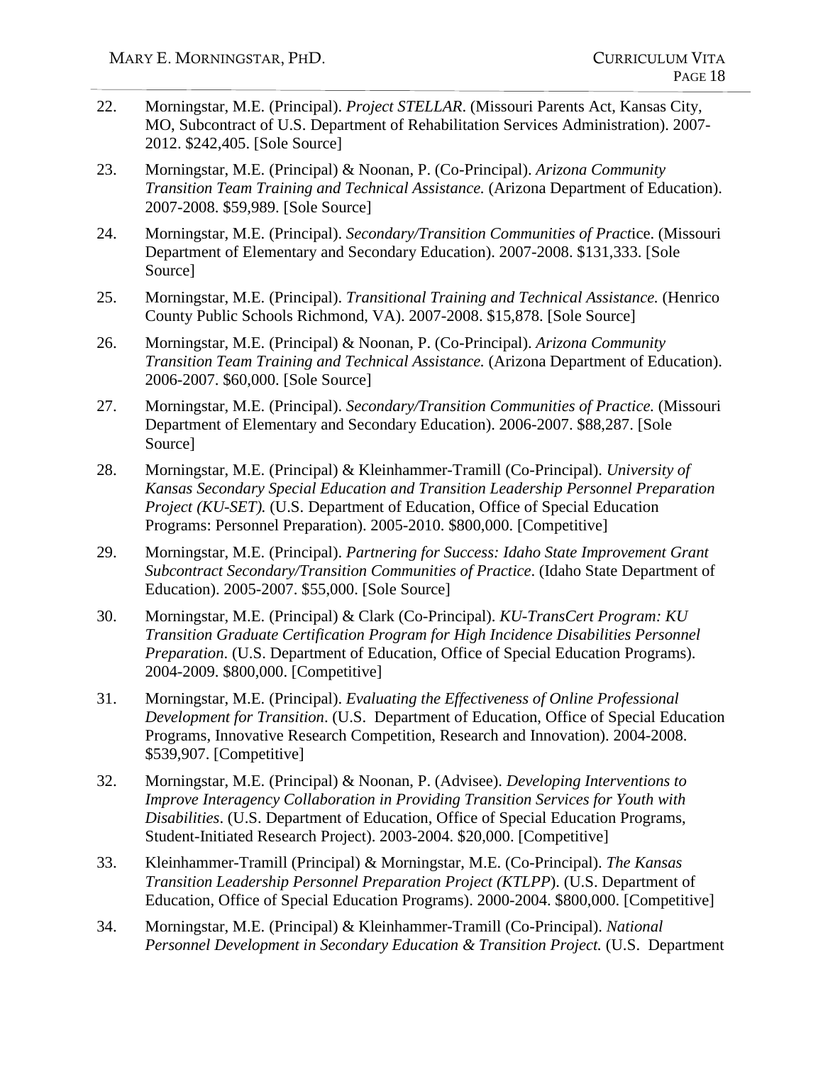22. Morningstar, M.E. (Principal). *Project STELLAR*. (Missouri Parents Act, Kansas City, MO, Subcontract of U.S. Department of Rehabilitation Services Administration). 2007-2012. $242,405. [Sole Source]

23. Morningstar, M.E. (Principal) & Noonan, P. (Co-Principal). *Arizona Community Transition Team Training and Technical Assistance.* (Arizona Department of Education). 2007-2008. $59,989. [Sole Source]

24. Morningstar, M.E. (Principal). *Secondary/Transition Communities of Pract*ice. (Missouri Department of Elementary and Secondary Education). 2007-2008. $131,333. [Sole Source]

25. Morningstar, M.E. (Principal). *Transitional Training and Technical Assistance.* (Henrico County Public Schools Richmond, VA). 2007-2008. $15,878. [Sole Source]

26. Morningstar, M.E. (Principal) & Noonan, P. (Co-Principal). *Arizona Community Transition Team Training and Technical Assistance.* (Arizona Department of Education). 2006-2007. $60,000. [Sole Source]

27. Morningstar, M.E. (Principal). *Secondary/Transition Communities of Practice.* (Missouri Department of Elementary and Secondary Education). 2006-2007. $88,287. [Sole Source]

28. Morningstar, M.E. (Principal) & Kleinhammer-Tramill (Co-Principal). *University of Kansas Secondary Special Education and Transition Leadership Personnel Preparation Project (KU-SET).* (U.S. Department of Education, Office of Special Education Programs: Personnel Preparation). 2005-2010. $800,000. [Competitive]

29. Morningstar, M.E. (Principal). *Partnering for Success: Idaho State Improvement Grant Subcontract Secondary/Transition Communities of Practice*. (Idaho State Department of Education). 2005-2007. $55,000. [Sole Source]

30. Morningstar, M.E. (Principal) & Clark (Co-Principal). *KU-TransCert Program: KU Transition Graduate Certification Program for High Incidence Disabilities Personnel Preparation*. (U.S. Department of Education, Office of Special Education Programs). 2004-2009. $800,000. [Competitive]

31. Morningstar, M.E. (Principal). *Evaluating the Effectiveness of Online Professional Development for Transition*. (U.S. Department of Education, Office of Special Education Programs, Innovative Research Competition, Research and Innovation). 2004-2008. $539,907. [Competitive]

32. Morningstar, M.E. (Principal) & Noonan, P. (Advisee). *Developing Interventions to Improve Interagency Collaboration in Providing Transition Services for Youth with Disabilities*. (U.S. Department of Education, Office of Special Education Programs, Student-Initiated Research Project). 2003-2004. $20,000. [Competitive]

33. Kleinhammer-Tramill (Principal) & Morningstar, M.E. (Co-Principal). *The Kansas Transition Leadership Personnel Preparation Project (KTLPP*). (U.S. Department of Education, Office of Special Education Programs). 2000-2004. $800,000. [Competitive]

34. Morningstar, M.E. (Principal) & Kleinhammer-Tramill (Co-Principal). *National Personnel Development in Secondary Education & Transition Project.* (U.S. Department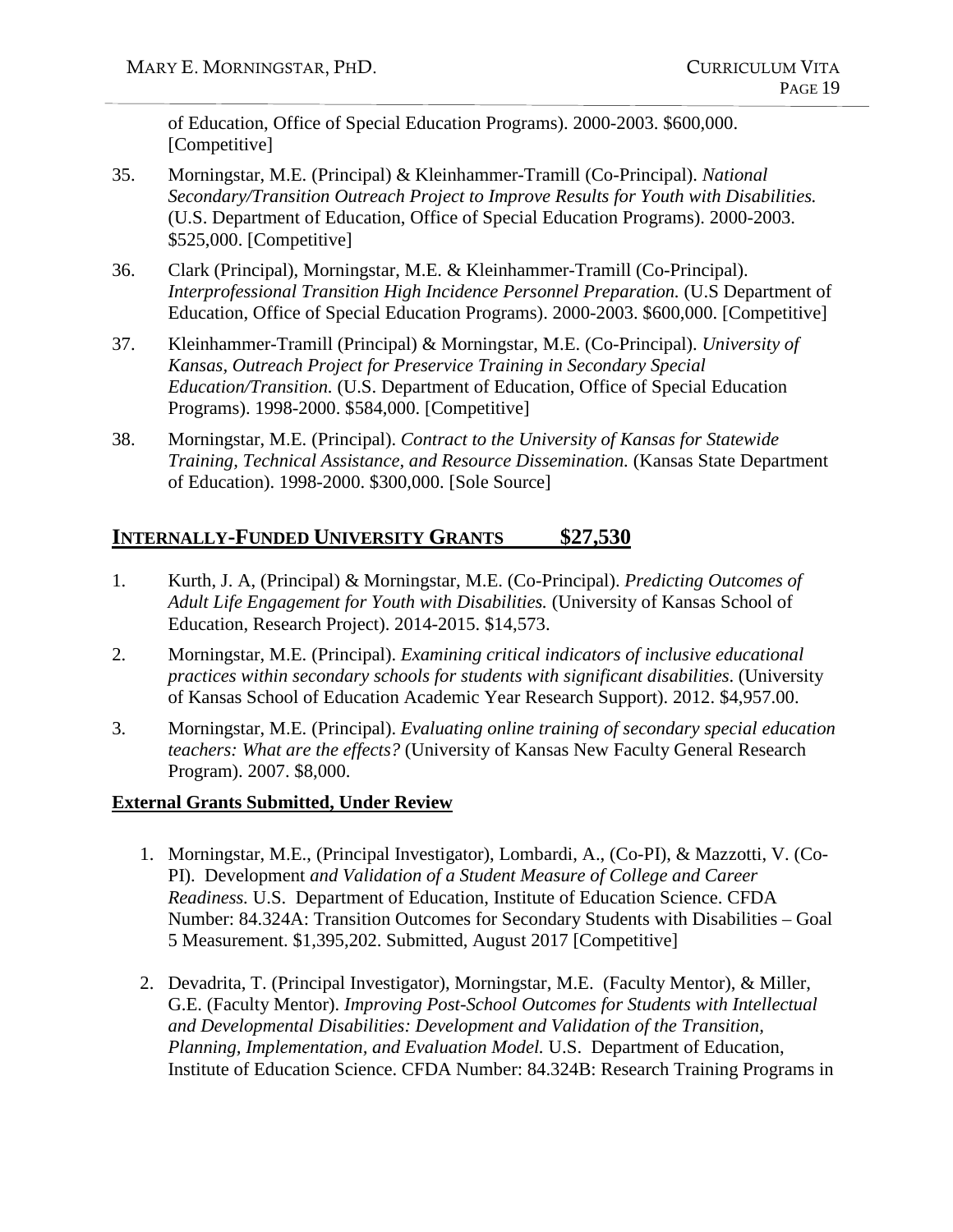of Education, Office of Special Education Programs). 2000-2003. $600,000. [Competitive]

35. Morningstar, M.E. (Principal) & Kleinhammer-Tramill (Co-Principal). *National Secondary/Transition Outreach Project to Improve Results for Youth with Disabilities.* (U.S. Department of Education, Office of Special Education Programs). 2000-2003. $525,000. [Competitive]

36. Clark (Principal), Morningstar, M.E. & Kleinhammer-Tramill (Co-Principal). *Interprofessional Transition High Incidence Personnel Preparation.* (U.S Department of Education, Office of Special Education Programs). 2000-2003. $600,000. [Competitive]

37. Kleinhammer-Tramill (Principal) & Morningstar, M.E. (Co-Principal). *University of Kansas, Outreach Project for Preservice Training in Secondary Special Education/Transition.* (U.S. Department of Education, Office of Special Education Programs). 1998-2000. $584,000. [Competitive]

38. Morningstar, M.E. (Principal). *Contract to the University of Kansas for Statewide Training, Technical Assistance, and Resource Dissemination.* (Kansas State Department of Education). 1998-2000. $300,000. [Sole Source]

## Internally-Funded University Grants $27,530

1. Kurth, J. A, (Principal) & Morningstar, M.E. (Co-Principal). *Predicting Outcomes of Adult Life Engagement for Youth with Disabilities.* (University of Kansas School of Education, Research Project). 2014-2015. $14,573.

2. Morningstar, M.E. (Principal). *Examining critical indicators of inclusive educational practices within secondary schools for students with significant disabilities*. (University of Kansas School of Education Academic Year Research Support). 2012. $4,957.00.

3. Morningstar, M.E. (Principal). *Evaluating online training of secondary special education teachers: What are the effects?* (University of Kansas New Faculty General Research Program). 2007. $8,000.

**External Grants Submitted, Under Review**

1. Morningstar, M.E., (Principal Investigator), Lombardi, A., (Co-PI), & Mazzotti, V. (Co-PI). Development *and Validation of a Student Measure of College and Career Readiness.* U.S. Department of Education, Institute of Education Science. CFDA Number: 84.324A: Transition Outcomes for Secondary Students with Disabilities – Goal 5 Measurement. $1,395,202. Submitted, August 2017 [Competitive]

2. Devadrita, T. (Principal Investigator), Morningstar, M.E. (Faculty Mentor), & Miller, G.E. (Faculty Mentor). *Improving Post-School Outcomes for Students with Intellectual and Developmental Disabilities: Development and Validation of the Transition, Planning, Implementation, and Evaluation Model.* U.S. Department of Education, Institute of Education Science. CFDA Number: 84.324B: Research Training Programs in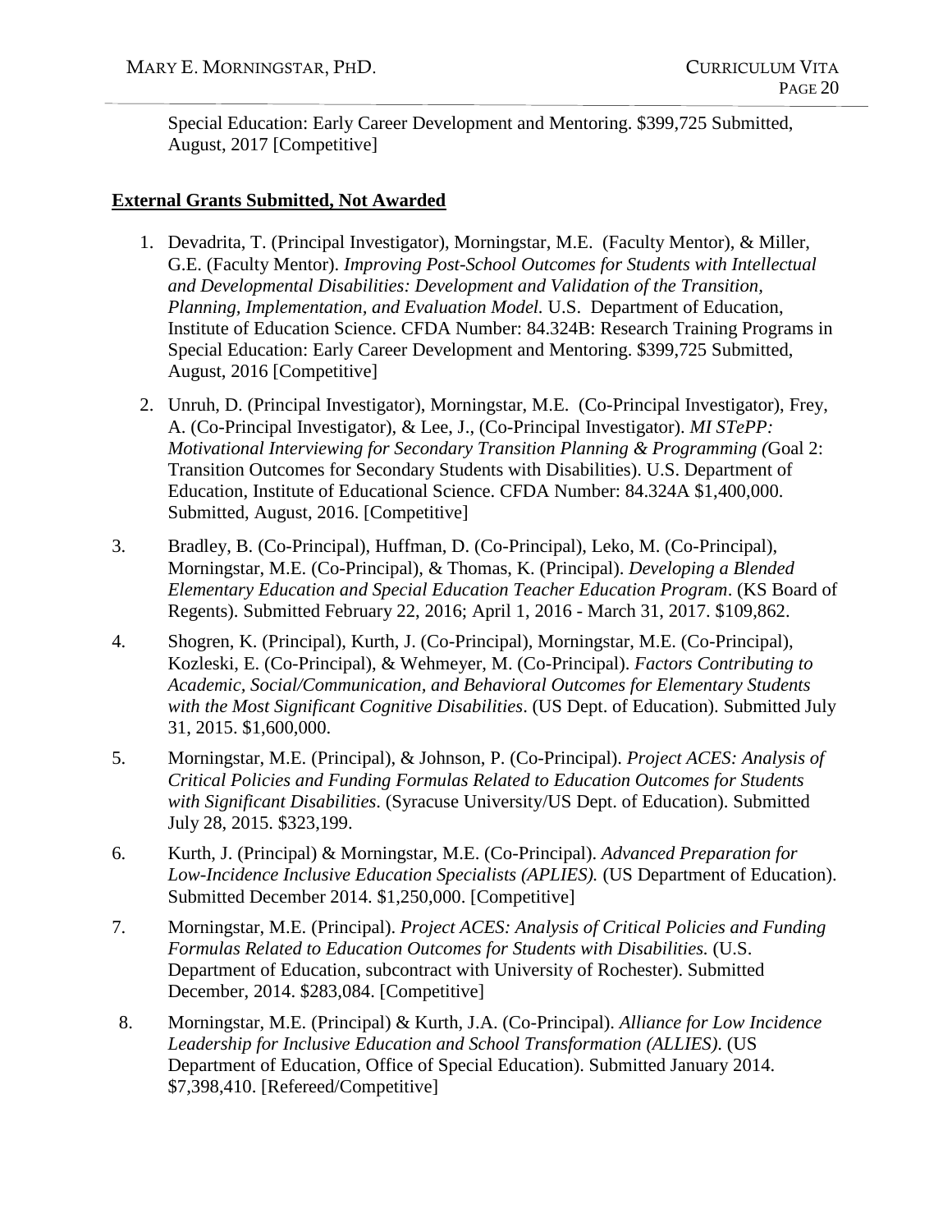Special Education: Early Career Development and Mentoring. $399,725 Submitted, August, 2017 [Competitive]

**External Grants Submitted, Not Awarded**

1. Devadrita, T. (Principal Investigator), Morningstar, M.E. (Faculty Mentor), & Miller, G.E. (Faculty Mentor). *Improving Post-School Outcomes for Students with Intellectual and Developmental Disabilities: Development and Validation of the Transition, Planning, Implementation, and Evaluation Model.* U.S. Department of Education, Institute of Education Science. CFDA Number: 84.324B: Research Training Programs in Special Education: Early Career Development and Mentoring. $399,725 Submitted, August, 2016 [Competitive]

2. Unruh, D. (Principal Investigator), Morningstar, M.E. (Co-Principal Investigator), Frey, A. (Co-Principal Investigator), & Lee, J., (Co-Principal Investigator). *MI STePP: Motivational Interviewing for Secondary Transition Planning & Programming (*Goal 2: Transition Outcomes for Secondary Students with Disabilities). U.S. Department of Education, Institute of Educational Science. CFDA Number: 84.324A $1,400,000. Submitted, August, 2016. [Competitive]

3. Bradley, B. (Co-Principal), Huffman, D. (Co-Principal), Leko, M. (Co-Principal), Morningstar, M.E. (Co-Principal), & Thomas, K. (Principal). *Developing a Blended Elementary Education and Special Education Teacher Education Program*. (KS Board of Regents). Submitted February 22, 2016; April 1, 2016 - March 31, 2017. $109,862.

4. Shogren, K. (Principal), Kurth, J. (Co-Principal), Morningstar, M.E. (Co-Principal), Kozleski, E. (Co-Principal), & Wehmeyer, M. (Co-Principal). *Factors Contributing to Academic, Social/Communication, and Behavioral Outcomes for Elementary Students with the Most Significant Cognitive Disabilities*. (US Dept. of Education). Submitted July 31, 2015. $1,600,000.

5. Morningstar, M.E. (Principal), & Johnson, P. (Co-Principal). *Project ACES: Analysis of Critical Policies and Funding Formulas Related to Education Outcomes for Students with Significant Disabilities*. (Syracuse University/US Dept. of Education). Submitted July 28, 2015. $323,199.

6. Kurth, J. (Principal) & Morningstar, M.E. (Co-Principal). *Advanced Preparation for Low-Incidence Inclusive Education Specialists (APLIES).* (US Department of Education). Submitted December 2014. $1,250,000. [Competitive]

7. Morningstar, M.E. (Principal). *Project ACES: Analysis of Critical Policies and Funding Formulas Related to Education Outcomes for Students with Disabilities.* (U.S. Department of Education, subcontract with University of Rochester). Submitted December, 2014. $283,084. [Competitive]

8. Morningstar, M.E. (Principal) & Kurth, J.A. (Co-Principal). *Alliance for Low Incidence Leadership for Inclusive Education and School Transformation (ALLIES)*. (US Department of Education, Office of Special Education). Submitted January 2014. $7,398,410. [Refereed/Competitive]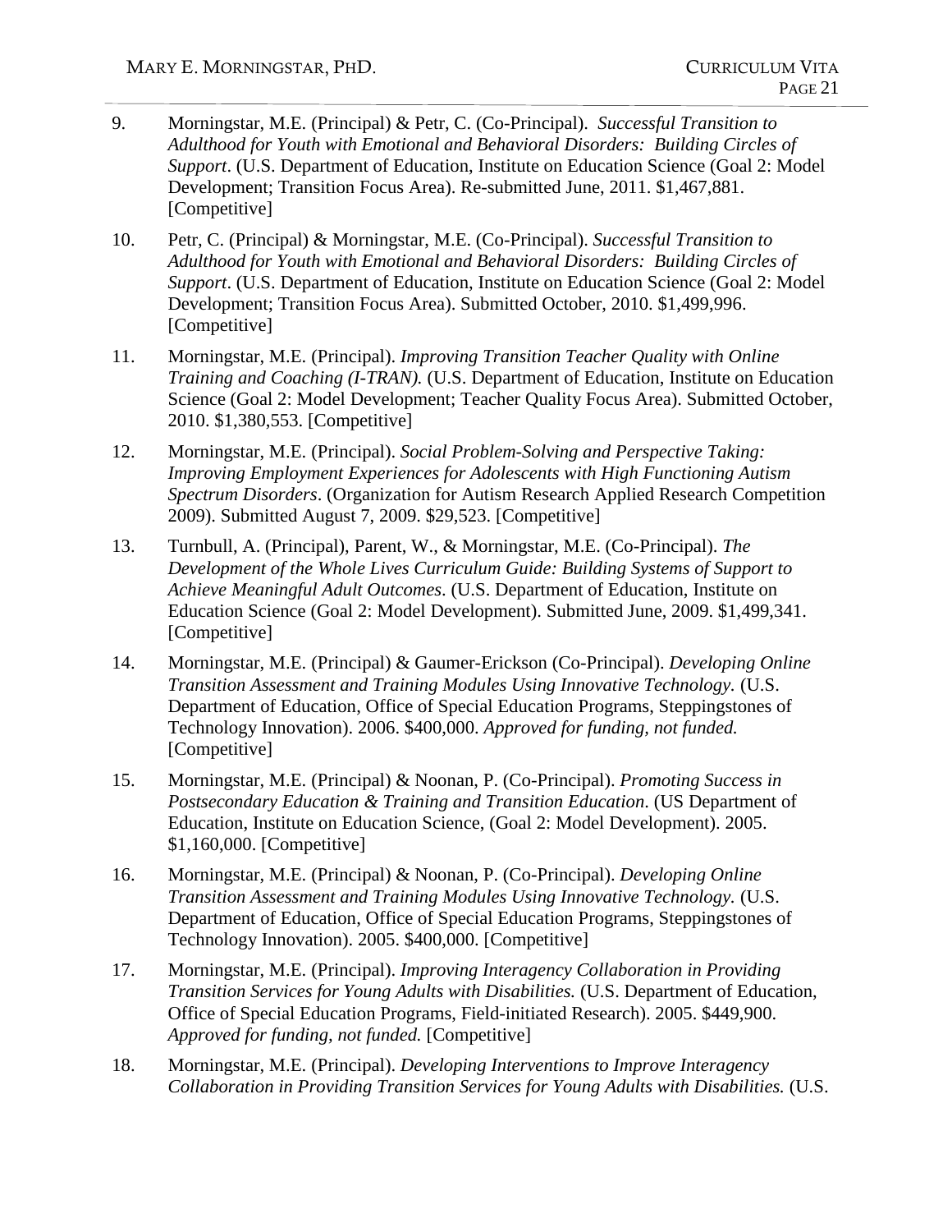9. Morningstar, M.E. (Principal) & Petr, C. (Co-Principal). *Successful Transition to Adulthood for Youth with Emotional and Behavioral Disorders: Building Circles of Support*. (U.S. Department of Education, Institute on Education Science (Goal 2: Model Development; Transition Focus Area). Re-submitted June, 2011. $1,467,881. [Competitive]

10. Petr, C. (Principal) & Morningstar, M.E. (Co-Principal). *Successful Transition to Adulthood for Youth with Emotional and Behavioral Disorders: Building Circles of Support*. (U.S. Department of Education, Institute on Education Science (Goal 2: Model Development; Transition Focus Area). Submitted October, 2010. $1,499,996. [Competitive]

11. Morningstar, M.E. (Principal). *Improving Transition Teacher Quality with Online Training and Coaching (I-TRAN).* (U.S. Department of Education, Institute on Education Science (Goal 2: Model Development; Teacher Quality Focus Area). Submitted October, 2010. $1,380,553. [Competitive]

12. Morningstar, M.E. (Principal). *Social Problem-Solving and Perspective Taking: Improving Employment Experiences for Adolescents with High Functioning Autism Spectrum Disorders*. (Organization for Autism Research Applied Research Competition 2009). Submitted August 7, 2009. $29,523. [Competitive]

13. Turnbull, A. (Principal), Parent, W., & Morningstar, M.E. (Co-Principal). *The Development of the Whole Lives Curriculum Guide: Building Systems of Support to Achieve Meaningful Adult Outcomes*. (U.S. Department of Education, Institute on Education Science (Goal 2: Model Development). Submitted June, 2009. $1,499,341. [Competitive]

14. Morningstar, M.E. (Principal) & Gaumer-Erickson (Co-Principal). *Developing Online Transition Assessment and Training Modules Using Innovative Technology.* (U.S. Department of Education, Office of Special Education Programs, Steppingstones of Technology Innovation). 2006. $400,000. *Approved for funding, not funded.* [Competitive]

15. Morningstar, M.E. (Principal) & Noonan, P. (Co-Principal). *Promoting Success in Postsecondary Education & Training and Transition Education*. (US Department of Education, Institute on Education Science, (Goal 2: Model Development). 2005. $1,160,000. [Competitive]

16. Morningstar, M.E. (Principal) & Noonan, P. (Co-Principal). *Developing Online Transition Assessment and Training Modules Using Innovative Technology.* (U.S. Department of Education, Office of Special Education Programs, Steppingstones of Technology Innovation). 2005. $400,000. [Competitive]

17. Morningstar, M.E. (Principal). *Improving Interagency Collaboration in Providing Transition Services for Young Adults with Disabilities.* (U.S. Department of Education, Office of Special Education Programs, Field-initiated Research). 2005. $449,900. *Approved for funding, not funded.* [Competitive]

18. Morningstar, M.E. (Principal). *Developing Interventions to Improve Interagency Collaboration in Providing Transition Services for Young Adults with Disabilities.* (U.S.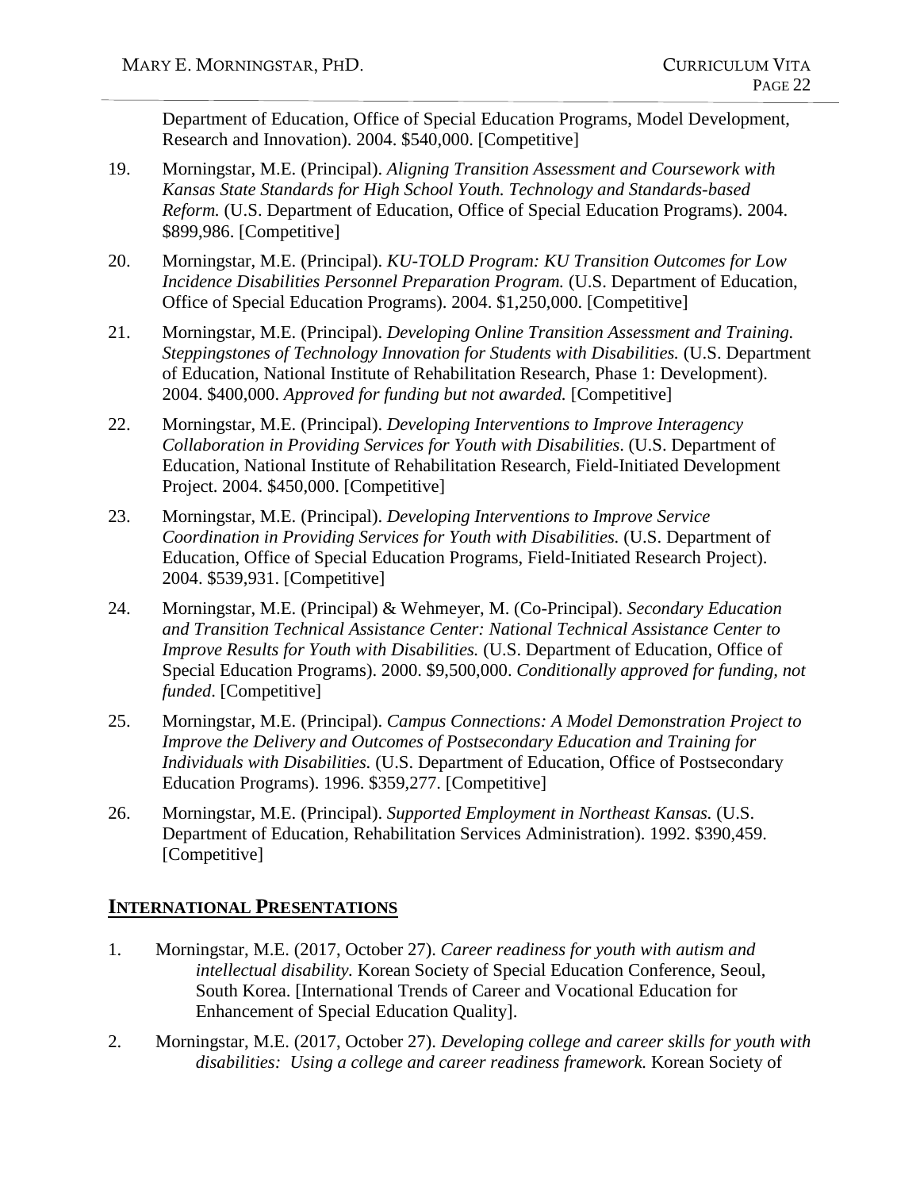Department of Education, Office of Special Education Programs, Model Development, Research and Innovation). 2004. $540,000. [Competitive]

19. Morningstar, M.E. (Principal). *Aligning Transition Assessment and Coursework with Kansas State Standards for High School Youth. Technology and Standards-based Reform.* (U.S. Department of Education, Office of Special Education Programs). 2004. $899,986. [Competitive]

20. Morningstar, M.E. (Principal). *KU-TOLD Program: KU Transition Outcomes for Low Incidence Disabilities Personnel Preparation Program.* (U.S. Department of Education, Office of Special Education Programs). 2004. $1,250,000. [Competitive]

21. Morningstar, M.E. (Principal). *Developing Online Transition Assessment and Training. Steppingstones of Technology Innovation for Students with Disabilities.* (U.S. Department of Education, National Institute of Rehabilitation Research, Phase 1: Development). 2004. $400,000. *Approved for funding but not awarded.* [Competitive]

22. Morningstar, M.E. (Principal). *Developing Interventions to Improve Interagency Collaboration in Providing Services for Youth with Disabilities*. (U.S. Department of Education, National Institute of Rehabilitation Research, Field-Initiated Development Project. 2004. $450,000. [Competitive]

23. Morningstar, M.E. (Principal). *Developing Interventions to Improve Service Coordination in Providing Services for Youth with Disabilities.* (U.S. Department of Education, Office of Special Education Programs, Field-Initiated Research Project). 2004. $539,931. [Competitive]

24. Morningstar, M.E. (Principal) & Wehmeyer, M. (Co-Principal). *Secondary Education and Transition Technical Assistance Center: National Technical Assistance Center to Improve Results for Youth with Disabilities.* (U.S. Department of Education, Office of Special Education Programs). 2000. $9,500,000. *Conditionally approved for funding, not funded*. [Competitive]

25. Morningstar, M.E. (Principal). *Campus Connections: A Model Demonstration Project to Improve the Delivery and Outcomes of Postsecondary Education and Training for Individuals with Disabilities.* (U.S. Department of Education, Office of Postsecondary Education Programs). 1996. $359,277. [Competitive]

26. Morningstar, M.E. (Principal). *Supported Employment in Northeast Kansas.* (U.S. Department of Education, Rehabilitation Services Administration). 1992. $390,459. [Competitive]

## INTERNATIONAL PRESENTATIONS

1. Morningstar, M.E. (2017, October 27). *Career readiness for youth with autism and intellectual disability.* Korean Society of Special Education Conference, Seoul, South Korea. [International Trends of Career and Vocational Education for Enhancement of Special Education Quality].

2. Morningstar, M.E. (2017, October 27). *Developing college and career skills for youth with disabilities: Using a college and career readiness framework.* Korean Society of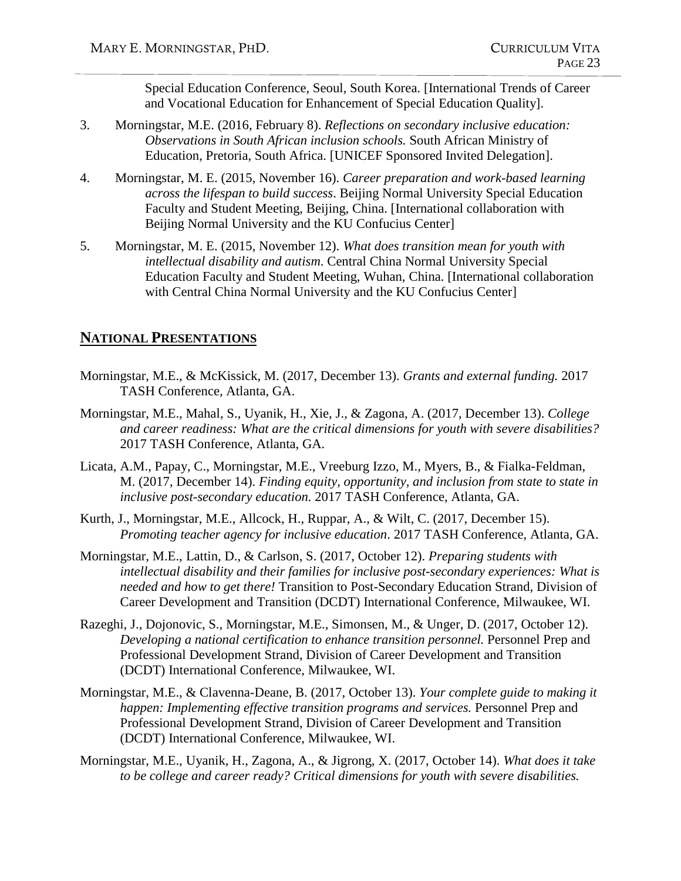Special Education Conference, Seoul, South Korea. [International Trends of Career and Vocational Education for Enhancement of Special Education Quality].

3. Morningstar, M.E. (2016, February 8). *Reflections on secondary inclusive education: Observations in South African inclusion schools.* South African Ministry of Education, Pretoria, South Africa. [UNICEF Sponsored Invited Delegation].

4. Morningstar, M. E. (2015, November 16). *Career preparation and work-based learning across the lifespan to build success*. Beijing Normal University Special Education Faculty and Student Meeting, Beijing, China. [International collaboration with Beijing Normal University and the KU Confucius Center]

5. Morningstar, M. E. (2015, November 12). *What does transition mean for youth with intellectual disability and autism*. Central China Normal University Special Education Faculty and Student Meeting, Wuhan, China. [International collaboration with Central China Normal University and the KU Confucius Center]

## NATIONAL PRESENTATIONS

Morningstar, M.E., & McKissick, M. (2017, December 13). *Grants and external funding.* 2017 TASH Conference, Atlanta, GA.

Morningstar, M.E., Mahal, S., Uyanik, H., Xie, J., & Zagona, A. (2017, December 13). *College and career readiness: What are the critical dimensions for youth with severe disabilities?* 2017 TASH Conference, Atlanta, GA.

Licata, A.M., Papay, C., Morningstar, M.E., Vreeburg Izzo, M., Myers, B., & Fialka-Feldman, M. (2017, December 14). *Finding equity, opportunity, and inclusion from state to state in inclusive post-secondary education.* 2017 TASH Conference, Atlanta, GA.

Kurth, J., Morningstar, M.E., Allcock, H., Ruppar, A., & Wilt, C. (2017, December 15). *Promoting teacher agency for inclusive education*. 2017 TASH Conference, Atlanta, GA.

Morningstar, M.E., Lattin, D., & Carlson, S. (2017, October 12). *Preparing students with intellectual disability and their families for inclusive post-secondary experiences: What is needed and how to get there!* Transition to Post-Secondary Education Strand, Division of Career Development and Transition (DCDT) International Conference, Milwaukee, WI.

Razeghi, J., Dojonovic, S., Morningstar, M.E., Simonsen, M., & Unger, D. (2017, October 12). *Developing a national certification to enhance transition personnel.* Personnel Prep and Professional Development Strand, Division of Career Development and Transition (DCDT) International Conference, Milwaukee, WI.

Morningstar, M.E., & Clavenna-Deane, B. (2017, October 13). *Your complete guide to making it happen: Implementing effective transition programs and services.* Personnel Prep and Professional Development Strand, Division of Career Development and Transition (DCDT) International Conference, Milwaukee, WI.

Morningstar, M.E., Uyanik, H., Zagona, A., & Jigrong, X. (2017, October 14). *What does it take to be college and career ready? Critical dimensions for youth with severe disabilities.*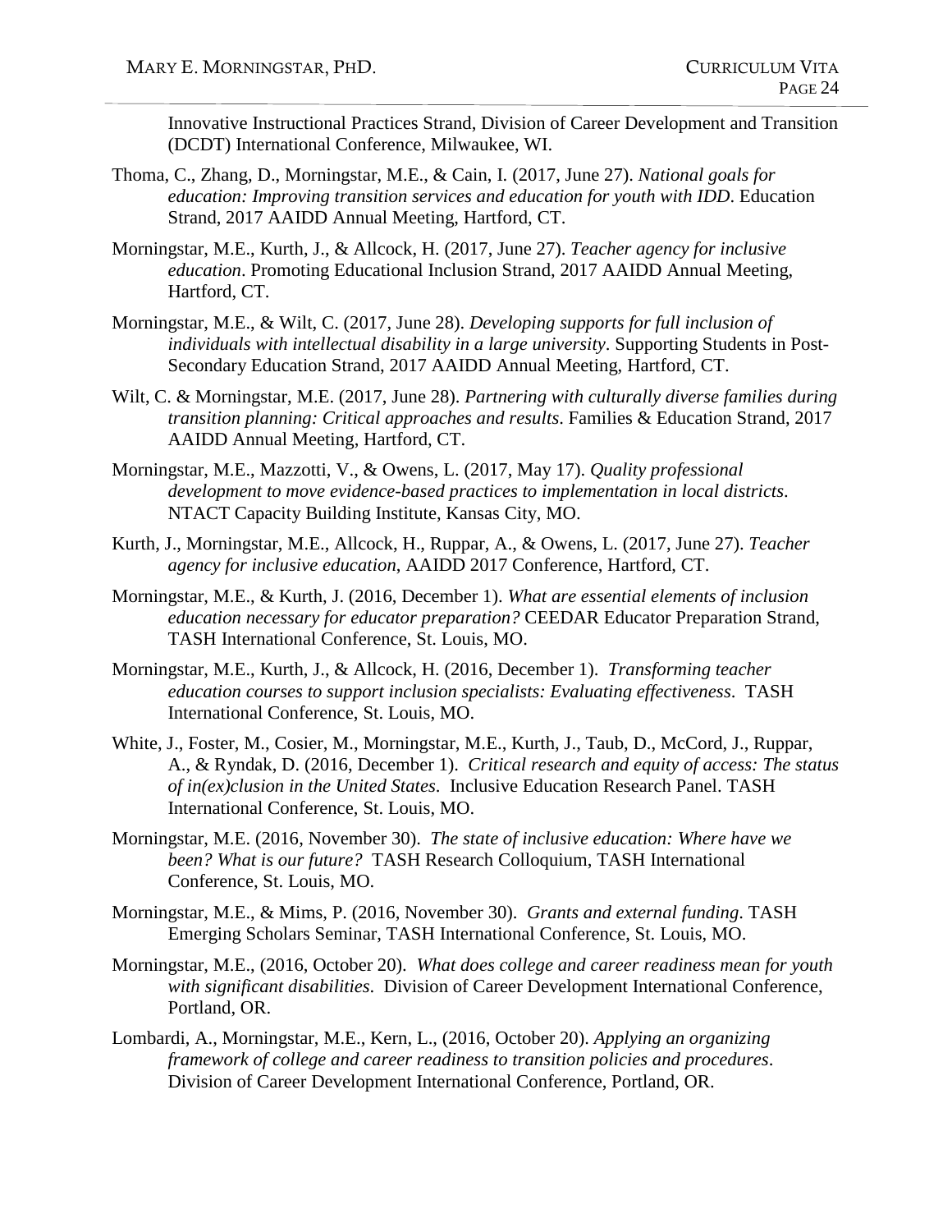Innovative Instructional Practices Strand, Division of Career Development and Transition (DCDT) International Conference, Milwaukee, WI.

Thoma, C., Zhang, D., Morningstar, M.E., & Cain, I. (2017, June 27). *National goals for education: Improving transition services and education for youth with IDD*. Education Strand, 2017 AAIDD Annual Meeting, Hartford, CT.

Morningstar, M.E., Kurth, J., & Allcock, H. (2017, June 27). *Teacher agency for inclusive education*. Promoting Educational Inclusion Strand, 2017 AAIDD Annual Meeting, Hartford, CT.

Morningstar, M.E., & Wilt, C. (2017, June 28). *Developing supports for full inclusion of individuals with intellectual disability in a large university*. Supporting Students in Post-Secondary Education Strand, 2017 AAIDD Annual Meeting, Hartford, CT.

Wilt, C. & Morningstar, M.E. (2017, June 28). *Partnering with culturally diverse families during transition planning: Critical approaches and results*. Families & Education Strand, 2017 AAIDD Annual Meeting, Hartford, CT.

Morningstar, M.E., Mazzotti, V., & Owens, L. (2017, May 17). *Quality professional development to move evidence-based practices to implementation in local districts*. NTACT Capacity Building Institute, Kansas City, MO.

Kurth, J., Morningstar, M.E., Allcock, H., Ruppar, A., & Owens, L. (2017, June 27). *Teacher agency for inclusive education*, AAIDD 2017 Conference, Hartford, CT.

Morningstar, M.E., & Kurth, J. (2016, December 1). *What are essential elements of inclusion education necessary for educator preparation?* CEEDAR Educator Preparation Strand, TASH International Conference, St. Louis, MO.

Morningstar, M.E., Kurth, J., & Allcock, H. (2016, December 1). *Transforming teacher education courses to support inclusion specialists: Evaluating effectiveness*. TASH International Conference, St. Louis, MO.

White, J., Foster, M., Cosier, M., Morningstar, M.E., Kurth, J., Taub, D., McCord, J., Ruppar, A., & Ryndak, D. (2016, December 1). *Critical research and equity of access: The status of in(ex)clusion in the United States*. Inclusive Education Research Panel. TASH International Conference, St. Louis, MO.

Morningstar, M.E. (2016, November 30). *The state of inclusive education: Where have we been? What is our future?* TASH Research Colloquium, TASH International Conference, St. Louis, MO.

Morningstar, M.E., & Mims, P. (2016, November 30). *Grants and external funding*. TASH Emerging Scholars Seminar, TASH International Conference, St. Louis, MO.

Morningstar, M.E., (2016, October 20). *What does college and career readiness mean for youth with significant disabilities*. Division of Career Development International Conference, Portland, OR.

Lombardi, A., Morningstar, M.E., Kern, L., (2016, October 20). *Applying an organizing framework of college and career readiness to transition policies and procedures*. Division of Career Development International Conference, Portland, OR.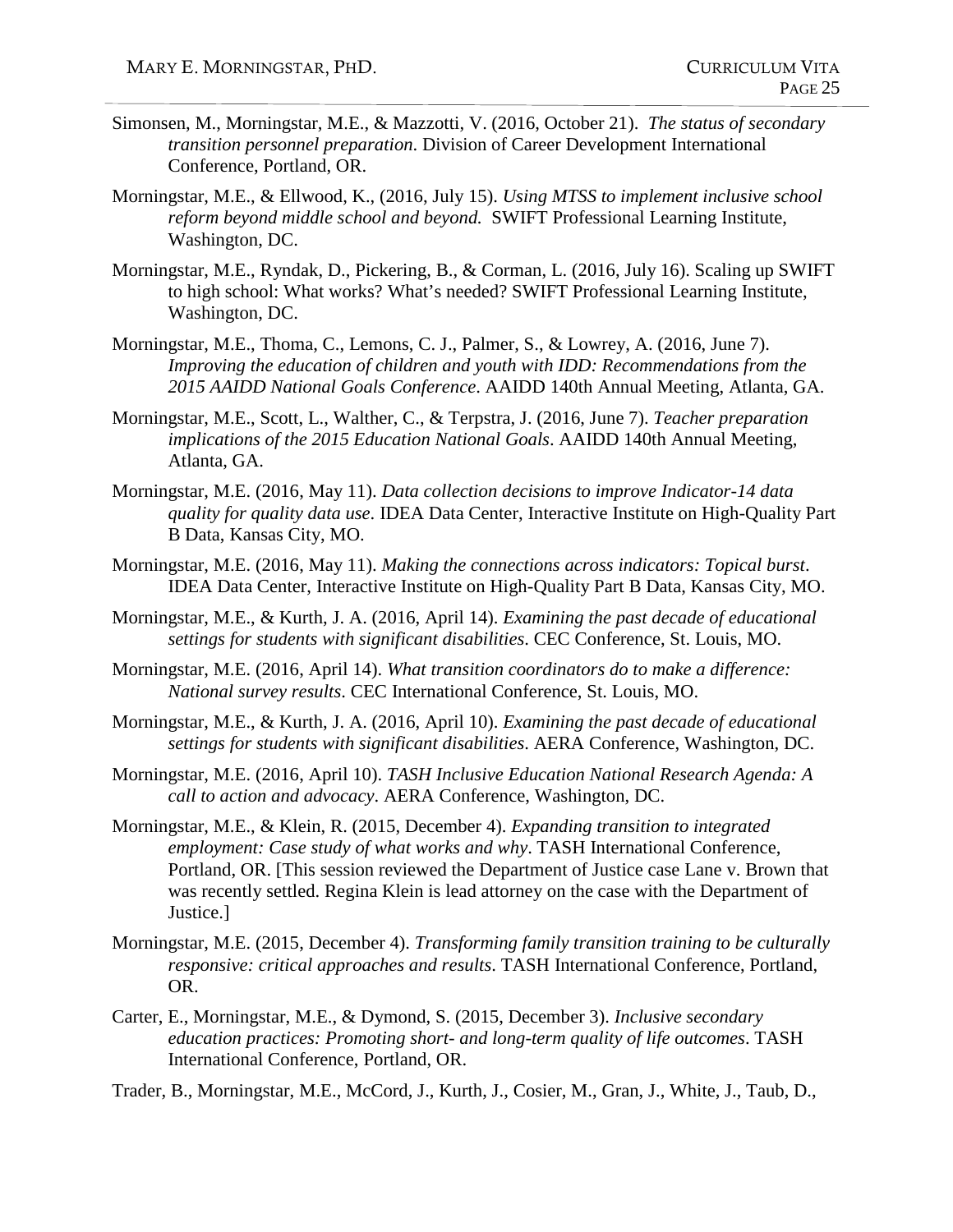Simonsen, M., Morningstar, M.E., & Mazzotti, V. (2016, October 21). *The status of secondary transition personnel preparation*. Division of Career Development International Conference, Portland, OR.

Morningstar, M.E., & Ellwood, K., (2016, July 15). *Using MTSS to implement inclusive school reform beyond middle school and beyond.* SWIFT Professional Learning Institute, Washington, DC.

Morningstar, M.E., Ryndak, D., Pickering, B., & Corman, L. (2016, July 16). Scaling up SWIFT to high school: What works? What's needed? SWIFT Professional Learning Institute, Washington, DC.

Morningstar, M.E., Thoma, C., Lemons, C. J., Palmer, S., & Lowrey, A. (2016, June 7). *Improving the education of children and youth with IDD: Recommendations from the 2015 AAIDD National Goals Conference*. AAIDD 140th Annual Meeting, Atlanta, GA.

Morningstar, M.E., Scott, L., Walther, C., & Terpstra, J. (2016, June 7). *Teacher preparation implications of the 2015 Education National Goals*. AAIDD 140th Annual Meeting, Atlanta, GA.

Morningstar, M.E. (2016, May 11). *Data collection decisions to improve Indicator-14 data quality for quality data use*. IDEA Data Center, Interactive Institute on High-Quality Part B Data, Kansas City, MO.

Morningstar, M.E. (2016, May 11). *Making the connections across indicators: Topical burst*. IDEA Data Center, Interactive Institute on High-Quality Part B Data, Kansas City, MO.

Morningstar, M.E., & Kurth, J. A. (2016, April 14). *Examining the past decade of educational settings for students with significant disabilities*. CEC Conference, St. Louis, MO.

Morningstar, M.E. (2016, April 14). *What transition coordinators do to make a difference: National survey results*. CEC International Conference, St. Louis, MO.

Morningstar, M.E., & Kurth, J. A. (2016, April 10). *Examining the past decade of educational settings for students with significant disabilities*. AERA Conference, Washington, DC.

Morningstar, M.E. (2016, April 10). *TASH Inclusive Education National Research Agenda: A call to action and advocacy*. AERA Conference, Washington, DC.

Morningstar, M.E., & Klein, R. (2015, December 4). *Expanding transition to integrated employment: Case study of what works and why*. TASH International Conference, Portland, OR. [This session reviewed the Department of Justice case Lane v. Brown that was recently settled. Regina Klein is lead attorney on the case with the Department of Justice.]

Morningstar, M.E. (2015, December 4). *Transforming family transition training to be culturally responsive: critical approaches and results*. TASH International Conference, Portland, OR.

Carter, E., Morningstar, M.E., & Dymond, S. (2015, December 3). *Inclusive secondary education practices: Promoting short- and long-term quality of life outcomes*. TASH International Conference, Portland, OR.

Trader, B., Morningstar, M.E., McCord, J., Kurth, J., Cosier, M., Gran, J., White, J., Taub, D.,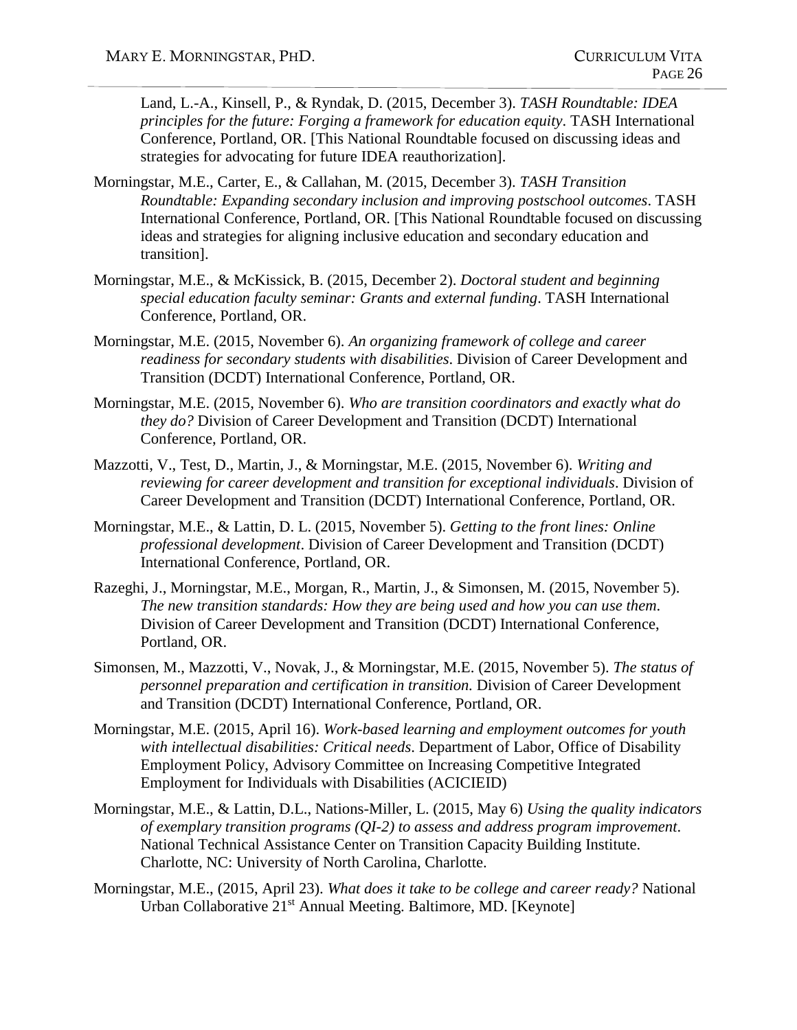Land, L.-A., Kinsell, P., & Ryndak, D. (2015, December 3). *TASH Roundtable: IDEA principles for the future: Forging a framework for education equity*. TASH International Conference, Portland, OR. [This National Roundtable focused on discussing ideas and strategies for advocating for future IDEA reauthorization].

Morningstar, M.E., Carter, E., & Callahan, M. (2015, December 3). *TASH Transition Roundtable: Expanding secondary inclusion and improving postschool outcomes*. TASH International Conference, Portland, OR. [This National Roundtable focused on discussing ideas and strategies for aligning inclusive education and secondary education and transition].

Morningstar, M.E., & McKissick, B. (2015, December 2). *Doctoral student and beginning special education faculty seminar: Grants and external funding*. TASH International Conference, Portland, OR.

Morningstar, M.E. (2015, November 6). *An organizing framework of college and career readiness for secondary students with disabilities*. Division of Career Development and Transition (DCDT) International Conference, Portland, OR.

Morningstar, M.E. (2015, November 6). *Who are transition coordinators and exactly what do they do?* Division of Career Development and Transition (DCDT) International Conference, Portland, OR.

Mazzotti, V., Test, D., Martin, J., & Morningstar, M.E. (2015, November 6). *Writing and reviewing for career development and transition for exceptional individuals*. Division of Career Development and Transition (DCDT) International Conference, Portland, OR.

Morningstar, M.E., & Lattin, D. L. (2015, November 5). *Getting to the front lines: Online professional development*. Division of Career Development and Transition (DCDT) International Conference, Portland, OR.

Razeghi, J., Morningstar, M.E., Morgan, R., Martin, J., & Simonsen, M. (2015, November 5). *The new transition standards: How they are being used and how you can use them*. Division of Career Development and Transition (DCDT) International Conference, Portland, OR.

Simonsen, M., Mazzotti, V., Novak, J., & Morningstar, M.E. (2015, November 5). *The status of personnel preparation and certification in transition*. Division of Career Development and Transition (DCDT) International Conference, Portland, OR.

Morningstar, M.E. (2015, April 16). *Work-based learning and employment outcomes for youth with intellectual disabilities: Critical needs*. Department of Labor, Office of Disability Employment Policy, Advisory Committee on Increasing Competitive Integrated Employment for Individuals with Disabilities (ACICIEID)

Morningstar, M.E., & Lattin, D.L., Nations-Miller, L. (2015, May 6) *Using the quality indicators of exemplary transition programs (QI-2) to assess and address program improvement*. National Technical Assistance Center on Transition Capacity Building Institute. Charlotte, NC: University of North Carolina, Charlotte.

Morningstar, M.E., (2015, April 23). *What does it take to be college and career ready?* National Urban Collaborative 21st Annual Meeting. Baltimore, MD. [Keynote]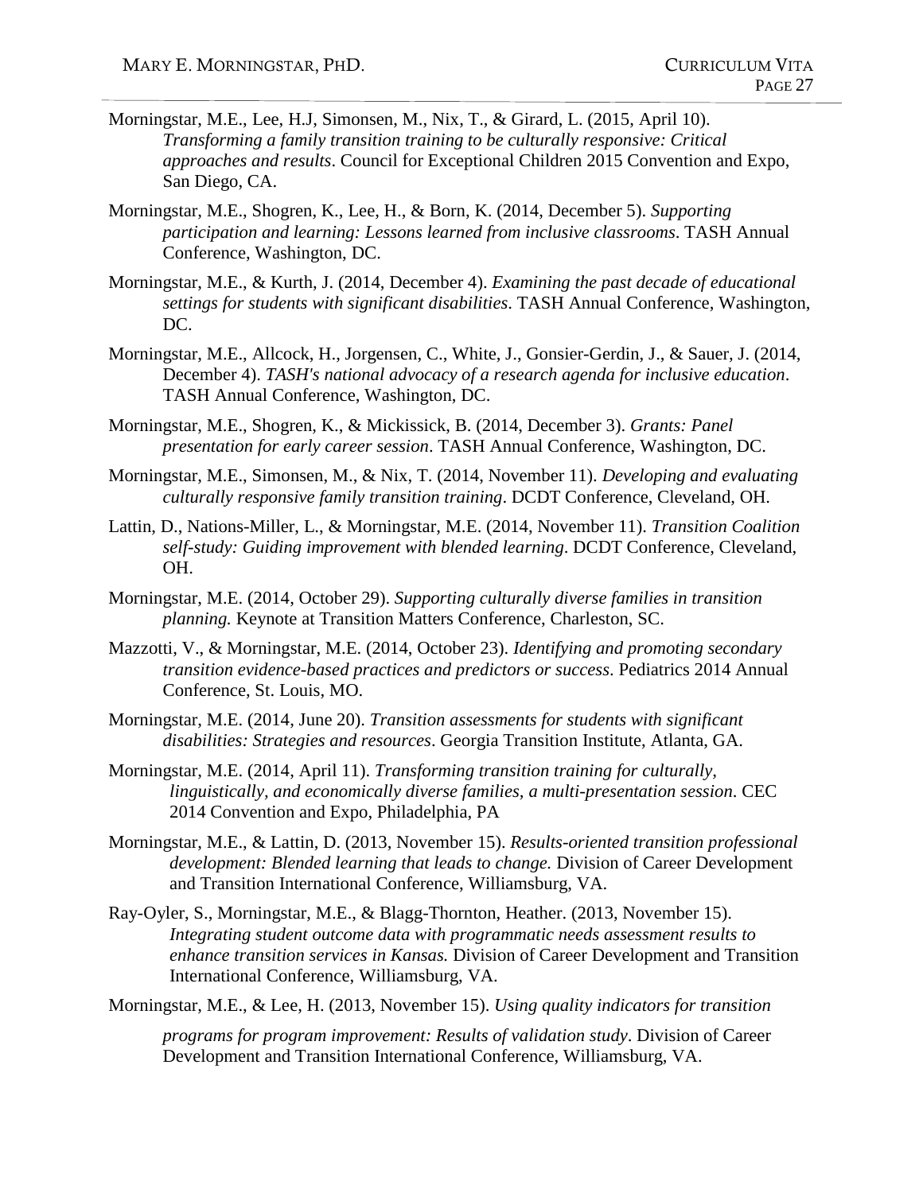Morningstar, M.E., Lee, H.J, Simonsen, M., Nix, T., & Girard, L. (2015, April 10). *Transforming a family transition training to be culturally responsive: Critical approaches and results*. Council for Exceptional Children 2015 Convention and Expo, San Diego, CA.

Morningstar, M.E., Shogren, K., Lee, H., & Born, K. (2014, December 5). *Supporting participation and learning: Lessons learned from inclusive classrooms*. TASH Annual Conference, Washington, DC.

Morningstar, M.E., & Kurth, J. (2014, December 4). *Examining the past decade of educational settings for students with significant disabilities*. TASH Annual Conference, Washington, DC.

Morningstar, M.E., Allcock, H., Jorgensen, C., White, J., Gonsier-Gerdin, J., & Sauer, J. (2014, December 4). *TASH's national advocacy of a research agenda for inclusive education*. TASH Annual Conference, Washington, DC.

Morningstar, M.E., Shogren, K., & Mickissick, B. (2014, December 3). *Grants: Panel presentation for early career session*. TASH Annual Conference, Washington, DC.

Morningstar, M.E., Simonsen, M., & Nix, T. (2014, November 11). *Developing and evaluating culturally responsive family transition training*. DCDT Conference, Cleveland, OH.

Lattin, D., Nations-Miller, L., & Morningstar, M.E. (2014, November 11). *Transition Coalition self-study: Guiding improvement with blended learning*. DCDT Conference, Cleveland, OH.

Morningstar, M.E. (2014, October 29). *Supporting culturally diverse families in transition planning.* Keynote at Transition Matters Conference, Charleston, SC.

Mazzotti, V., & Morningstar, M.E. (2014, October 23). *Identifying and promoting secondary transition evidence-based practices and predictors or success*. Pediatrics 2014 Annual Conference, St. Louis, MO.

Morningstar, M.E. (2014, June 20). *Transition assessments for students with significant disabilities: Strategies and resources*. Georgia Transition Institute, Atlanta, GA.

Morningstar, M.E. (2014, April 11). *Transforming transition training for culturally, linguistically, and economically diverse families, a multi-presentation session*. CEC 2014 Convention and Expo, Philadelphia, PA

Morningstar, M.E., & Lattin, D. (2013, November 15). *Results-oriented transition professional development: Blended learning that leads to change.* Division of Career Development and Transition International Conference, Williamsburg, VA.

Ray-Oyler, S., Morningstar, M.E., & Blagg-Thornton, Heather. (2013, November 15). *Integrating student outcome data with programmatic needs assessment results to enhance transition services in Kansas.* Division of Career Development and Transition International Conference, Williamsburg, VA.

Morningstar, M.E., & Lee, H. (2013, November 15). *Using quality indicators for transition programs for program improvement: Results of validation study*. Division of Career Development and Transition International Conference, Williamsburg, VA.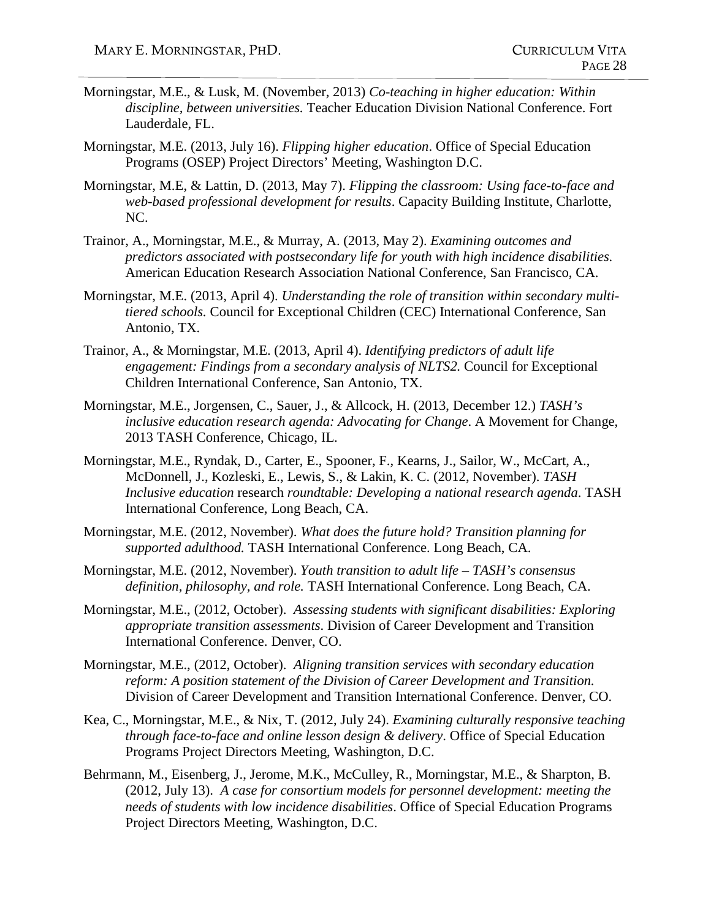Morningstar, M.E., & Lusk, M. (November, 2013) *Co-teaching in higher education: Within discipline, between universities.* Teacher Education Division National Conference. Fort Lauderdale, FL.

Morningstar, M.E. (2013, July 16). *Flipping higher education*. Office of Special Education Programs (OSEP) Project Directors' Meeting, Washington D.C.

Morningstar, M.E, & Lattin, D. (2013, May 7). *Flipping the classroom: Using face-to-face and web-based professional development for results*. Capacity Building Institute, Charlotte, NC.

Trainor, A., Morningstar, M.E., & Murray, A. (2013, May 2). *Examining outcomes and predictors associated with postsecondary life for youth with high incidence disabilities.* American Education Research Association National Conference, San Francisco, CA.

Morningstar, M.E. (2013, April 4). *Understanding the role of transition within secondary multi-tiered schools.* Council for Exceptional Children (CEC) International Conference, San Antonio, TX.

Trainor, A., & Morningstar, M.E. (2013, April 4). *Identifying predictors of adult life engagement: Findings from a secondary analysis of NLTS2.* Council for Exceptional Children International Conference, San Antonio, TX.

Morningstar, M.E., Jorgensen, C., Sauer, J., & Allcock, H. (2013, December 12.) *TASH's inclusive education research agenda: Advocating for Change*. A Movement for Change, 2013 TASH Conference, Chicago, IL.

Morningstar, M.E., Ryndak, D., Carter, E., Spooner, F., Kearns, J., Sailor, W., McCart, A., McDonnell, J., Kozleski, E., Lewis, S., & Lakin, K. C. (2012, November). *TASH Inclusive education* research *roundtable: Developing a national research agenda*. TASH International Conference, Long Beach, CA.

Morningstar, M.E. (2012, November). *What does the future hold? Transition planning for supported adulthood.* TASH International Conference. Long Beach, CA.

Morningstar, M.E. (2012, November). *Youth transition to adult life – TASH's consensus definition, philosophy, and role.* TASH International Conference. Long Beach, CA.

Morningstar, M.E., (2012, October). *Assessing students with significant disabilities: Exploring appropriate transition assessments*. Division of Career Development and Transition International Conference. Denver, CO.

Morningstar, M.E., (2012, October). *Aligning transition services with secondary education reform: A position statement of the Division of Career Development and Transition.* Division of Career Development and Transition International Conference. Denver, CO.

Kea, C., Morningstar, M.E., & Nix, T. (2012, July 24). *Examining culturally responsive teaching through face-to-face and online lesson design & delivery*. Office of Special Education Programs Project Directors Meeting, Washington, D.C.

Behrmann, M., Eisenberg, J., Jerome, M.K., McCulley, R., Morningstar, M.E., & Sharpton, B. (2012, July 13). *A case for consortium models for personnel development: meeting the needs of students with low incidence disabilities*. Office of Special Education Programs Project Directors Meeting, Washington, D.C.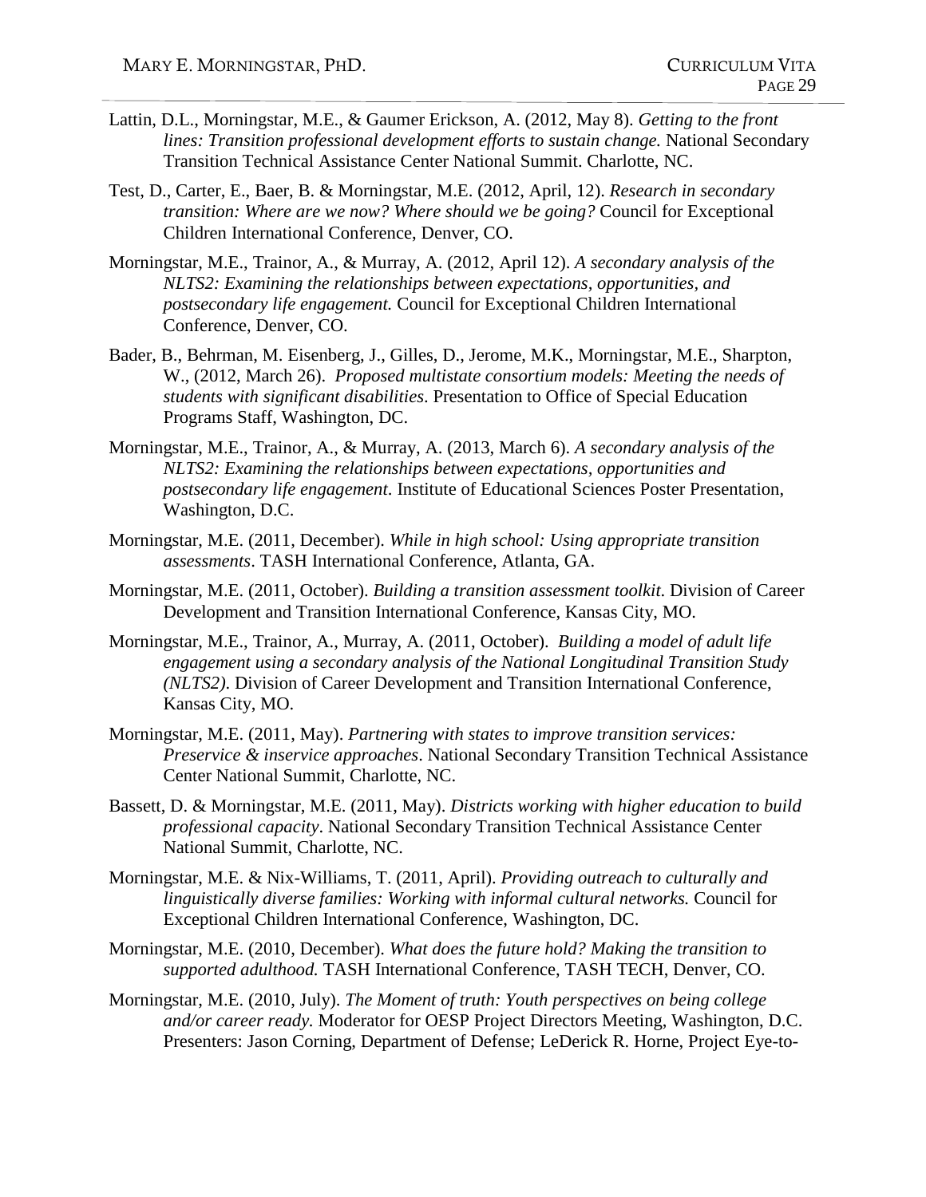Lattin, D.L., Morningstar, M.E., & Gaumer Erickson, A. (2012, May 8). *Getting to the front lines: Transition professional development efforts to sustain change.* National Secondary Transition Technical Assistance Center National Summit. Charlotte, NC.

Test, D., Carter, E., Baer, B. & Morningstar, M.E. (2012, April, 12). *Research in secondary transition: Where are we now? Where should we be going?* Council for Exceptional Children International Conference, Denver, CO.

Morningstar, M.E., Trainor, A., & Murray, A. (2012, April 12). *A secondary analysis of the NLTS2: Examining the relationships between expectations, opportunities, and postsecondary life engagement.* Council for Exceptional Children International Conference, Denver, CO.

Bader, B., Behrman, M. Eisenberg, J., Gilles, D., Jerome, M.K., Morningstar, M.E., Sharpton, W., (2012, March 26). *Proposed multistate consortium models: Meeting the needs of students with significant disabilities*. Presentation to Office of Special Education Programs Staff, Washington, DC.

Morningstar, M.E., Trainor, A., & Murray, A. (2013, March 6). *A secondary analysis of the NLTS2: Examining the relationships between expectations, opportunities and postsecondary life engagement*. Institute of Educational Sciences Poster Presentation, Washington, D.C.

Morningstar, M.E. (2011, December). *While in high school: Using appropriate transition assessments*. TASH International Conference, Atlanta, GA.

Morningstar, M.E. (2011, October). *Building a transition assessment toolkit.* Division of Career Development and Transition International Conference, Kansas City, MO.

Morningstar, M.E., Trainor, A., Murray, A. (2011, October). *Building a model of adult life engagement using a secondary analysis of the National Longitudinal Transition Study (NLTS2)*. Division of Career Development and Transition International Conference, Kansas City, MO.

Morningstar, M.E. (2011, May). *Partnering with states to improve transition services: Preservice & inservice approaches*. National Secondary Transition Technical Assistance Center National Summit, Charlotte, NC.

Bassett, D. & Morningstar, M.E. (2011, May). *Districts working with higher education to build professional capacity*. National Secondary Transition Technical Assistance Center National Summit, Charlotte, NC.

Morningstar, M.E. & Nix-Williams, T. (2011, April). *Providing outreach to culturally and linguistically diverse families: Working with informal cultural networks.* Council for Exceptional Children International Conference, Washington, DC.

Morningstar, M.E. (2010, December). *What does the future hold? Making the transition to supported adulthood.* TASH International Conference, TASH TECH, Denver, CO.

Morningstar, M.E. (2010, July). *The Moment of truth: Youth perspectives on being college and/or career ready.* Moderator for OESP Project Directors Meeting, Washington, D.C. Presenters: Jason Corning, Department of Defense; LeDerick R. Horne, Project Eye-to-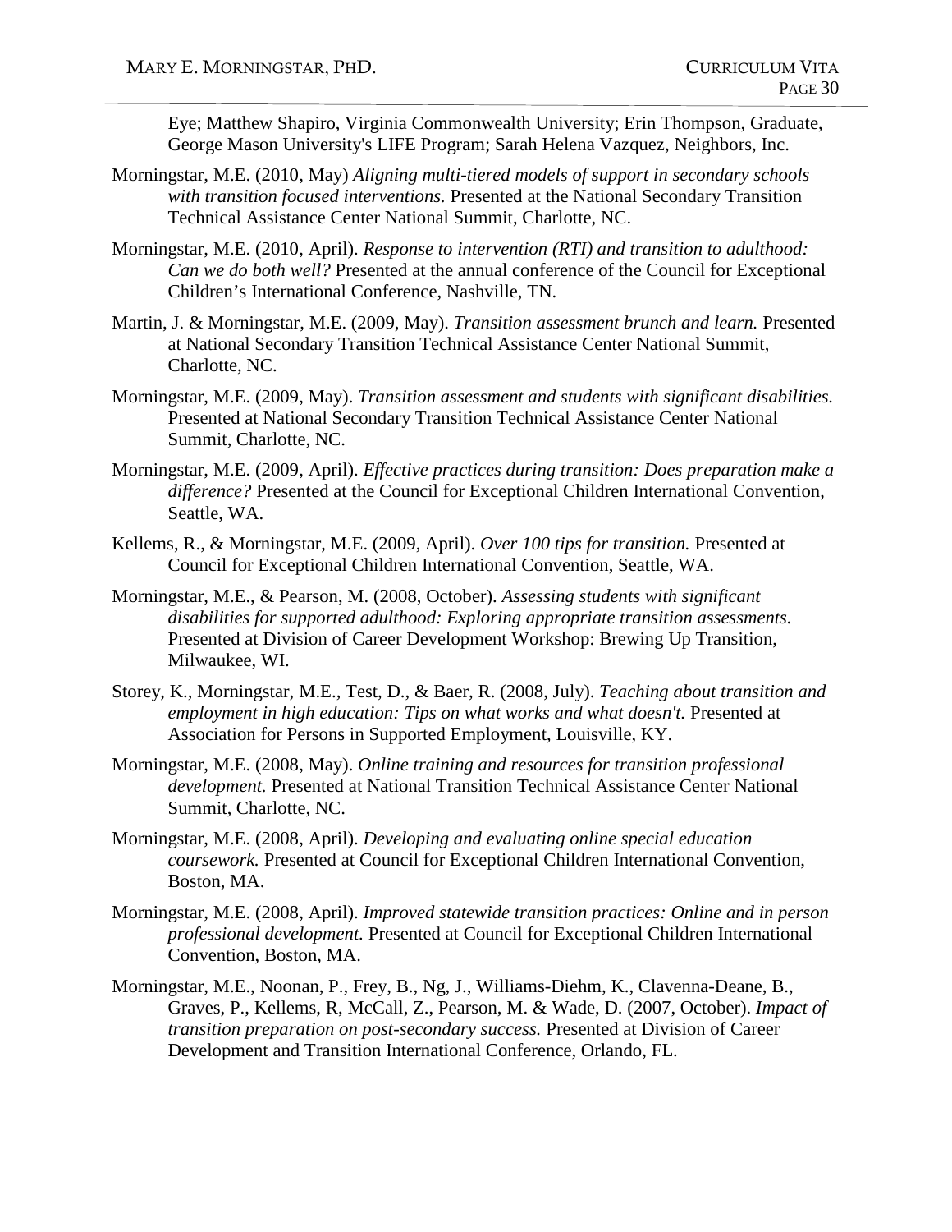Eye; Matthew Shapiro, Virginia Commonwealth University; Erin Thompson, Graduate, George Mason University's LIFE Program; Sarah Helena Vazquez, Neighbors, Inc.

Morningstar, M.E. (2010, May) *Aligning multi-tiered models of support in secondary schools with transition focused interventions.* Presented at the National Secondary Transition Technical Assistance Center National Summit, Charlotte, NC.

Morningstar, M.E. (2010, April). *Response to intervention (RTI) and transition to adulthood: Can we do both well?* Presented at the annual conference of the Council for Exceptional Children's International Conference, Nashville, TN.

Martin, J. & Morningstar, M.E. (2009, May). *Transition assessment brunch and learn.* Presented at National Secondary Transition Technical Assistance Center National Summit, Charlotte, NC.

Morningstar, M.E. (2009, May). *Transition assessment and students with significant disabilities.* Presented at National Secondary Transition Technical Assistance Center National Summit, Charlotte, NC.

Morningstar, M.E. (2009, April). *Effective practices during transition: Does preparation make a difference?* Presented at the Council for Exceptional Children International Convention, Seattle, WA.

Kellems, R., & Morningstar, M.E. (2009, April). *Over 100 tips for transition.* Presented at Council for Exceptional Children International Convention, Seattle, WA.

Morningstar, M.E., & Pearson, M. (2008, October). *Assessing students with significant disabilities for supported adulthood: Exploring appropriate transition assessments.* Presented at Division of Career Development Workshop: Brewing Up Transition, Milwaukee, WI.

Storey, K., Morningstar, M.E., Test, D., & Baer, R. (2008, July). *Teaching about transition and employment in high education: Tips on what works and what doesn't.* Presented at Association for Persons in Supported Employment, Louisville, KY.

Morningstar, M.E. (2008, May). *Online training and resources for transition professional development.* Presented at National Transition Technical Assistance Center National Summit, Charlotte, NC.

Morningstar, M.E. (2008, April). *Developing and evaluating online special education coursework.* Presented at Council for Exceptional Children International Convention, Boston, MA.

Morningstar, M.E. (2008, April). *Improved statewide transition practices: Online and in person professional development.* Presented at Council for Exceptional Children International Convention, Boston, MA.

Morningstar, M.E., Noonan, P., Frey, B., Ng, J., Williams-Diehm, K., Clavenna-Deane, B., Graves, P., Kellems, R, McCall, Z., Pearson, M. & Wade, D. (2007, October). *Impact of transition preparation on post-secondary success.* Presented at Division of Career Development and Transition International Conference, Orlando, FL.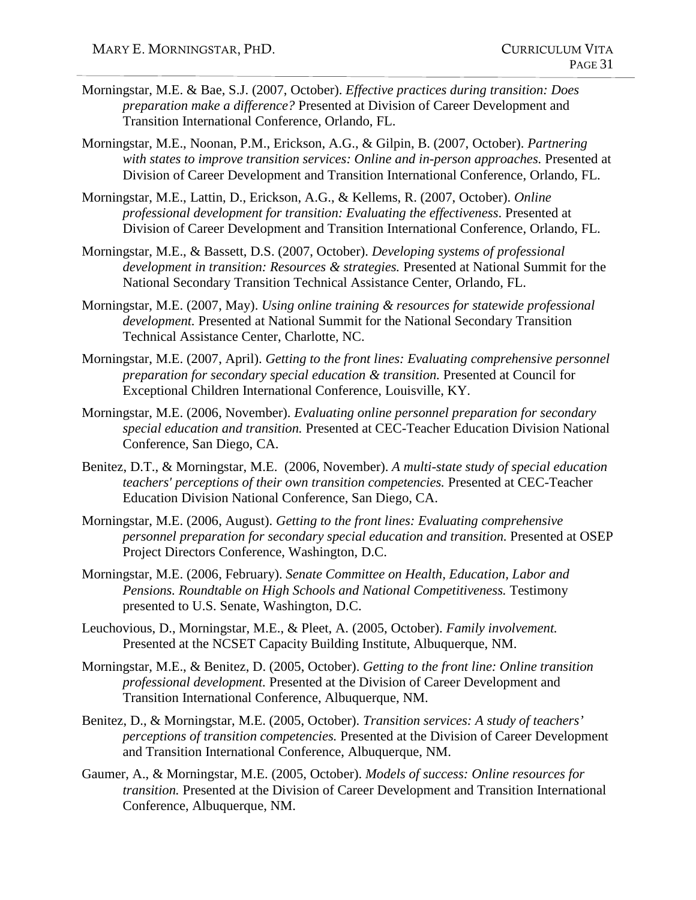Morningstar, M.E. & Bae, S.J. (2007, October). *Effective practices during transition: Does preparation make a difference?* Presented at Division of Career Development and Transition International Conference, Orlando, FL.

Morningstar, M.E., Noonan, P.M., Erickson, A.G., & Gilpin, B. (2007, October). *Partnering with states to improve transition services: Online and in-person approaches.* Presented at Division of Career Development and Transition International Conference, Orlando, FL.

Morningstar, M.E., Lattin, D., Erickson, A.G., & Kellems, R. (2007, October). *Online professional development for transition: Evaluating the effectiveness*. Presented at Division of Career Development and Transition International Conference, Orlando, FL.

Morningstar, M.E., & Bassett, D.S. (2007, October). *Developing systems of professional development in transition: Resources & strategies.* Presented at National Summit for the National Secondary Transition Technical Assistance Center, Orlando, FL.

Morningstar, M.E. (2007, May). *Using online training & resources for statewide professional development.* Presented at National Summit for the National Secondary Transition Technical Assistance Center, Charlotte, NC.

Morningstar, M.E. (2007, April). *Getting to the front lines: Evaluating comprehensive personnel preparation for secondary special education & transition.* Presented at Council for Exceptional Children International Conference, Louisville, KY.

Morningstar, M.E. (2006, November). *Evaluating online personnel preparation for secondary special education and transition.* Presented at CEC-Teacher Education Division National Conference, San Diego, CA.

Benitez, D.T., & Morningstar, M.E. (2006, November). *A multi-state study of special education teachers' perceptions of their own transition competencies.* Presented at CEC-Teacher Education Division National Conference, San Diego, CA.

Morningstar, M.E. (2006, August). *Getting to the front lines: Evaluating comprehensive personnel preparation for secondary special education and transition.* Presented at OSEP Project Directors Conference, Washington, D.C.

Morningstar, M.E. (2006, February). *Senate Committee on Health, Education, Labor and Pensions. Roundtable on High Schools and National Competitiveness.* Testimony presented to U.S. Senate, Washington, D.C.

Leuchovious, D., Morningstar, M.E., & Pleet, A. (2005, October). *Family involvement.* Presented at the NCSET Capacity Building Institute, Albuquerque, NM.

Morningstar, M.E., & Benitez, D. (2005, October). *Getting to the front line: Online transition professional development.* Presented at the Division of Career Development and Transition International Conference, Albuquerque, NM.

Benitez, D., & Morningstar, M.E. (2005, October). *Transition services: A study of teachers' perceptions of transition competencies.* Presented at the Division of Career Development and Transition International Conference, Albuquerque, NM.

Gaumer, A., & Morningstar, M.E. (2005, October). *Models of success: Online resources for transition.* Presented at the Division of Career Development and Transition International Conference, Albuquerque, NM.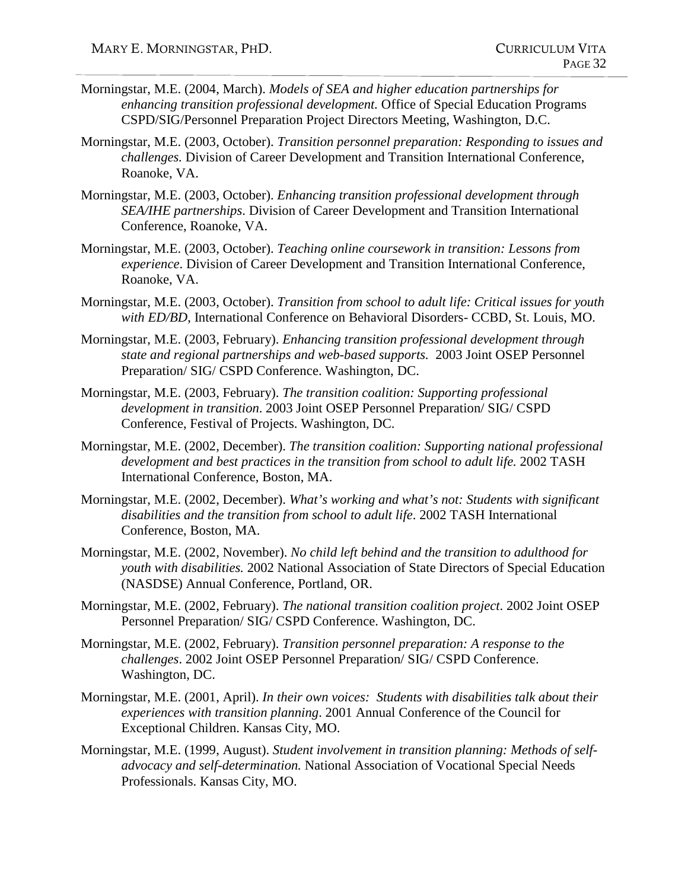Morningstar, M.E. (2004, March). *Models of SEA and higher education partnerships for enhancing transition professional development.* Office of Special Education Programs CSPD/SIG/Personnel Preparation Project Directors Meeting, Washington, D.C.

Morningstar, M.E. (2003, October). *Transition personnel preparation: Responding to issues and challenges.* Division of Career Development and Transition International Conference, Roanoke, VA.

Morningstar, M.E. (2003, October). *Enhancing transition professional development through SEA/IHE partnerships*. Division of Career Development and Transition International Conference, Roanoke, VA.

Morningstar, M.E. (2003, October). *Teaching online coursework in transition: Lessons from experience*. Division of Career Development and Transition International Conference, Roanoke, VA.

Morningstar, M.E. (2003, October). *Transition from school to adult life: Critical issues for youth with ED/BD*, International Conference on Behavioral Disorders- CCBD, St. Louis, MO.

Morningstar, M.E. (2003, February). *Enhancing transition professional development through state and regional partnerships and web-based supports.* 2003 Joint OSEP Personnel Preparation/ SIG/ CSPD Conference. Washington, DC.

Morningstar, M.E. (2003, February). *The transition coalition: Supporting professional development in transition*. 2003 Joint OSEP Personnel Preparation/ SIG/ CSPD Conference, Festival of Projects. Washington, DC.

Morningstar, M.E. (2002, December). *The transition coalition: Supporting national professional development and best practices in the transition from school to adult life.* 2002 TASH International Conference, Boston, MA.

Morningstar, M.E. (2002, December). *What's working and what's not: Students with significant disabilities and the transition from school to adult life*. 2002 TASH International Conference, Boston, MA.

Morningstar, M.E. (2002, November). *No child left behind and the transition to adulthood for youth with disabilities.* 2002 National Association of State Directors of Special Education (NASDSE) Annual Conference, Portland, OR.

Morningstar, M.E. (2002, February). *The national transition coalition project*. 2002 Joint OSEP Personnel Preparation/ SIG/ CSPD Conference. Washington, DC.

Morningstar, M.E. (2002, February). *Transition personnel preparation: A response to the challenges*. 2002 Joint OSEP Personnel Preparation/ SIG/ CSPD Conference. Washington, DC.

Morningstar, M.E. (2001, April). *In their own voices: Students with disabilities talk about their experiences with transition planning*. 2001 Annual Conference of the Council for Exceptional Children. Kansas City, MO.

Morningstar, M.E. (1999, August). *Student involvement in transition planning: Methods of self-advocacy and self-determination.* National Association of Vocational Special Needs Professionals. Kansas City, MO.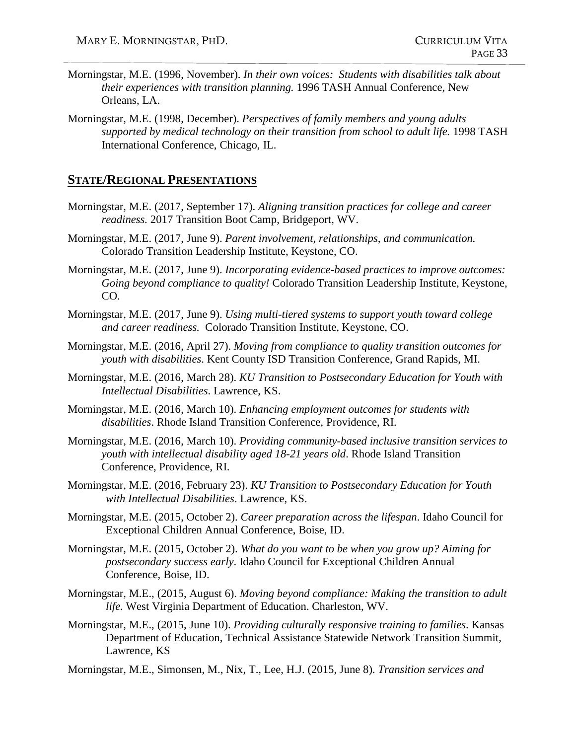Morningstar, M.E. (1996, November). *In their own voices: Students with disabilities talk about their experiences with transition planning.* 1996 TASH Annual Conference, New Orleans, LA.

Morningstar, M.E. (1998, December). *Perspectives of family members and young adults supported by medical technology on their transition from school to adult life.* 1998 TASH International Conference, Chicago, IL.

## **STATE/REGIONAL PRESENTATIONS**

Morningstar, M.E. (2017, September 17). *Aligning transition practices for college and career readiness.* 2017 Transition Boot Camp, Bridgeport, WV.

Morningstar, M.E. (2017, June 9). *Parent involvement, relationships, and communication.* Colorado Transition Leadership Institute, Keystone, CO.

Morningstar, M.E. (2017, June 9). *Incorporating evidence-based practices to improve outcomes: Going beyond compliance to quality!* Colorado Transition Leadership Institute, Keystone, CO.

Morningstar, M.E. (2017, June 9). *Using multi-tiered systems to support youth toward college and career readiness.* Colorado Transition Institute, Keystone, CO.

Morningstar, M.E. (2016, April 27). *Moving from compliance to quality transition outcomes for youth with disabilities*. Kent County ISD Transition Conference, Grand Rapids, MI.

Morningstar, M.E. (2016, March 28). *KU Transition to Postsecondary Education for Youth with Intellectual Disabilities*. Lawrence, KS.

Morningstar, M.E. (2016, March 10). *Enhancing employment outcomes for students with disabilities*. Rhode Island Transition Conference, Providence, RI.

Morningstar, M.E. (2016, March 10). *Providing community-based inclusive transition services to youth with intellectual disability aged 18-21 years old*. Rhode Island Transition Conference, Providence, RI.

Morningstar, M.E. (2016, February 23). *KU Transition to Postsecondary Education for Youth with Intellectual Disabilities*. Lawrence, KS.

Morningstar, M.E. (2015, October 2). *Career preparation across the lifespan*. Idaho Council for Exceptional Children Annual Conference, Boise, ID.

Morningstar, M.E. (2015, October 2). *What do you want to be when you grow up? Aiming for postsecondary success early*. Idaho Council for Exceptional Children Annual Conference, Boise, ID.

Morningstar, M.E., (2015, August 6). *Moving beyond compliance: Making the transition to adult life.* West Virginia Department of Education. Charleston, WV.

Morningstar, M.E., (2015, June 10). *Providing culturally responsive training to families*. Kansas Department of Education, Technical Assistance Statewide Network Transition Summit, Lawrence, KS

Morningstar, M.E., Simonsen, M., Nix, T., Lee, H.J. (2015, June 8). *Transition services and*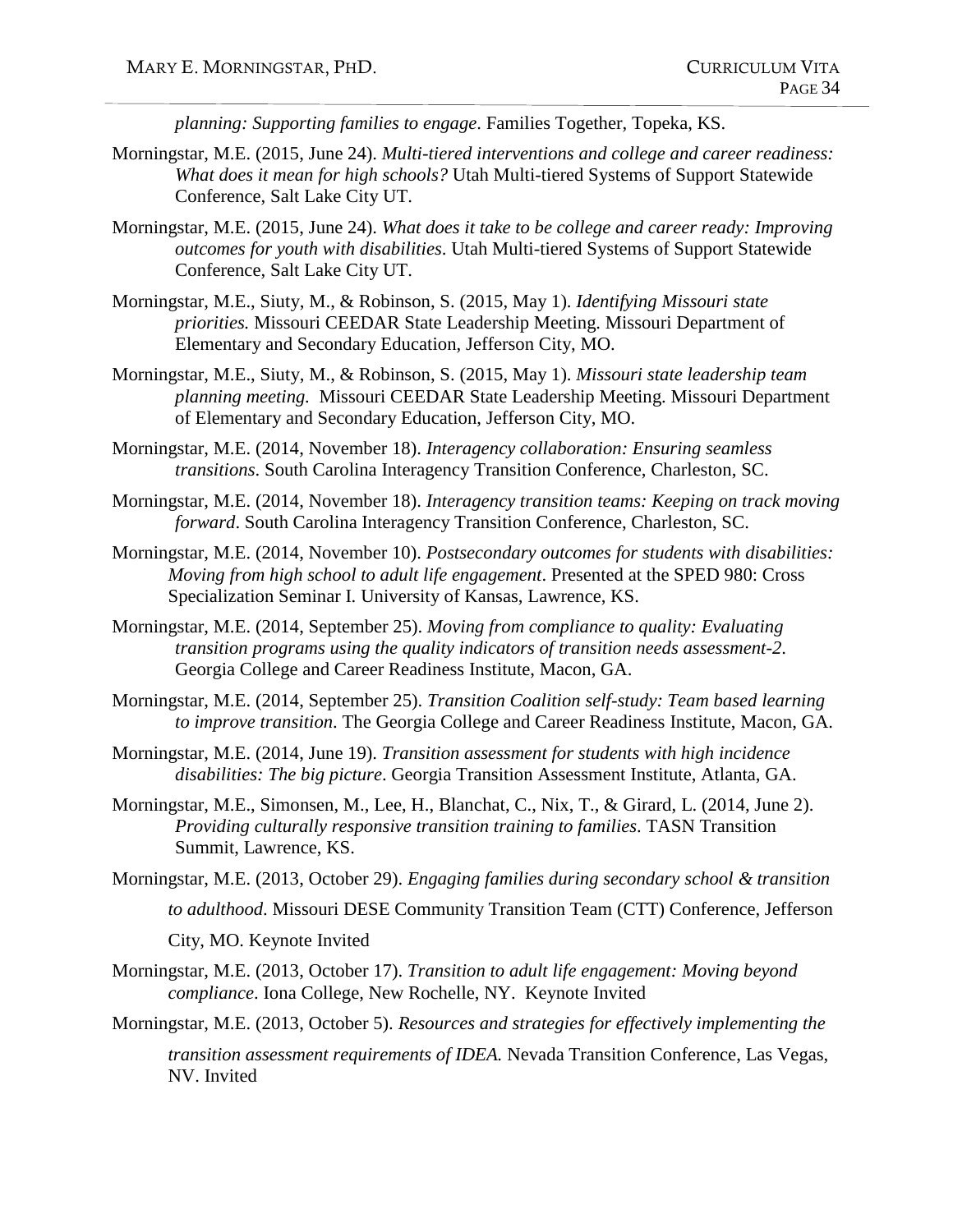*planning: Supporting families to engage*. Families Together, Topeka, KS.

Morningstar, M.E. (2015, June 24). *Multi-tiered interventions and college and career readiness: What does it mean for high schools?* Utah Multi-tiered Systems of Support Statewide Conference, Salt Lake City UT.

Morningstar, M.E. (2015, June 24). *What does it take to be college and career ready: Improving outcomes for youth with disabilities*. Utah Multi-tiered Systems of Support Statewide Conference, Salt Lake City UT.

Morningstar, M.E., Siuty, M., & Robinson, S. (2015, May 1). *Identifying Missouri state priorities.* Missouri CEEDAR State Leadership Meeting. Missouri Department of Elementary and Secondary Education, Jefferson City, MO.

Morningstar, M.E., Siuty, M., & Robinson, S. (2015, May 1). *Missouri state leadership team planning meeting.* Missouri CEEDAR State Leadership Meeting. Missouri Department of Elementary and Secondary Education, Jefferson City, MO.

Morningstar, M.E. (2014, November 18). *Interagency collaboration: Ensuring seamless transitions*. South Carolina Interagency Transition Conference, Charleston, SC.

Morningstar, M.E. (2014, November 18). *Interagency transition teams: Keeping on track moving forward*. South Carolina Interagency Transition Conference, Charleston, SC.

Morningstar, M.E. (2014, November 10). *Postsecondary outcomes for students with disabilities: Moving from high school to adult life engagement*. Presented at the SPED 980: Cross Specialization Seminar I. University of Kansas, Lawrence, KS.

Morningstar, M.E. (2014, September 25). *Moving from compliance to quality: Evaluating transition programs using the quality indicators of transition needs assessment-2*. Georgia College and Career Readiness Institute, Macon, GA.

Morningstar, M.E. (2014, September 25). *Transition Coalition self-study: Team based learning to improve transition*. The Georgia College and Career Readiness Institute, Macon, GA.

Morningstar, M.E. (2014, June 19). *Transition assessment for students with high incidence disabilities: The big picture*. Georgia Transition Assessment Institute, Atlanta, GA.

Morningstar, M.E., Simonsen, M., Lee, H., Blanchat, C., Nix, T., & Girard, L. (2014, June 2). *Providing culturally responsive transition training to families*. TASN Transition Summit, Lawrence, KS.

Morningstar, M.E. (2013, October 29). *Engaging families during secondary school & transition to adulthood*. Missouri DESE Community Transition Team (CTT) Conference, Jefferson City, MO. Keynote Invited

Morningstar, M.E. (2013, October 17). *Transition to adult life engagement: Moving beyond compliance*. Iona College, New Rochelle, NY. Keynote Invited

Morningstar, M.E. (2013, October 5). *Resources and strategies for effectively implementing the transition assessment requirements of IDEA.* Nevada Transition Conference, Las Vegas, NV. Invited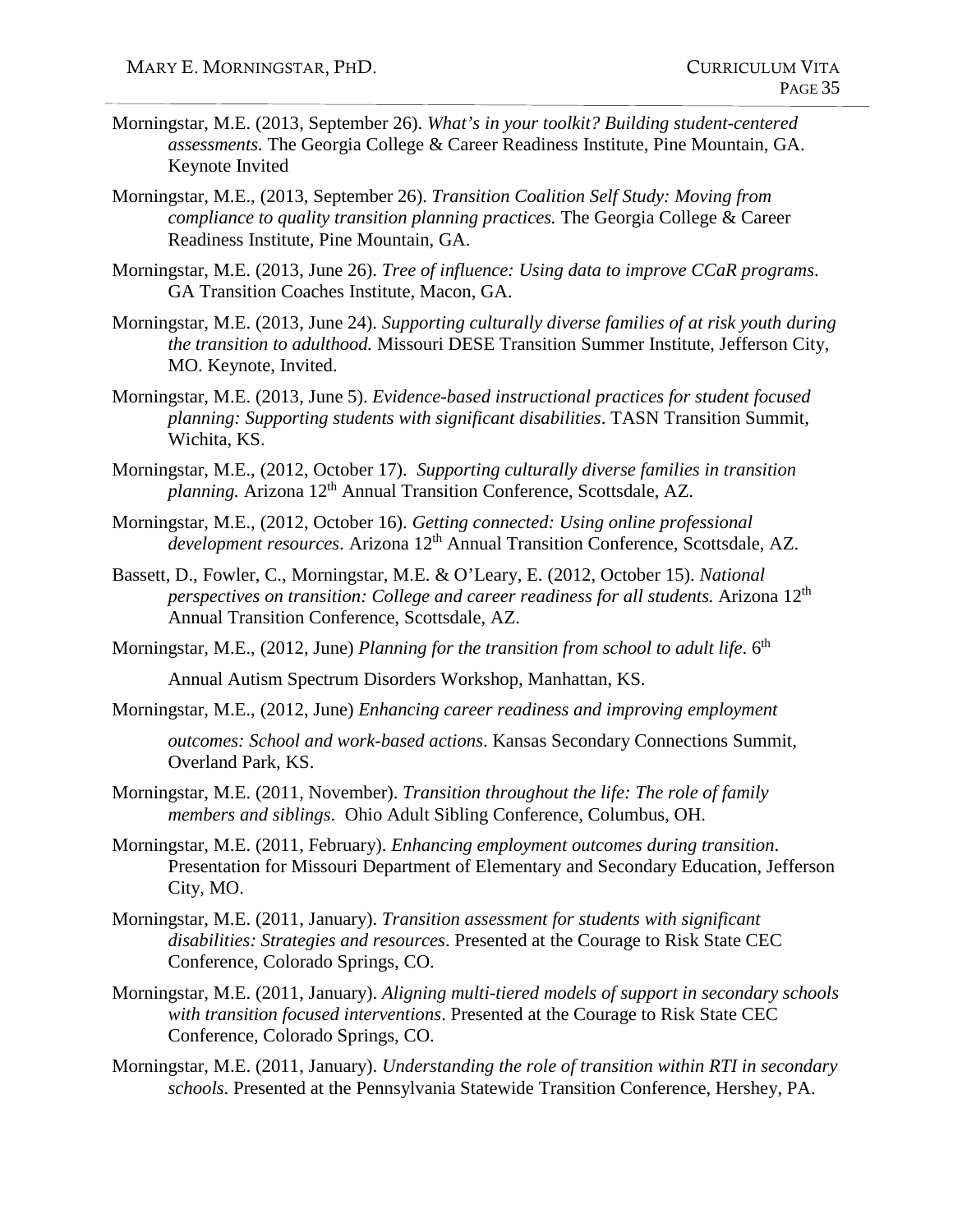Morningstar, M.E. (2013, September 26). *What's in your toolkit? Building student-centered assessments.* The Georgia College & Career Readiness Institute, Pine Mountain, GA. Keynote Invited

Morningstar, M.E., (2013, September 26). *Transition Coalition Self Study: Moving from compliance to quality transition planning practices.* The Georgia College & Career Readiness Institute, Pine Mountain, GA.

Morningstar, M.E. (2013, June 26). *Tree of influence: Using data to improve CCaR programs*. GA Transition Coaches Institute, Macon, GA.

Morningstar, M.E. (2013, June 24). *Supporting culturally diverse families of at risk youth during the transition to adulthood.* Missouri DESE Transition Summer Institute, Jefferson City, MO. Keynote, Invited.

Morningstar, M.E. (2013, June 5). *Evidence-based instructional practices for student focused planning: Supporting students with significant disabilities*. TASN Transition Summit, Wichita, KS.

Morningstar, M.E., (2012, October 17). *Supporting culturally diverse families in transition planning.* Arizona 12th Annual Transition Conference, Scottsdale, AZ.

Morningstar, M.E., (2012, October 16). *Getting connected: Using online professional development resources*. Arizona 12th Annual Transition Conference, Scottsdale, AZ.

Bassett, D., Fowler, C., Morningstar, M.E. & O'Leary, E. (2012, October 15). *National perspectives on transition: College and career readiness for all students.* Arizona 12th Annual Transition Conference, Scottsdale, AZ.

Morningstar, M.E., (2012, June) *Planning for the transition from school to adult life*. 6th Annual Autism Spectrum Disorders Workshop, Manhattan, KS.

Morningstar, M.E., (2012, June) *Enhancing career readiness and improving employment outcomes: School and work-based actions*. Kansas Secondary Connections Summit, Overland Park, KS.

Morningstar, M.E. (2011, November). *Transition throughout the life: The role of family members and siblings*. Ohio Adult Sibling Conference, Columbus, OH.

Morningstar, M.E. (2011, February). *Enhancing employment outcomes during transition*. Presentation for Missouri Department of Elementary and Secondary Education, Jefferson City, MO.

Morningstar, M.E. (2011, January). *Transition assessment for students with significant disabilities: Strategies and resources*. Presented at the Courage to Risk State CEC Conference, Colorado Springs, CO.

Morningstar, M.E. (2011, January). *Aligning multi-tiered models of support in secondary schools with transition focused interventions*. Presented at the Courage to Risk State CEC Conference, Colorado Springs, CO.

Morningstar, M.E. (2011, January). *Understanding the role of transition within RTI in secondary schools*. Presented at the Pennsylvania Statewide Transition Conference, Hershey, PA.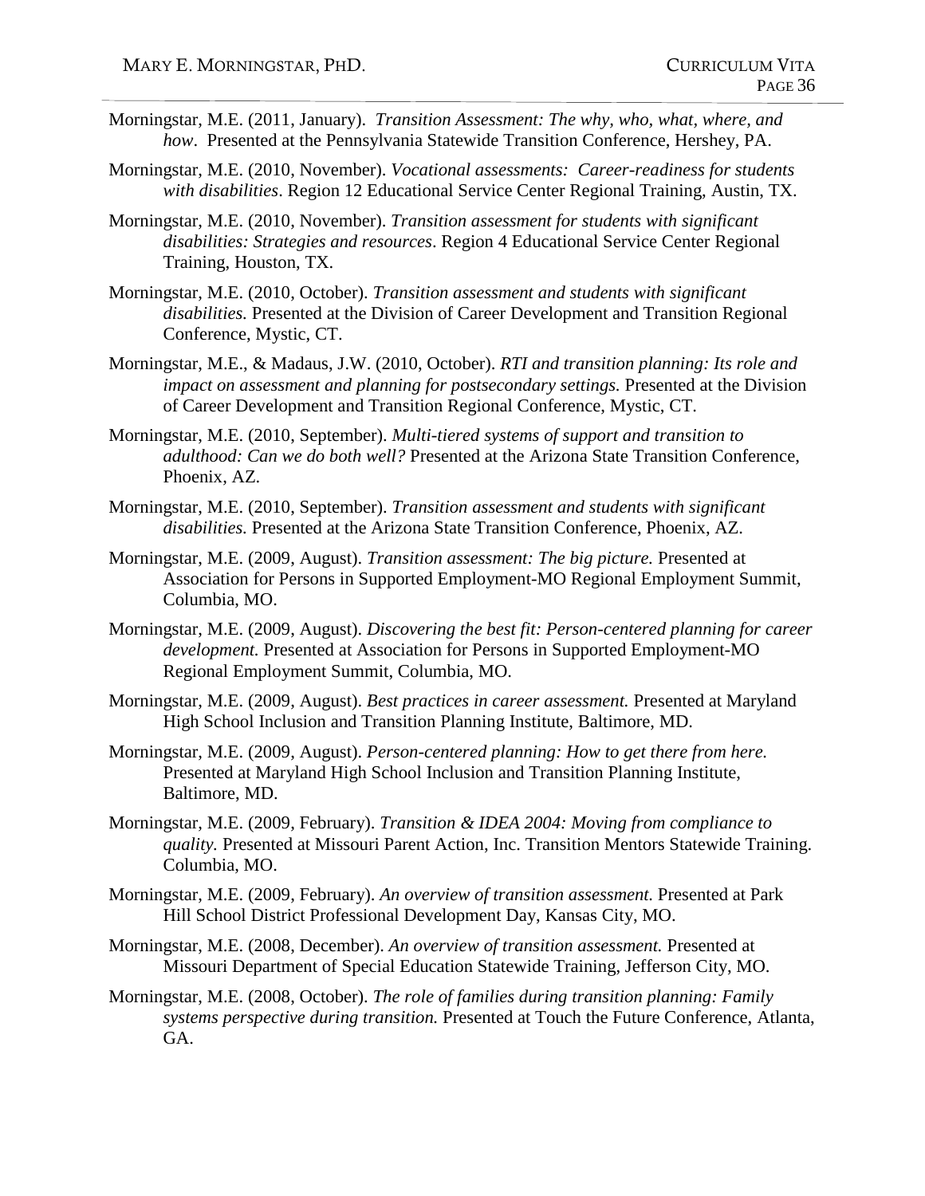Morningstar, M.E. (2011, January). *Transition Assessment: The why, who, what, where, and how*. Presented at the Pennsylvania Statewide Transition Conference, Hershey, PA.

Morningstar, M.E. (2010, November). *Vocational assessments: Career-readiness for students with disabilities*. Region 12 Educational Service Center Regional Training, Austin, TX.

Morningstar, M.E. (2010, November). *Transition assessment for students with significant disabilities: Strategies and resources*. Region 4 Educational Service Center Regional Training, Houston, TX.

Morningstar, M.E. (2010, October). *Transition assessment and students with significant disabilities.* Presented at the Division of Career Development and Transition Regional Conference, Mystic, CT.

Morningstar, M.E., & Madaus, J.W. (2010, October). *RTI and transition planning: Its role and impact on assessment and planning for postsecondary settings.* Presented at the Division of Career Development and Transition Regional Conference, Mystic, CT.

Morningstar, M.E. (2010, September). *Multi-tiered systems of support and transition to adulthood: Can we do both well?* Presented at the Arizona State Transition Conference, Phoenix, AZ.

Morningstar, M.E. (2010, September). *Transition assessment and students with significant disabilities.* Presented at the Arizona State Transition Conference, Phoenix, AZ.

Morningstar, M.E. (2009, August). *Transition assessment: The big picture.* Presented at Association for Persons in Supported Employment-MO Regional Employment Summit, Columbia, MO.

Morningstar, M.E. (2009, August). *Discovering the best fit: Person-centered planning for career development.* Presented at Association for Persons in Supported Employment-MO Regional Employment Summit, Columbia, MO.

Morningstar, M.E. (2009, August). *Best practices in career assessment.* Presented at Maryland High School Inclusion and Transition Planning Institute, Baltimore, MD.

Morningstar, M.E. (2009, August). *Person-centered planning: How to get there from here.* Presented at Maryland High School Inclusion and Transition Planning Institute, Baltimore, MD.

Morningstar, M.E. (2009, February). *Transition & IDEA 2004: Moving from compliance to quality.* Presented at Missouri Parent Action, Inc. Transition Mentors Statewide Training. Columbia, MO.

Morningstar, M.E. (2009, February). *An overview of transition assessment.* Presented at Park Hill School District Professional Development Day, Kansas City, MO.

Morningstar, M.E. (2008, December). *An overview of transition assessment.* Presented at Missouri Department of Special Education Statewide Training, Jefferson City, MO.

Morningstar, M.E. (2008, October). *The role of families during transition planning: Family systems perspective during transition.* Presented at Touch the Future Conference, Atlanta, GA.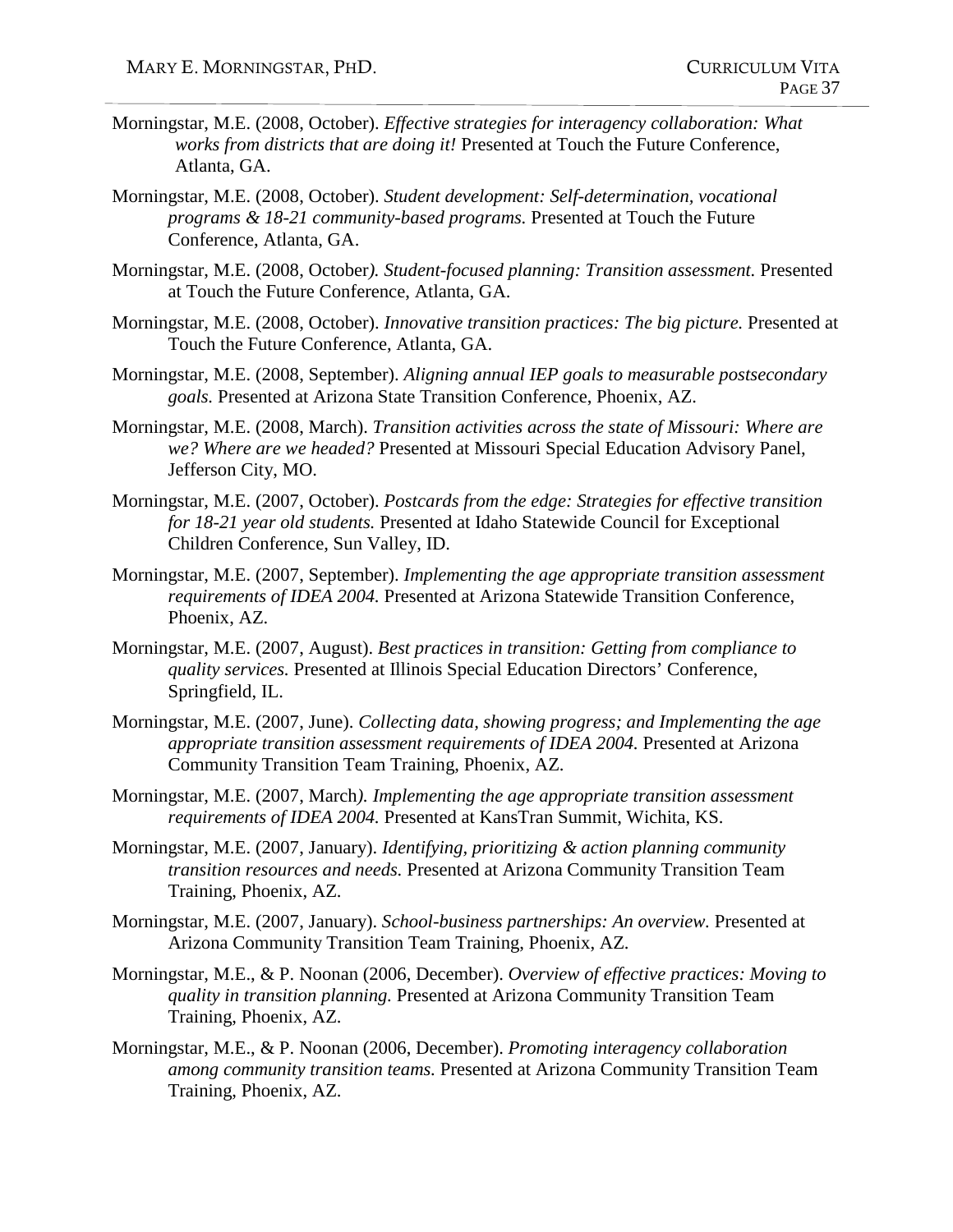Morningstar, M.E. (2008, October). *Effective strategies for interagency collaboration: What works from districts that are doing it!* Presented at Touch the Future Conference, Atlanta, GA.

Morningstar, M.E. (2008, October). *Student development: Self-determination, vocational programs & 18-21 community-based programs.* Presented at Touch the Future Conference, Atlanta, GA.

Morningstar, M.E. (2008, October). *Student-focused planning: Transition assessment.* Presented at Touch the Future Conference, Atlanta, GA.

Morningstar, M.E. (2008, October). *Innovative transition practices: The big picture.* Presented at Touch the Future Conference, Atlanta, GA.

Morningstar, M.E. (2008, September). *Aligning annual IEP goals to measurable postsecondary goals.* Presented at Arizona State Transition Conference, Phoenix, AZ.

Morningstar, M.E. (2008, March). *Transition activities across the state of Missouri: Where are we? Where are we headed?* Presented at Missouri Special Education Advisory Panel, Jefferson City, MO.

Morningstar, M.E. (2007, October). *Postcards from the edge: Strategies for effective transition for 18-21 year old students.* Presented at Idaho Statewide Council for Exceptional Children Conference, Sun Valley, ID.

Morningstar, M.E. (2007, September). *Implementing the age appropriate transition assessment requirements of IDEA 2004.* Presented at Arizona Statewide Transition Conference, Phoenix, AZ.

Morningstar, M.E. (2007, August). *Best practices in transition: Getting from compliance to quality services.* Presented at Illinois Special Education Directors' Conference, Springfield, IL.

Morningstar, M.E. (2007, June). *Collecting data, showing progress; and Implementing the age appropriate transition assessment requirements of IDEA 2004.* Presented at Arizona Community Transition Team Training, Phoenix, AZ.

Morningstar, M.E. (2007, March). *Implementing the age appropriate transition assessment requirements of IDEA 2004.* Presented at KansTran Summit, Wichita, KS.

Morningstar, M.E. (2007, January). *Identifying, prioritizing & action planning community transition resources and needs.* Presented at Arizona Community Transition Team Training, Phoenix, AZ.

Morningstar, M.E. (2007, January). *School-business partnerships: An overview.* Presented at Arizona Community Transition Team Training, Phoenix, AZ.

Morningstar, M.E., & P. Noonan (2006, December). *Overview of effective practices: Moving to quality in transition planning.* Presented at Arizona Community Transition Team Training, Phoenix, AZ.

Morningstar, M.E., & P. Noonan (2006, December). *Promoting interagency collaboration among community transition teams.* Presented at Arizona Community Transition Team Training, Phoenix, AZ.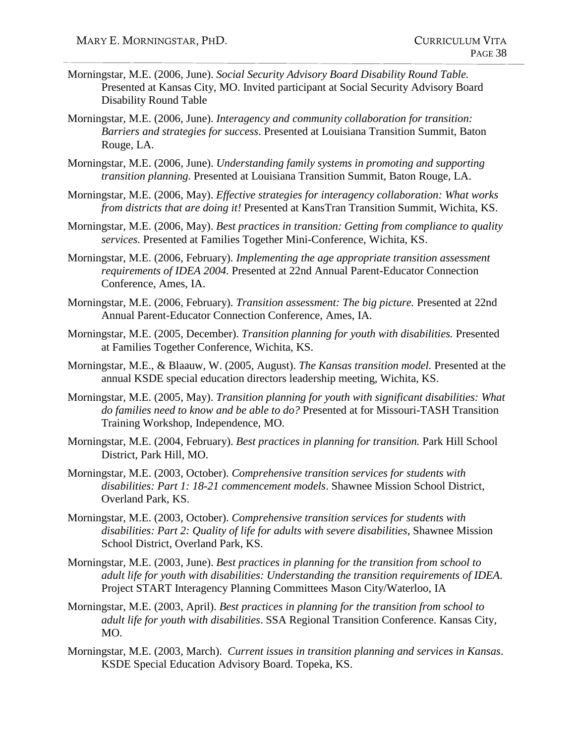Morningstar, M.E. (2006, June). *Social Security Advisory Board Disability Round Table.* Presented at Kansas City, MO. Invited participant at Social Security Advisory Board Disability Round Table

Morningstar, M.E. (2006, June). *Interagency and community collaboration for transition: Barriers and strategies for success*. Presented at Louisiana Transition Summit, Baton Rouge, LA.

Morningstar, M.E. (2006, June). *Understanding family systems in promoting and supporting transition planning.* Presented at Louisiana Transition Summit, Baton Rouge, LA.

Morningstar, M.E. (2006, May). *Effective strategies for interagency collaboration: What works from districts that are doing it!* Presented at KansTran Transition Summit, Wichita, KS.

Morningstar, M.E. (2006, May). *Best practices in transition: Getting from compliance to quality services.* Presented at Families Together Mini-Conference, Wichita, KS.

Morningstar, M.E. (2006, February). *Implementing the age appropriate transition assessment requirements of IDEA 2004.* Presented at 22nd Annual Parent-Educator Connection Conference, Ames, IA.

Morningstar, M.E. (2006, February). *Transition assessment: The big picture.* Presented at 22nd Annual Parent-Educator Connection Conference, Ames, IA.

Morningstar, M.E. (2005, December). *Transition planning for youth with disabilities.* Presented at Families Together Conference, Wichita, KS.

Morningstar, M.E., & Blaauw, W. (2005, August). *The Kansas transition model.* Presented at the annual KSDE special education directors leadership meeting, Wichita, KS.

Morningstar, M.E. (2005, May). *Transition planning for youth with significant disabilities: What do families need to know and be able to do?* Presented at for Missouri-TASH Transition Training Workshop, Independence, MO.

Morningstar, M.E. (2004, February). *Best practices in planning for transition.* Park Hill School District, Park Hill, MO.

Morningstar, M.E. (2003, October). *Comprehensive transition services for students with disabilities: Part 1: 18-21 commencement models*. Shawnee Mission School District, Overland Park, KS.

Morningstar, M.E. (2003, October). *Comprehensive transition services for students with disabilities: Part 2: Quality of life for adults with severe disabilities*, Shawnee Mission School District, Overland Park, KS.

Morningstar, M.E. (2003, June). *Best practices in planning for the transition from school to adult life for youth with disabilities: Understanding the transition requirements of IDEA.* Project START Interagency Planning Committees Mason City/Waterloo, IA

Morningstar, M.E. (2003, April). *Best practices in planning for the transition from school to adult life for youth with disabilities*. SSA Regional Transition Conference. Kansas City, MO.

Morningstar, M.E. (2003, March). *Current issues in transition planning and services in Kansas*. KSDE Special Education Advisory Board. Topeka, KS.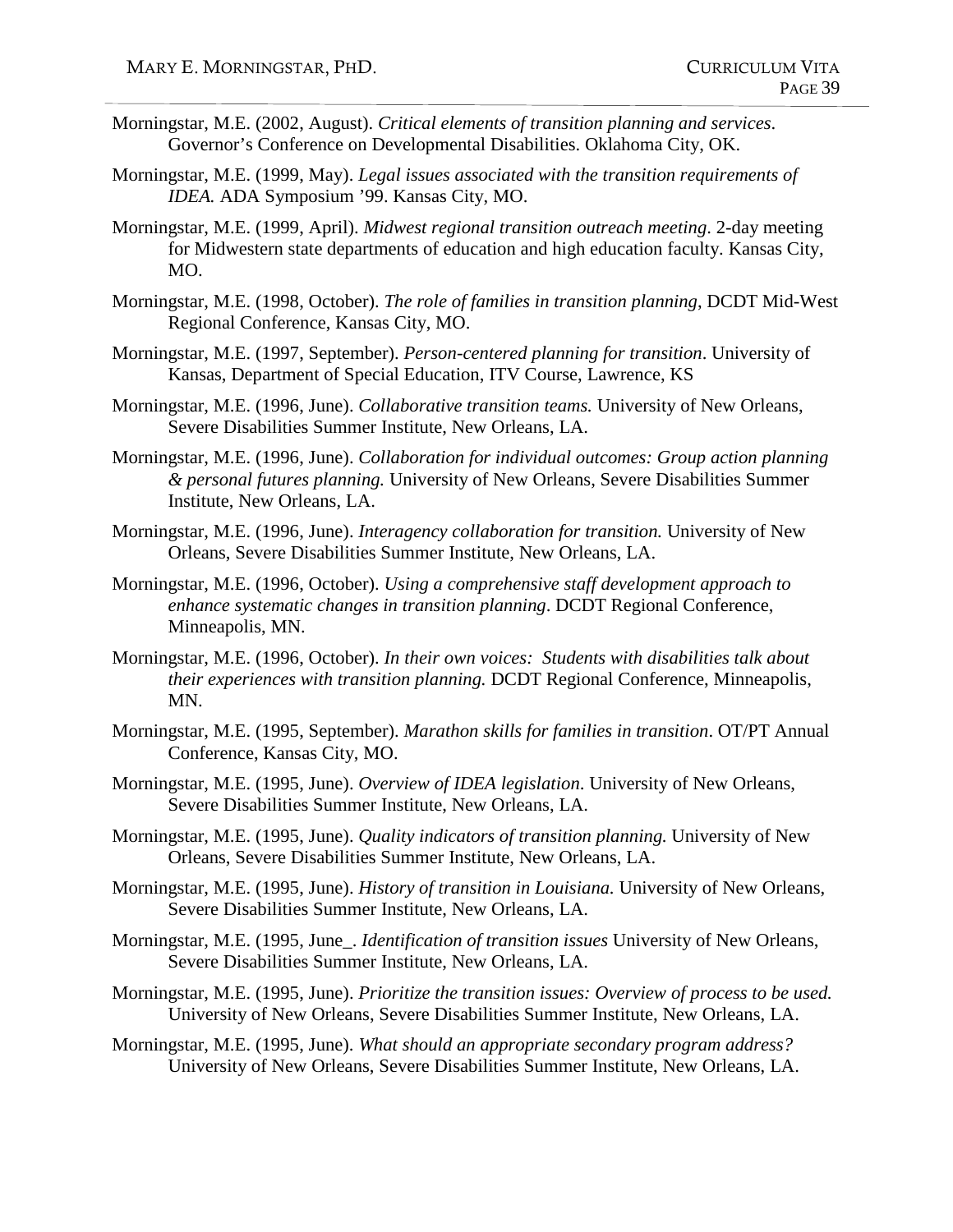Morningstar, M.E. (2002, August). *Critical elements of transition planning and services*. Governor's Conference on Developmental Disabilities. Oklahoma City, OK.

Morningstar, M.E. (1999, May). *Legal issues associated with the transition requirements of IDEA.* ADA Symposium '99. Kansas City, MO.

Morningstar, M.E. (1999, April). *Midwest regional transition outreach meeting*. 2-day meeting for Midwestern state departments of education and high education faculty. Kansas City, MO.

Morningstar, M.E. (1998, October). *The role of families in transition planning*, DCDT Mid-West Regional Conference, Kansas City, MO.

Morningstar, M.E. (1997, September). *Person-centered planning for transition*. University of Kansas, Department of Special Education, ITV Course, Lawrence, KS

Morningstar, M.E. (1996, June). *Collaborative transition teams.* University of New Orleans, Severe Disabilities Summer Institute, New Orleans, LA.

Morningstar, M.E. (1996, June). *Collaboration for individual outcomes: Group action planning & personal futures planning.* University of New Orleans, Severe Disabilities Summer Institute, New Orleans, LA.

Morningstar, M.E. (1996, June). *Interagency collaboration for transition.* University of New Orleans, Severe Disabilities Summer Institute, New Orleans, LA.

Morningstar, M.E. (1996, October). *Using a comprehensive staff development approach to enhance systematic changes in transition planning*. DCDT Regional Conference, Minneapolis, MN.

Morningstar, M.E. (1996, October). *In their own voices: Students with disabilities talk about their experiences with transition planning.* DCDT Regional Conference, Minneapolis, MN.

Morningstar, M.E. (1995, September). *Marathon skills for families in transition*. OT/PT Annual Conference, Kansas City, MO.

Morningstar, M.E. (1995, June). *Overview of IDEA legislation*. University of New Orleans, Severe Disabilities Summer Institute, New Orleans, LA.

Morningstar, M.E. (1995, June). *Quality indicators of transition planning.* University of New Orleans, Severe Disabilities Summer Institute, New Orleans, LA.

Morningstar, M.E. (1995, June). *History of transition in Louisiana.* University of New Orleans, Severe Disabilities Summer Institute, New Orleans, LA.

Morningstar, M.E. (1995, June_. *Identification of transition issues* University of New Orleans, Severe Disabilities Summer Institute, New Orleans, LA.

Morningstar, M.E. (1995, June). *Prioritize the transition issues: Overview of process to be used.* University of New Orleans, Severe Disabilities Summer Institute, New Orleans, LA.

Morningstar, M.E. (1995, June). *What should an appropriate secondary program address?* University of New Orleans, Severe Disabilities Summer Institute, New Orleans, LA.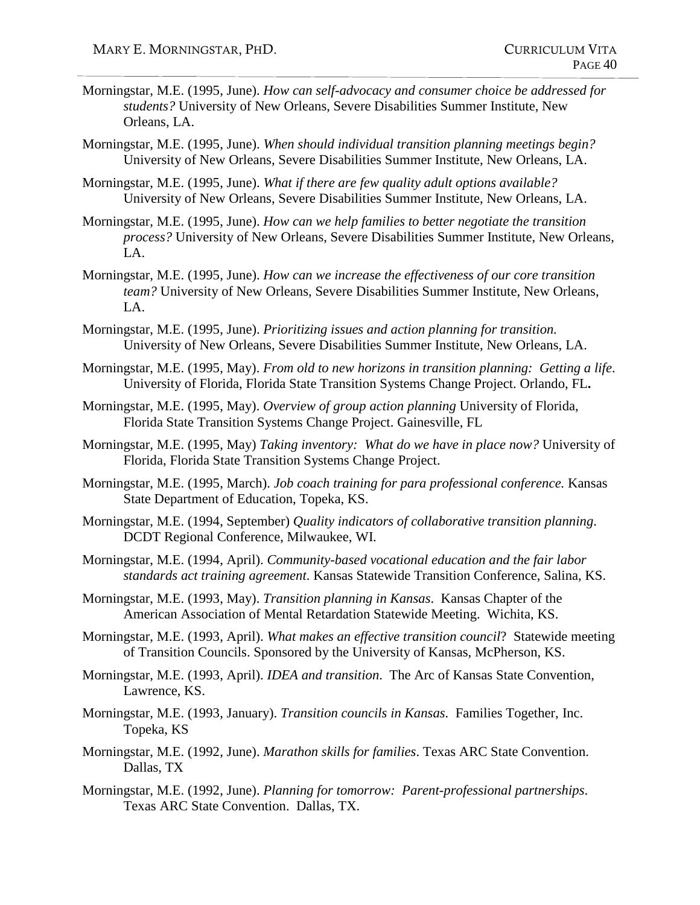Morningstar, M.E. (1995, June). *How can self-advocacy and consumer choice be addressed for students?* University of New Orleans, Severe Disabilities Summer Institute, New Orleans, LA.

Morningstar, M.E. (1995, June). *When should individual transition planning meetings begin?* University of New Orleans, Severe Disabilities Summer Institute, New Orleans, LA.

Morningstar, M.E. (1995, June). *What if there are few quality adult options available?* University of New Orleans, Severe Disabilities Summer Institute, New Orleans, LA.

Morningstar, M.E. (1995, June). *How can we help families to better negotiate the transition process?* University of New Orleans, Severe Disabilities Summer Institute, New Orleans, LA.

Morningstar, M.E. (1995, June). *How can we increase the effectiveness of our core transition team?* University of New Orleans, Severe Disabilities Summer Institute, New Orleans, LA.

Morningstar, M.E. (1995, June). *Prioritizing issues and action planning for transition.* University of New Orleans, Severe Disabilities Summer Institute, New Orleans, LA.

Morningstar, M.E. (1995, May). *From old to new horizons in transition planning: Getting a life*. University of Florida, Florida State Transition Systems Change Project. Orlando, FL**.**

Morningstar, M.E. (1995, May). *Overview of group action planning* University of Florida, Florida State Transition Systems Change Project. Gainesville, FL

Morningstar, M.E. (1995, May) *Taking inventory: What do we have in place now?* University of Florida, Florida State Transition Systems Change Project.

Morningstar, M.E. (1995, March). *Job coach training for para professional conference.* Kansas State Department of Education, Topeka, KS.

Morningstar, M.E. (1994, September) *Quality indicators of collaborative transition planning*. DCDT Regional Conference, Milwaukee, WI.

Morningstar, M.E. (1994, April). *Community-based vocational education and the fair labor standards act training agreement*. Kansas Statewide Transition Conference, Salina, KS.

Morningstar, M.E. (1993, May). *Transition planning in Kansas*. Kansas Chapter of the American Association of Mental Retardation Statewide Meeting. Wichita, KS.

Morningstar, M.E. (1993, April). *What makes an effective transition council*? Statewide meeting of Transition Councils. Sponsored by the University of Kansas, McPherson, KS.

Morningstar, M.E. (1993, April). *IDEA and transition*. The Arc of Kansas State Convention, Lawrence, KS.

Morningstar, M.E. (1993, January). *Transition councils in Kansas*. Families Together, Inc. Topeka, KS

Morningstar, M.E. (1992, June). *Marathon skills for families*. Texas ARC State Convention. Dallas, TX

Morningstar, M.E. (1992, June). *Planning for tomorrow: Parent-professional partnerships.* Texas ARC State Convention. Dallas, TX.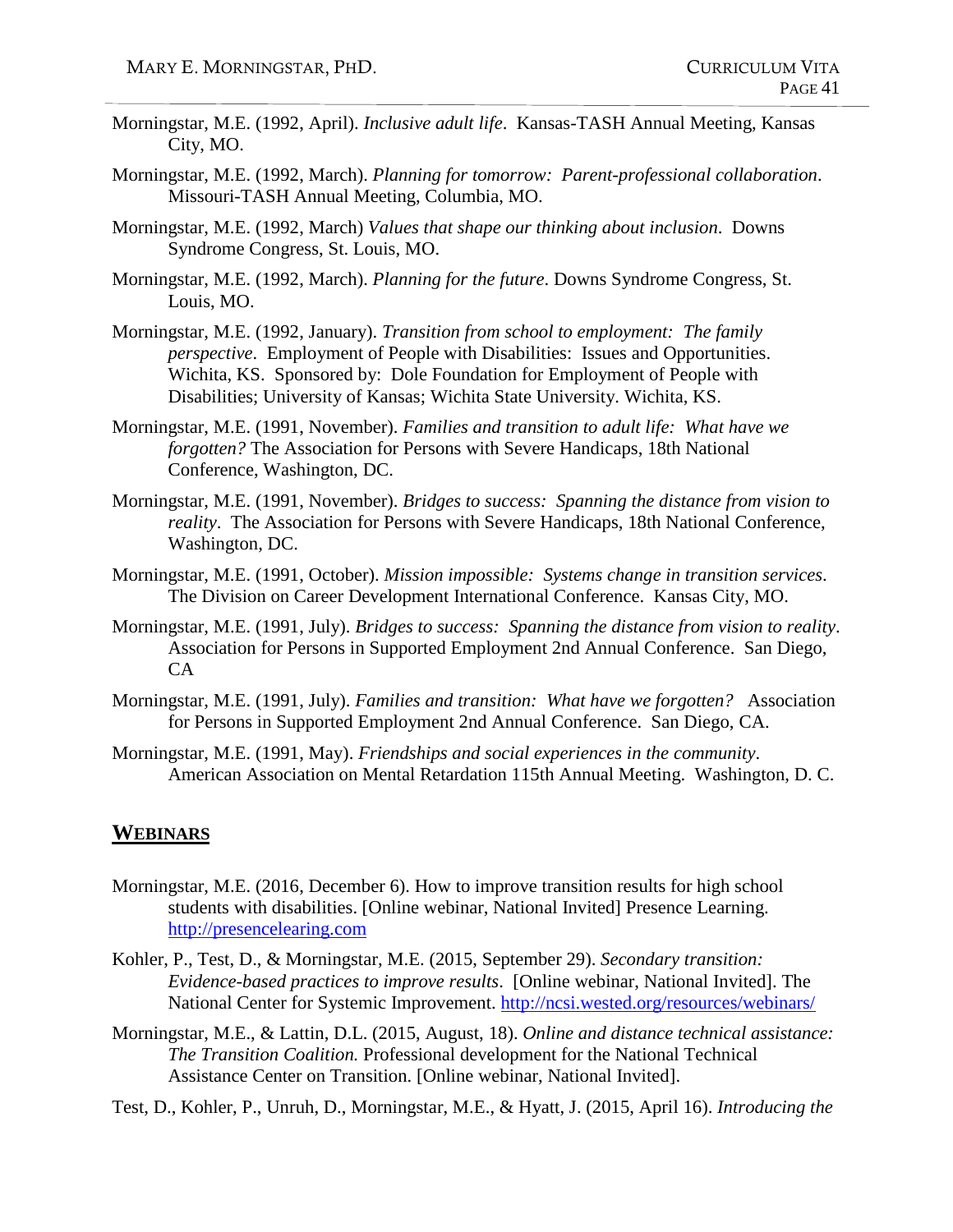Morningstar, M.E. (1992, April). *Inclusive adult life*. Kansas-TASH Annual Meeting, Kansas City, MO.

Morningstar, M.E. (1992, March). *Planning for tomorrow: Parent-professional collaboration*. Missouri-TASH Annual Meeting, Columbia, MO.

Morningstar, M.E. (1992, March) *Values that shape our thinking about inclusion*. Downs Syndrome Congress, St. Louis, MO.

Morningstar, M.E. (1992, March). *Planning for the future*. Downs Syndrome Congress, St. Louis, MO.

Morningstar, M.E. (1992, January). *Transition from school to employment: The family perspective*. Employment of People with Disabilities: Issues and Opportunities. Wichita, KS. Sponsored by: Dole Foundation for Employment of People with Disabilities; University of Kansas; Wichita State University. Wichita, KS.

Morningstar, M.E. (1991, November). *Families and transition to adult life: What have we forgotten?* The Association for Persons with Severe Handicaps, 18th National Conference, Washington, DC.

Morningstar, M.E. (1991, November). *Bridges to success: Spanning the distance from vision to reality*. The Association for Persons with Severe Handicaps, 18th National Conference, Washington, DC.

Morningstar, M.E. (1991, October). *Mission impossible: Systems change in transition services*. The Division on Career Development International Conference. Kansas City, MO.

Morningstar, M.E. (1991, July). *Bridges to success: Spanning the distance from vision to reality*. Association for Persons in Supported Employment 2nd Annual Conference. San Diego, CA

Morningstar, M.E. (1991, July). *Families and transition: What have we forgotten?* Association for Persons in Supported Employment 2nd Annual Conference. San Diego, CA.

Morningstar, M.E. (1991, May). *Friendships and social experiences in the community*. American Association on Mental Retardation 115th Annual Meeting. Washington, D. C.

## WEBINARS

Morningstar, M.E. (2016, December 6). How to improve transition results for high school students with disabilities. [Online webinar, National Invited] Presence Learning. http://presencelearing.com

Kohler, P., Test, D., & Morningstar, M.E. (2015, September 29). *Secondary transition: Evidence-based practices to improve results*. [Online webinar, National Invited]. The National Center for Systemic Improvement. http://ncsi.wested.org/resources/webinars/

Morningstar, M.E., & Lattin, D.L. (2015, August, 18). *Online and distance technical assistance: The Transition Coalition.* Professional development for the National Technical Assistance Center on Transition. [Online webinar, National Invited].

Test, D., Kohler, P., Unruh, D., Morningstar, M.E., & Hyatt, J. (2015, April 16). *Introducing the*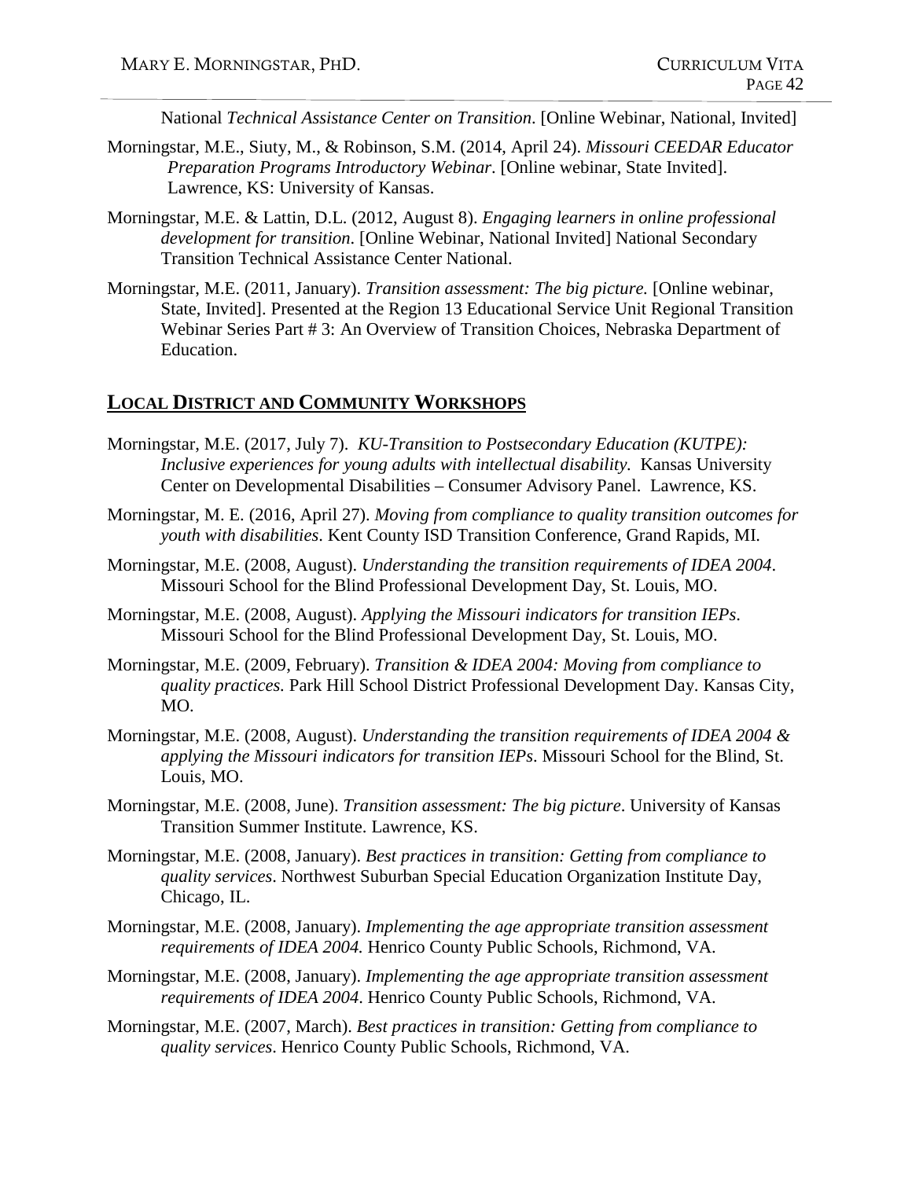National *Technical Assistance Center on Transition*. [Online Webinar, National, Invited]

Morningstar, M.E., Siuty, M., & Robinson, S.M. (2014, April 24). *Missouri CEEDAR Educator Preparation Programs Introductory Webinar*. [Online webinar, State Invited]. Lawrence, KS: University of Kansas.

Morningstar, M.E. & Lattin, D.L. (2012, August 8). *Engaging learners in online professional development for transition*. [Online Webinar, National Invited] National Secondary Transition Technical Assistance Center National.

Morningstar, M.E. (2011, January). *Transition assessment: The big picture.* [Online webinar, State, Invited]. Presented at the Region 13 Educational Service Unit Regional Transition Webinar Series Part # 3: An Overview of Transition Choices, Nebraska Department of Education.

## LOCAL DISTRICT AND COMMUNITY WORKSHOPS

Morningstar, M.E. (2017, July 7). *KU-Transition to Postsecondary Education (KUTPE): Inclusive experiences for young adults with intellectual disability.* Kansas University Center on Developmental Disabilities – Consumer Advisory Panel. Lawrence, KS.

Morningstar, M. E. (2016, April 27). *Moving from compliance to quality transition outcomes for youth with disabilities*. Kent County ISD Transition Conference, Grand Rapids, MI.

Morningstar, M.E. (2008, August). *Understanding the transition requirements of IDEA 2004*. Missouri School for the Blind Professional Development Day, St. Louis, MO.

Morningstar, M.E. (2008, August). *Applying the Missouri indicators for transition IEPs*. Missouri School for the Blind Professional Development Day, St. Louis, MO.

Morningstar, M.E. (2009, February). *Transition & IDEA 2004: Moving from compliance to quality practices.* Park Hill School District Professional Development Day. Kansas City, MO.

Morningstar, M.E. (2008, August). *Understanding the transition requirements of IDEA 2004 & applying the Missouri indicators for transition IEPs*. Missouri School for the Blind, St. Louis, MO.

Morningstar, M.E. (2008, June). *Transition assessment: The big picture*. University of Kansas Transition Summer Institute. Lawrence, KS.

Morningstar, M.E. (2008, January). *Best practices in transition: Getting from compliance to quality services*. Northwest Suburban Special Education Organization Institute Day, Chicago, IL.

Morningstar, M.E. (2008, January). *Implementing the age appropriate transition assessment requirements of IDEA 2004.* Henrico County Public Schools, Richmond, VA.

Morningstar, M.E. (2008, January). *Implementing the age appropriate transition assessment requirements of IDEA 2004*. Henrico County Public Schools, Richmond, VA.

Morningstar, M.E. (2007, March). *Best practices in transition: Getting from compliance to quality services*. Henrico County Public Schools, Richmond, VA.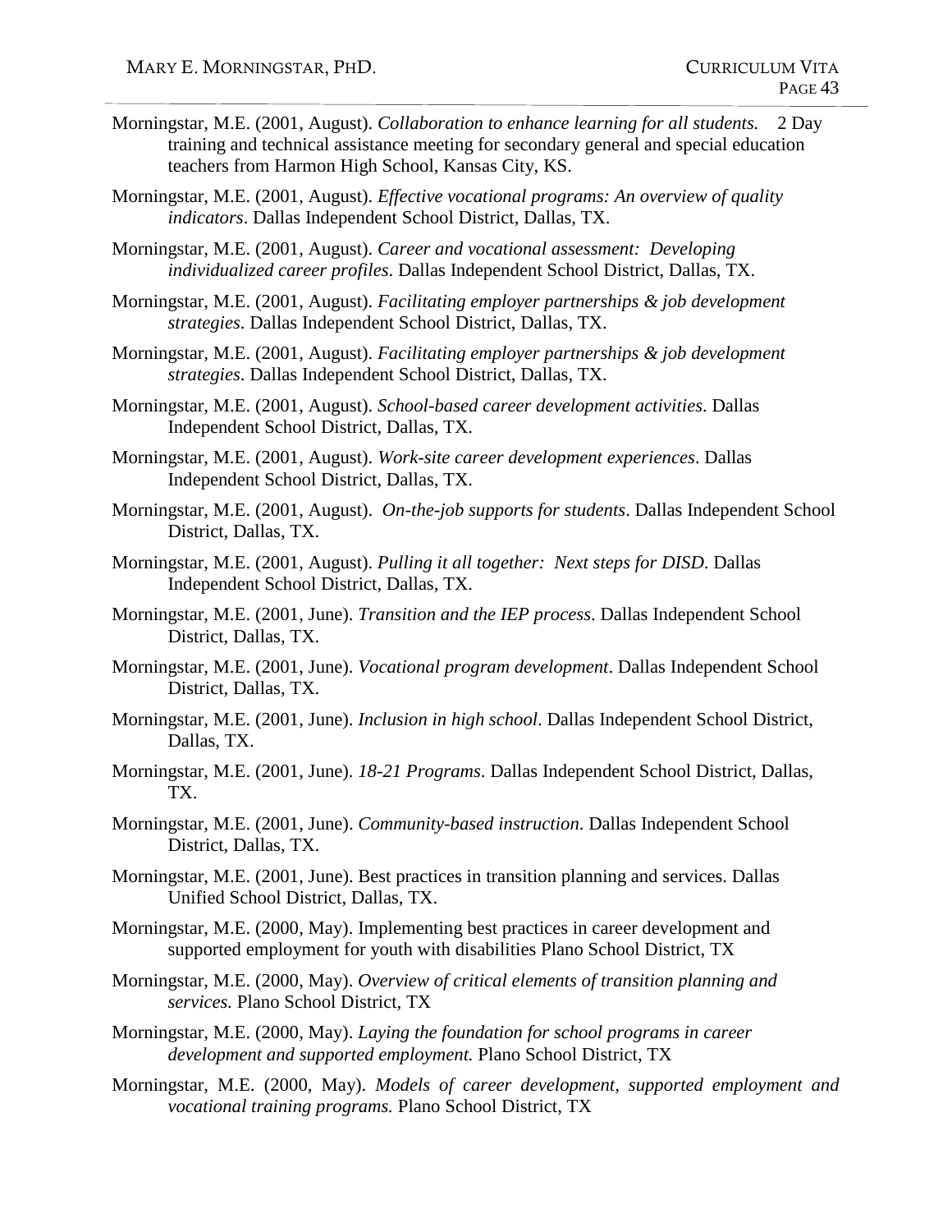Morningstar, M.E. (2001, August). *Collaboration to enhance learning for all students.* 2 Day training and technical assistance meeting for secondary general and special education teachers from Harmon High School, Kansas City, KS.

Morningstar, M.E. (2001, August). *Effective vocational programs: An overview of quality indicators*. Dallas Independent School District, Dallas, TX.

Morningstar, M.E. (2001, August). *Career and vocational assessment: Developing individualized career profiles*. Dallas Independent School District, Dallas, TX.

Morningstar, M.E. (2001, August). *Facilitating employer partnerships & job development strategies*. Dallas Independent School District, Dallas, TX.

Morningstar, M.E. (2001, August). *Facilitating employer partnerships & job development strategies*. Dallas Independent School District, Dallas, TX.

Morningstar, M.E. (2001, August). *School-based career development activities*. Dallas Independent School District, Dallas, TX.

Morningstar, M.E. (2001, August). *Work-site career development experiences*. Dallas Independent School District, Dallas, TX.

Morningstar, M.E. (2001, August). *On-the-job supports for students*. Dallas Independent School District, Dallas, TX.

Morningstar, M.E. (2001, August). *Pulling it all together: Next steps for DISD*. Dallas Independent School District, Dallas, TX.

Morningstar, M.E. (2001, June). *Transition and the IEP process*. Dallas Independent School District, Dallas, TX.

Morningstar, M.E. (2001, June). *Vocational program development*. Dallas Independent School District, Dallas, TX.

Morningstar, M.E. (2001, June). *Inclusion in high school*. Dallas Independent School District, Dallas, TX.

Morningstar, M.E. (2001, June). *18-21 Programs*. Dallas Independent School District, Dallas, TX.

Morningstar, M.E. (2001, June). *Community-based instruction*. Dallas Independent School District, Dallas, TX.

Morningstar, M.E. (2001, June). Best practices in transition planning and services. Dallas Unified School District, Dallas, TX.

Morningstar, M.E. (2000, May). Implementing best practices in career development and supported employment for youth with disabilities Plano School District, TX

Morningstar, M.E. (2000, May). *Overview of critical elements of transition planning and services.* Plano School District, TX

Morningstar, M.E. (2000, May). *Laying the foundation for school programs in career development and supported employment.* Plano School District, TX

Morningstar, M.E. (2000, May). *Models of career development, supported employment and vocational training programs.* Plano School District, TX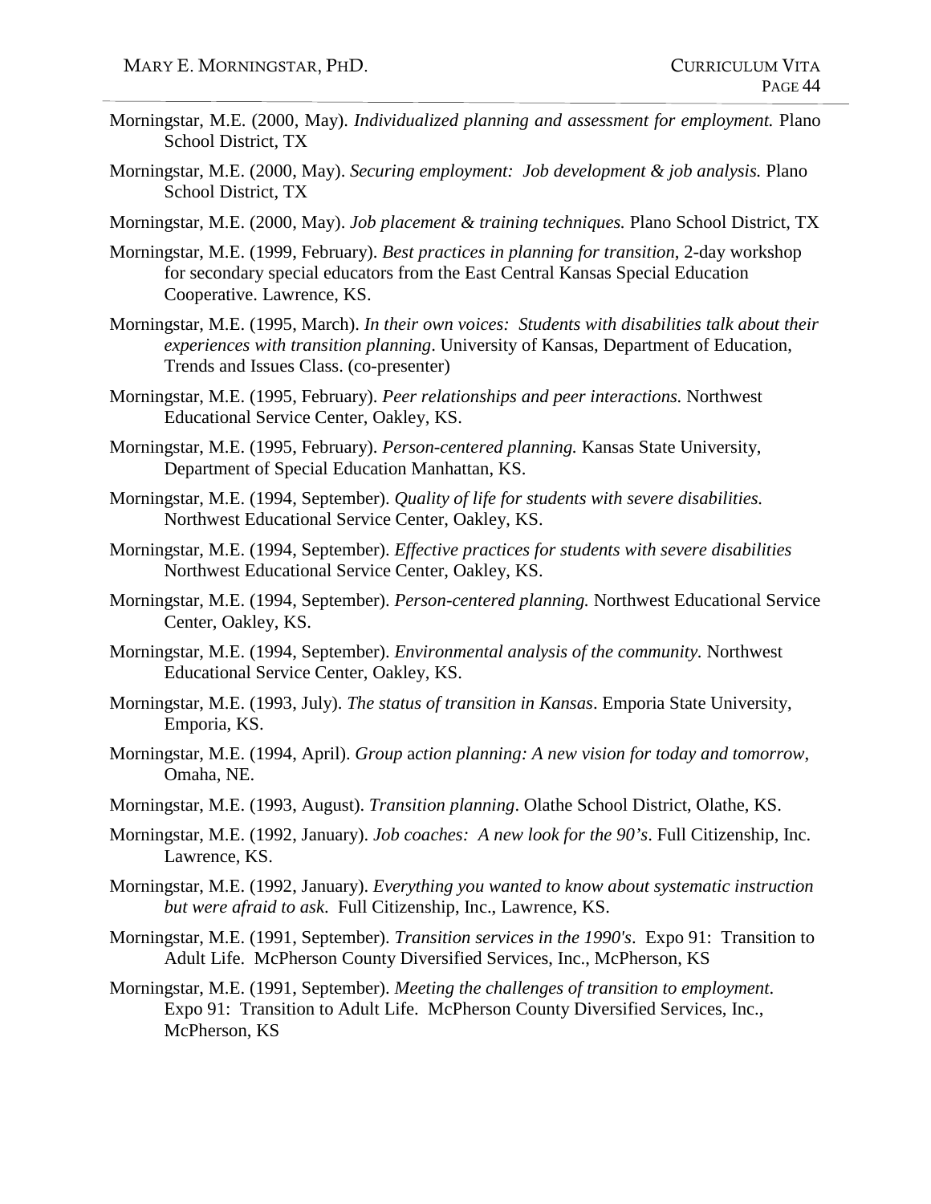Morningstar, M.E. (2000, May). *Individualized planning and assessment for employment.* Plano School District, TX

Morningstar, M.E. (2000, May). *Securing employment: Job development & job analysis.* Plano School District, TX

Morningstar, M.E. (2000, May). *Job placement & training techniques.* Plano School District, TX

Morningstar, M.E. (1999, February). *Best practices in planning for transition*, 2-day workshop for secondary special educators from the East Central Kansas Special Education Cooperative. Lawrence, KS.

Morningstar, M.E. (1995, March). *In their own voices: Students with disabilities talk about their experiences with transition planning*. University of Kansas, Department of Education, Trends and Issues Class. (co-presenter)

Morningstar, M.E. (1995, February). *Peer relationships and peer interactions.* Northwest Educational Service Center, Oakley, KS.

Morningstar, M.E. (1995, February). *Person-centered planning.* Kansas State University, Department of Special Education Manhattan, KS.

Morningstar, M.E. (1994, September). *Quality of life for students with severe disabilities.* Northwest Educational Service Center, Oakley, KS.

Morningstar, M.E. (1994, September). *Effective practices for students with severe disabilities* Northwest Educational Service Center, Oakley, KS.

Morningstar, M.E. (1994, September). *Person-centered planning.* Northwest Educational Service Center, Oakley, KS.

Morningstar, M.E. (1994, September). *Environmental analysis of the community.* Northwest Educational Service Center, Oakley, KS.

Morningstar, M.E. (1993, July). *The status of transition in Kansas*. Emporia State University, Emporia, KS.

Morningstar, M.E. (1994, April). *Group* a*ction planning: A new vision for today and tomorrow,* Omaha, NE.

Morningstar, M.E. (1993, August). *Transition planning*. Olathe School District, Olathe, KS.

Morningstar, M.E. (1992, January). *Job coaches: A new look for the 90's*. Full Citizenship, Inc. Lawrence, KS.

Morningstar, M.E. (1992, January). *Everything you wanted to know about systematic instruction but were afraid to ask*. Full Citizenship, Inc., Lawrence, KS.

Morningstar, M.E. (1991, September). *Transition services in the 1990's*. Expo 91: Transition to Adult Life. McPherson County Diversified Services, Inc., McPherson, KS

Morningstar, M.E. (1991, September). *Meeting the challenges of transition to employment*. Expo 91: Transition to Adult Life. McPherson County Diversified Services, Inc., McPherson, KS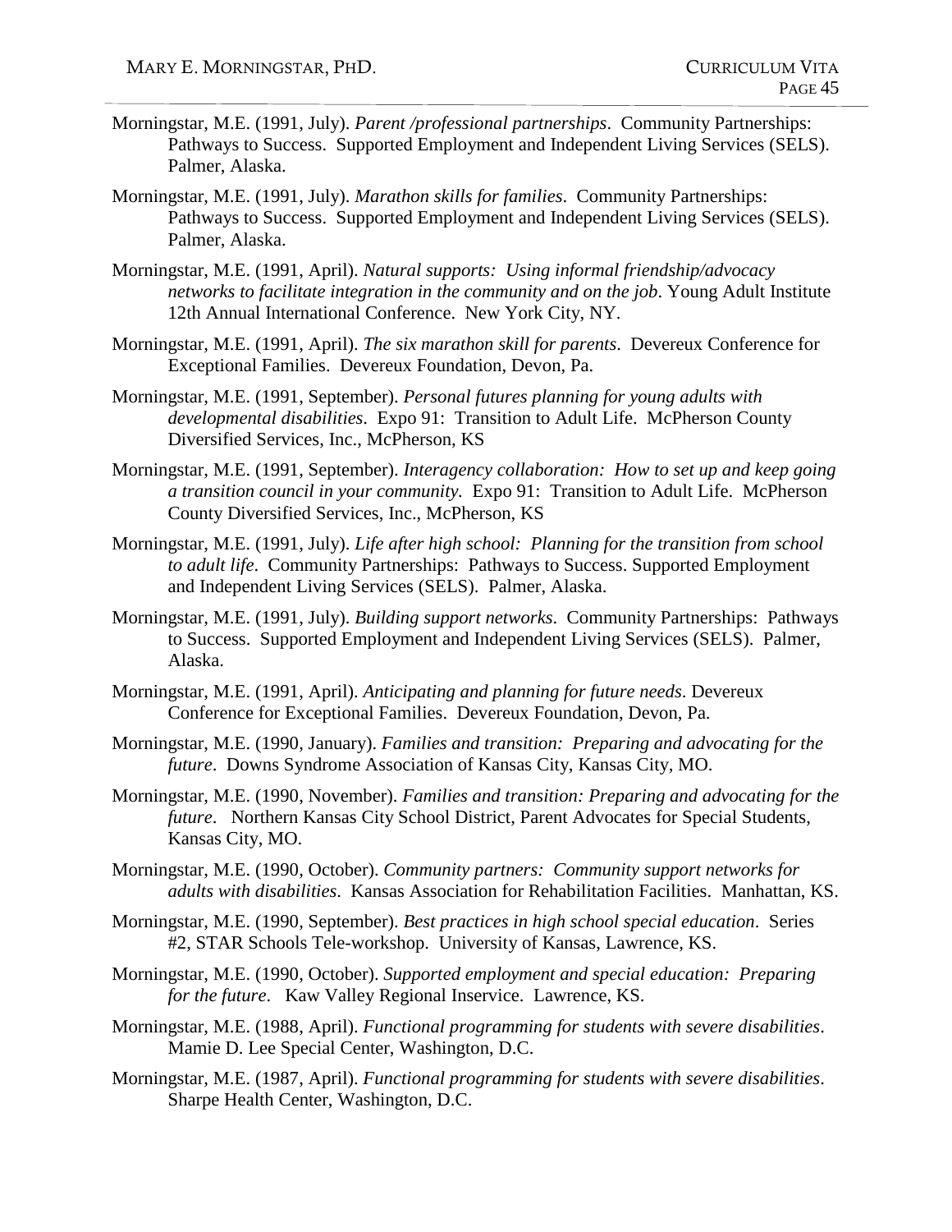Morningstar, M.E. (1991, July). *Parent /professional partnerships*. Community Partnerships: Pathways to Success. Supported Employment and Independent Living Services (SELS). Palmer, Alaska.

Morningstar, M.E. (1991, July). *Marathon skills for families*. Community Partnerships: Pathways to Success. Supported Employment and Independent Living Services (SELS). Palmer, Alaska.

Morningstar, M.E. (1991, April). *Natural supports: Using informal friendship/advocacy networks to facilitate integration in the community and on the job*. Young Adult Institute 12th Annual International Conference. New York City, NY.

Morningstar, M.E. (1991, April). *The six marathon skill for parents*. Devereux Conference for Exceptional Families. Devereux Foundation, Devon, Pa.

Morningstar, M.E. (1991, September). *Personal futures planning for young adults with developmental disabilities*. Expo 91: Transition to Adult Life. McPherson County Diversified Services, Inc., McPherson, KS

Morningstar, M.E. (1991, September). *Interagency collaboration: How to set up and keep going a transition council in your community.* Expo 91: Transition to Adult Life. McPherson County Diversified Services, Inc., McPherson, KS

Morningstar, M.E. (1991, July). *Life after high school: Planning for the transition from school to adult life*. Community Partnerships: Pathways to Success. Supported Employment and Independent Living Services (SELS). Palmer, Alaska.

Morningstar, M.E. (1991, July). *Building support networks*. Community Partnerships: Pathways to Success. Supported Employment and Independent Living Services (SELS). Palmer, Alaska.

Morningstar, M.E. (1991, April). *Anticipating and planning for future needs*. Devereux Conference for Exceptional Families. Devereux Foundation, Devon, Pa.

Morningstar, M.E. (1990, January). *Families and transition: Preparing and advocating for the future*. Downs Syndrome Association of Kansas City, Kansas City, MO.

Morningstar, M.E. (1990, November). *Families and transition: Preparing and advocating for the future*. Northern Kansas City School District, Parent Advocates for Special Students, Kansas City, MO.

Morningstar, M.E. (1990, October). *Community partners: Community support networks for adults with disabilities*. Kansas Association for Rehabilitation Facilities. Manhattan, KS.

Morningstar, M.E. (1990, September). *Best practices in high school special education*. Series #2, STAR Schools Tele-workshop. University of Kansas, Lawrence, KS.

Morningstar, M.E. (1990, October). *Supported employment and special education: Preparing for the future*. Kaw Valley Regional Inservice. Lawrence, KS.

Morningstar, M.E. (1988, April). *Functional programming for students with severe disabilities*. Mamie D. Lee Special Center, Washington, D.C.

Morningstar, M.E. (1987, April). *Functional programming for students with severe disabilities*. Sharpe Health Center, Washington, D.C.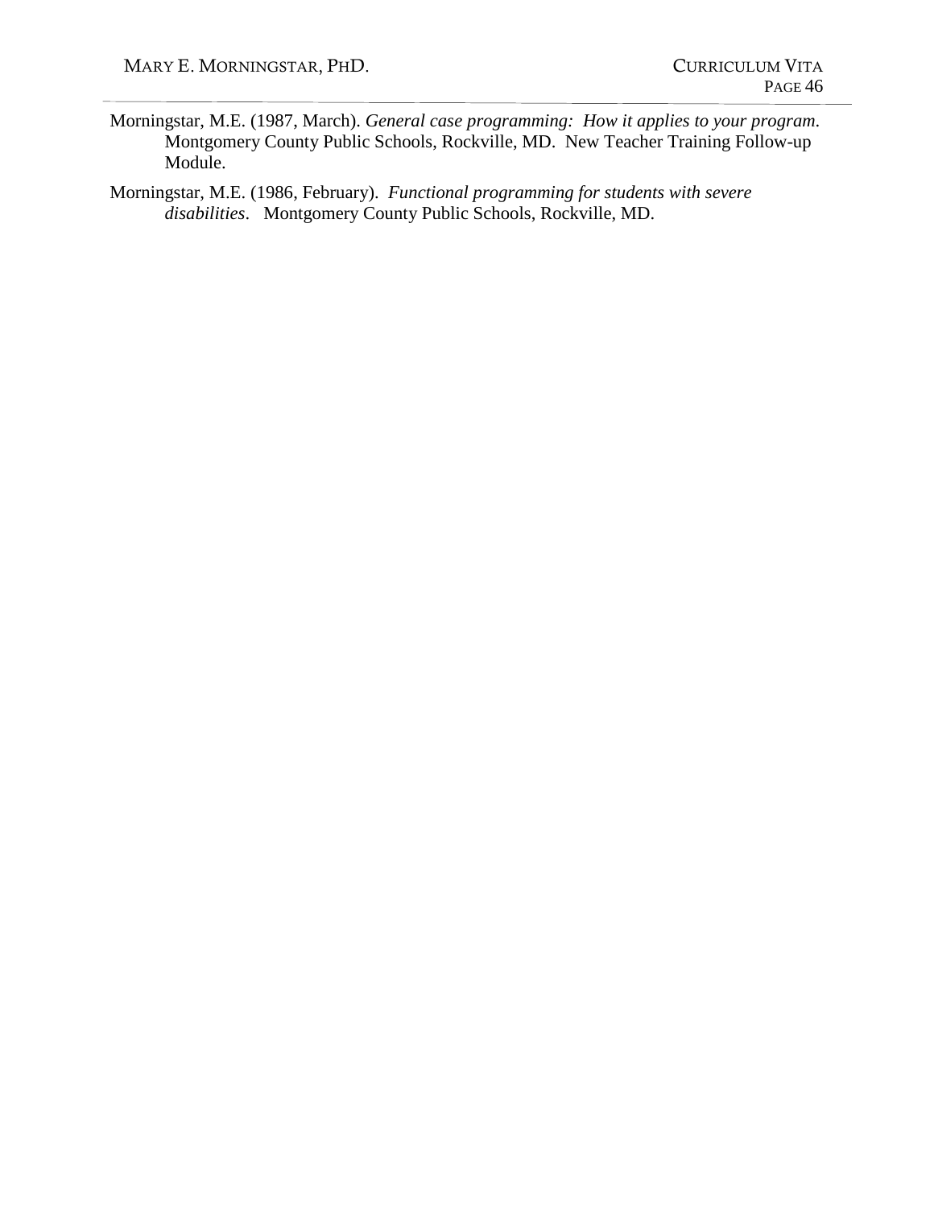Morningstar, M.E. (1987, March). *General case programming: How it applies to your program*. Montgomery County Public Schools, Rockville, MD. New Teacher Training Follow-up Module.

Morningstar, M.E. (1986, February). *Functional programming for students with severe disabilities*. Montgomery County Public Schools, Rockville, MD.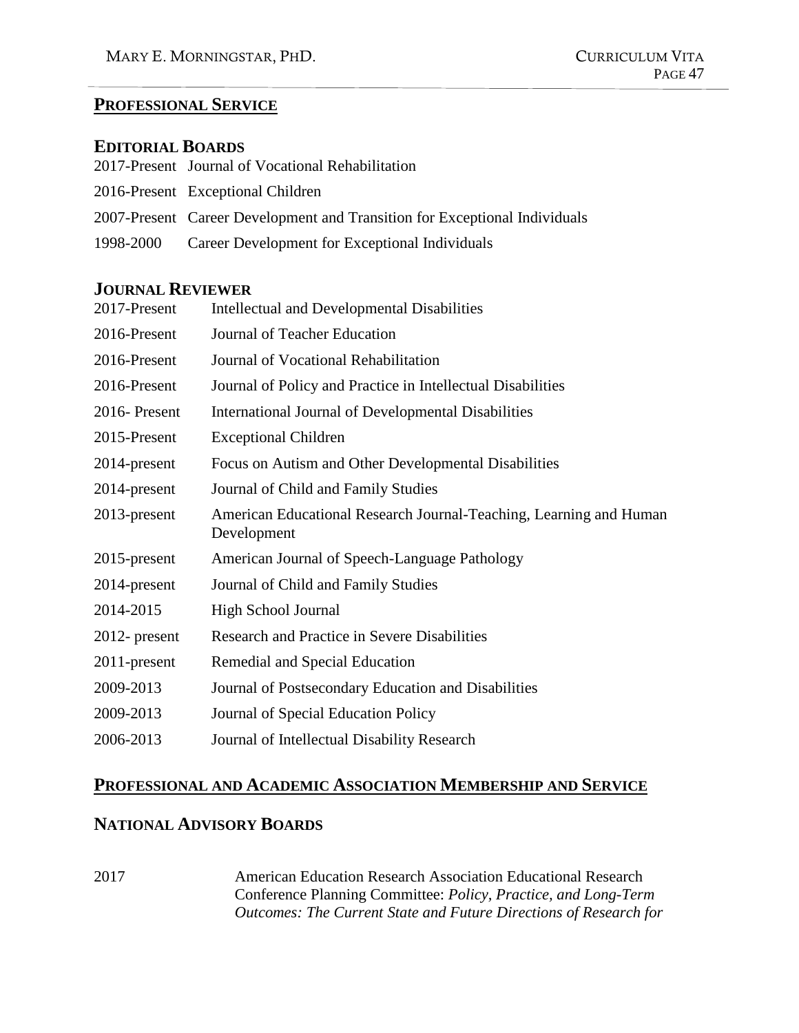## **PROFESSIONAL SERVICE**

### **EDITORIAL BOARDS**

2017-Present Journal of Vocational Rehabilitation

2016-Present Exceptional Children

2007-Present Career Development and Transition for Exceptional Individuals

1998-2000 Career Development for Exceptional Individuals

### **JOURNAL REVIEWER**

2017-Present Intellectual and Developmental Disabilities

2016-Present Journal of Teacher Education

2016-Present Journal of Vocational Rehabilitation

2016-Present Journal of Policy and Practice in Intellectual Disabilities

2016- Present International Journal of Developmental Disabilities

2015-Present Exceptional Children

2014-present Focus on Autism and Other Developmental Disabilities

2014-present Journal of Child and Family Studies

2013-present American Educational Research Journal-Teaching, Learning and Human Development

2015-present American Journal of Speech-Language Pathology

2014-present Journal of Child and Family Studies

2014-2015 High School Journal

2012- present Research and Practice in Severe Disabilities

2011-present Remedial and Special Education

2009-2013 Journal of Postsecondary Education and Disabilities

2009-2013 Journal of Special Education Policy

2006-2013 Journal of Intellectual Disability Research

## **PROFESSIONAL AND ACADEMIC ASSOCIATION MEMBERSHIP AND SERVICE**

### **NATIONAL ADVISORY BOARDS**

2017 American Education Research Association Educational Research Conference Planning Committee: *Policy, Practice, and Long-Term Outcomes: The Current State and Future Directions of Research for*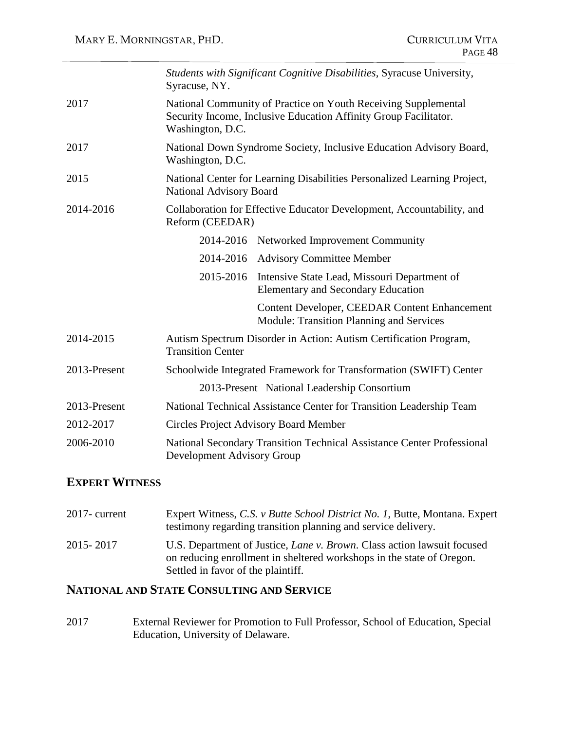| | |
|---|---|
| | *Students with Significant Cognitive Disabilities,* Syracuse University, Syracuse, NY. |
| 2017 | National Community of Practice on Youth Receiving Supplemental Security Income, Inclusive Education Affinity Group Facilitator. Washington, D.C. |
| 2017 | National Down Syndrome Society, Inclusive Education Advisory Board, Washington, D.C. |
| 2015 | National Center for Learning Disabilities Personalized Learning Project, National Advisory Board |
| 2014-2016 | Collaboration for Effective Educator Development, Accountability, and Reform (CEEDAR) |
| | 2014-2016 Networked Improvement Community |
| | 2014-2016 Advisory Committee Member |
| | 2015-2016 Intensive State Lead, Missouri Department of Elementary and Secondary Education |
| | Content Developer, CEEDAR Content Enhancement Module: Transition Planning and Services |
| 2014-2015 | Autism Spectrum Disorder in Action: Autism Certification Program, Transition Center |
| 2013-Present | Schoolwide Integrated Framework for Transformation (SWIFT) Center |
| | 2013-Present National Leadership Consortium |
| 2013-Present | National Technical Assistance Center for Transition Leadership Team |
| 2012-2017 | Circles Project Advisory Board Member |
| 2006-2010 | National Secondary Transition Technical Assistance Center Professional Development Advisory Group |

## EXPERT WITNESS

| | |
|---|---|
| 2017- current | Expert Witness, *C.S. v Butte School District No. 1*, Butte, Montana. Expert testimony regarding transition planning and service delivery. |
| 2015- 2017 | U.S. Department of Justice, *Lane v. Brown*. Class action lawsuit focused on reducing enrollment in sheltered workshops in the state of Oregon. Settled in favor of the plaintiff. |

## NATIONAL AND STATE CONSULTING AND SERVICE

| | |
|---|---|
| 2017 | External Reviewer for Promotion to Full Professor, School of Education, Special Education, University of Delaware. |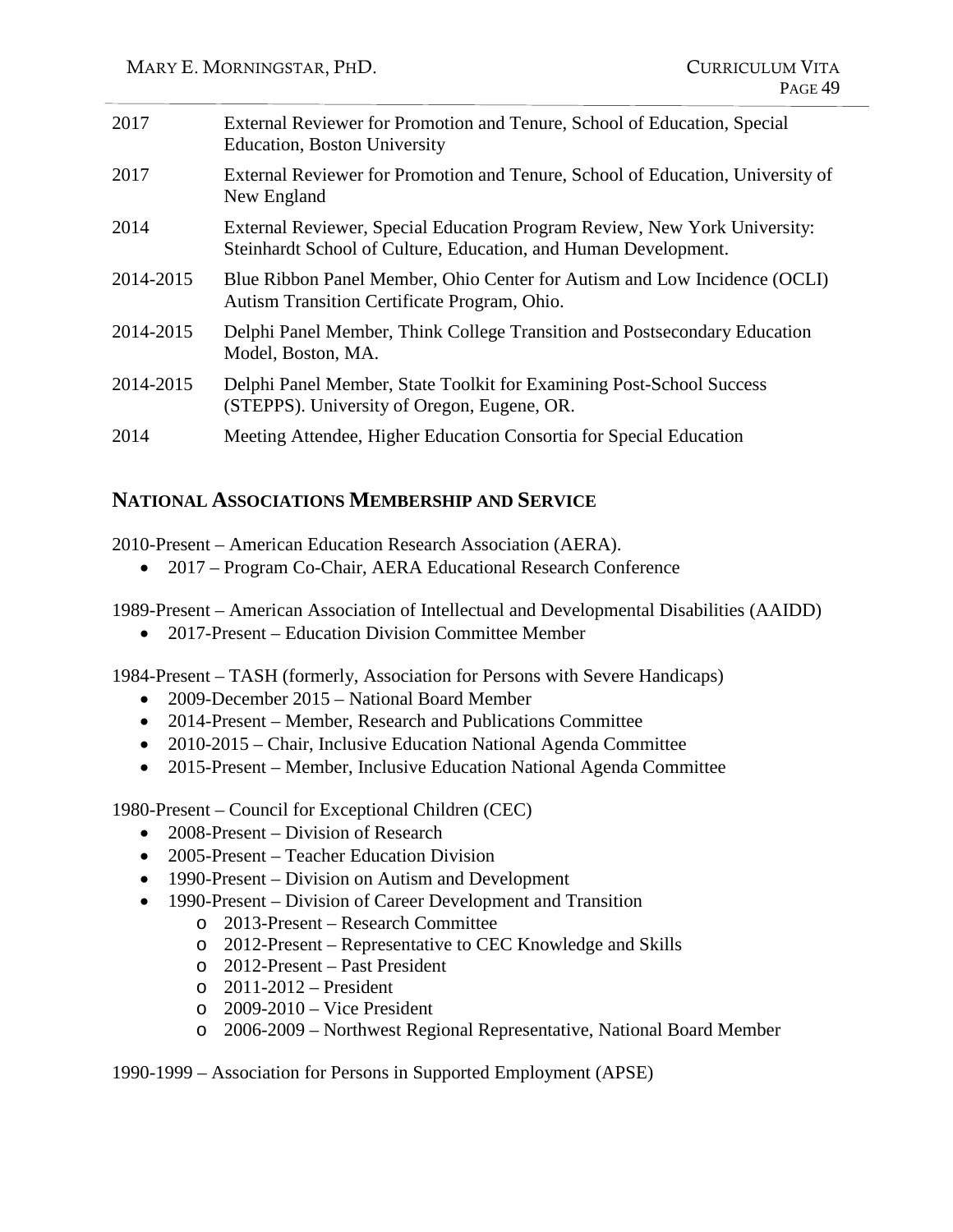| | |
|---|---|
| 2017 | External Reviewer for Promotion and Tenure, School of Education, Special Education, Boston University |
| 2017 | External Reviewer for Promotion and Tenure, School of Education, University of New England |
| 2014 | External Reviewer, Special Education Program Review, New York University: Steinhardt School of Culture, Education, and Human Development. |
| 2014-2015 | Blue Ribbon Panel Member, Ohio Center for Autism and Low Incidence (OCLI) Autism Transition Certificate Program, Ohio. |
| 2014-2015 | Delphi Panel Member, Think College Transition and Postsecondary Education Model, Boston, MA. |
| 2014-2015 | Delphi Panel Member, State Toolkit for Examining Post-School Success (STEPPS). University of Oregon, Eugene, OR. |
| 2014 | Meeting Attendee, Higher Education Consortia for Special Education |

## NATIONAL ASSOCIATIONS MEMBERSHIP AND SERVICE

2010-Present – American Education Research Association (AERA).

- 2017 – Program Co-Chair, AERA Educational Research Conference

1989-Present – American Association of Intellectual and Developmental Disabilities (AAIDD)

- 2017-Present – Education Division Committee Member

1984-Present – TASH (formerly, Association for Persons with Severe Handicaps)

- 2009-December 2015 – National Board Member
- 2014-Present – Member, Research and Publications Committee
- 2010-2015 – Chair, Inclusive Education National Agenda Committee
- 2015-Present – Member, Inclusive Education National Agenda Committee

1980-Present – Council for Exceptional Children (CEC)

- 2008-Present – Division of Research
- 2005-Present – Teacher Education Division
- 1990-Present – Division on Autism and Development
- 1990-Present – Division of Career Development and Transition
  - 2013-Present – Research Committee
  - 2012-Present – Representative to CEC Knowledge and Skills
  - 2012-Present – Past President
  - 2011-2012 – President
  - 2009-2010 – Vice President
  - 2006-2009 – Northwest Regional Representative, National Board Member

1990-1999 – Association for Persons in Supported Employment (APSE)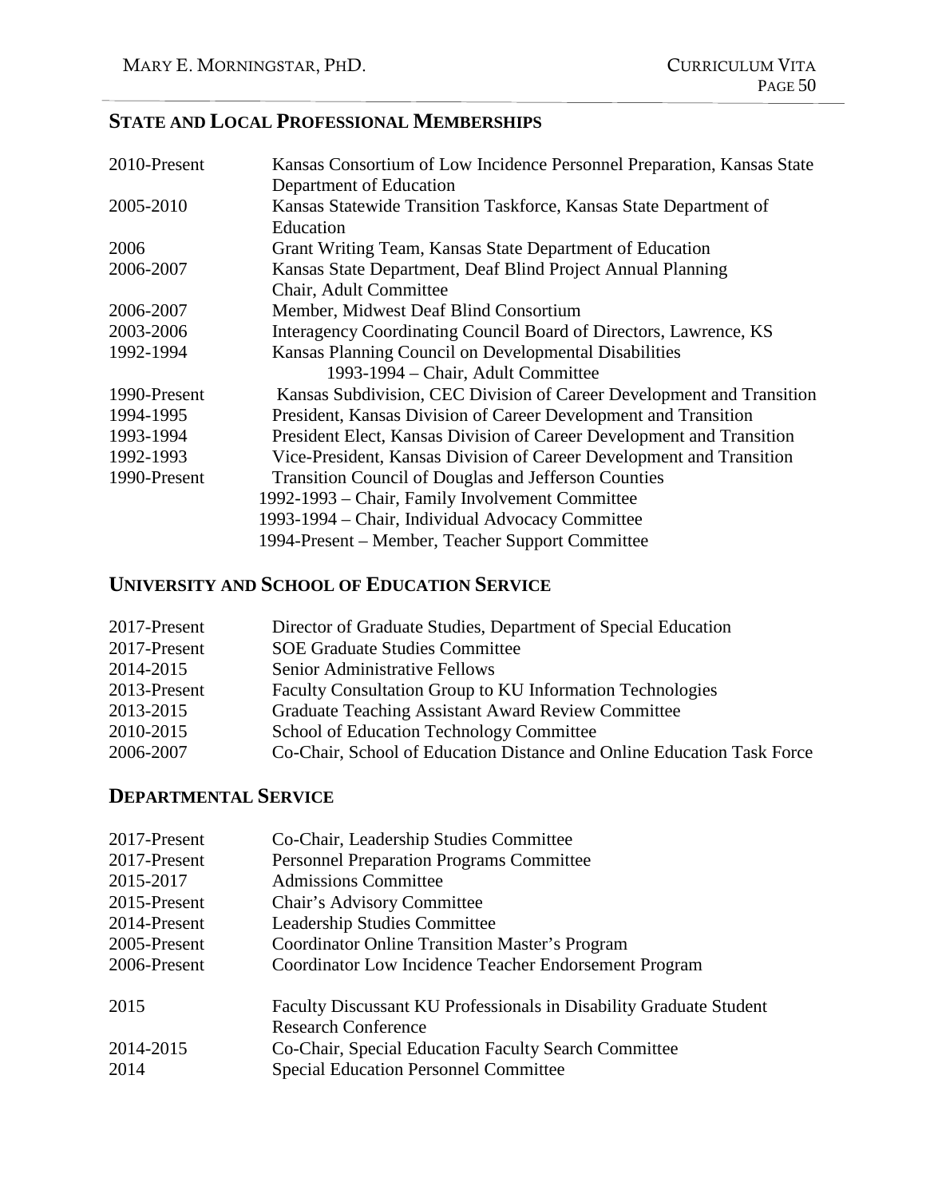## State and Local Professional Memberships

| | |
|---|---|
| 2010-Present | Kansas Consortium of Low Incidence Personnel Preparation, Kansas State Department of Education |
| 2005-2010 | Kansas Statewide Transition Taskforce, Kansas State Department of Education |
| 2006 | Grant Writing Team, Kansas State Department of Education |
| 2006-2007 | Kansas State Department, Deaf Blind Project Annual Planning Chair, Adult Committee |
| 2006-2007 | Member, Midwest Deaf Blind Consortium |
| 2003-2006 | Interagency Coordinating Council Board of Directors, Lawrence, KS |
| 1992-1994 | Kansas Planning Council on Developmental Disabilities<br>1993-1994 – Chair, Adult Committee |
| 1990-Present | Kansas Subdivision, CEC Division of Career Development and Transition |
| 1994-1995 | President, Kansas Division of Career Development and Transition |
| 1993-1994 | President Elect, Kansas Division of Career Development and Transition |
| 1992-1993 | Vice-President, Kansas Division of Career Development and Transition |
| 1990-Present | Transition Council of Douglas and Jefferson Counties<br>1992-1993 – Chair, Family Involvement Committee<br>1993-1994 – Chair, Individual Advocacy Committee<br>1994-Present – Member, Teacher Support Committee |

## University and School of Education Service

| | |
|---|---|
| 2017-Present | Director of Graduate Studies, Department of Special Education |
| 2017-Present | SOE Graduate Studies Committee |
| 2014-2015 | Senior Administrative Fellows |
| 2013-Present | Faculty Consultation Group to KU Information Technologies |
| 2013-2015 | Graduate Teaching Assistant Award Review Committee |
| 2010-2015 | School of Education Technology Committee |
| 2006-2007 | Co-Chair, School of Education Distance and Online Education Task Force |

## Departmental Service

| | |
|---|---|
| 2017-Present | Co-Chair, Leadership Studies Committee |
| 2017-Present | Personnel Preparation Programs Committee |
| 2015-2017 | Admissions Committee |
| 2015-Present | Chair's Advisory Committee |
| 2014-Present | Leadership Studies Committee |
| 2005-Present | Coordinator Online Transition Master's Program |
| 2006-Present | Coordinator Low Incidence Teacher Endorsement Program |
| 2015 | Faculty Discussant KU Professionals in Disability Graduate Student Research Conference |
| 2014-2015 | Co-Chair, Special Education Faculty Search Committee |
| 2014 | Special Education Personnel Committee |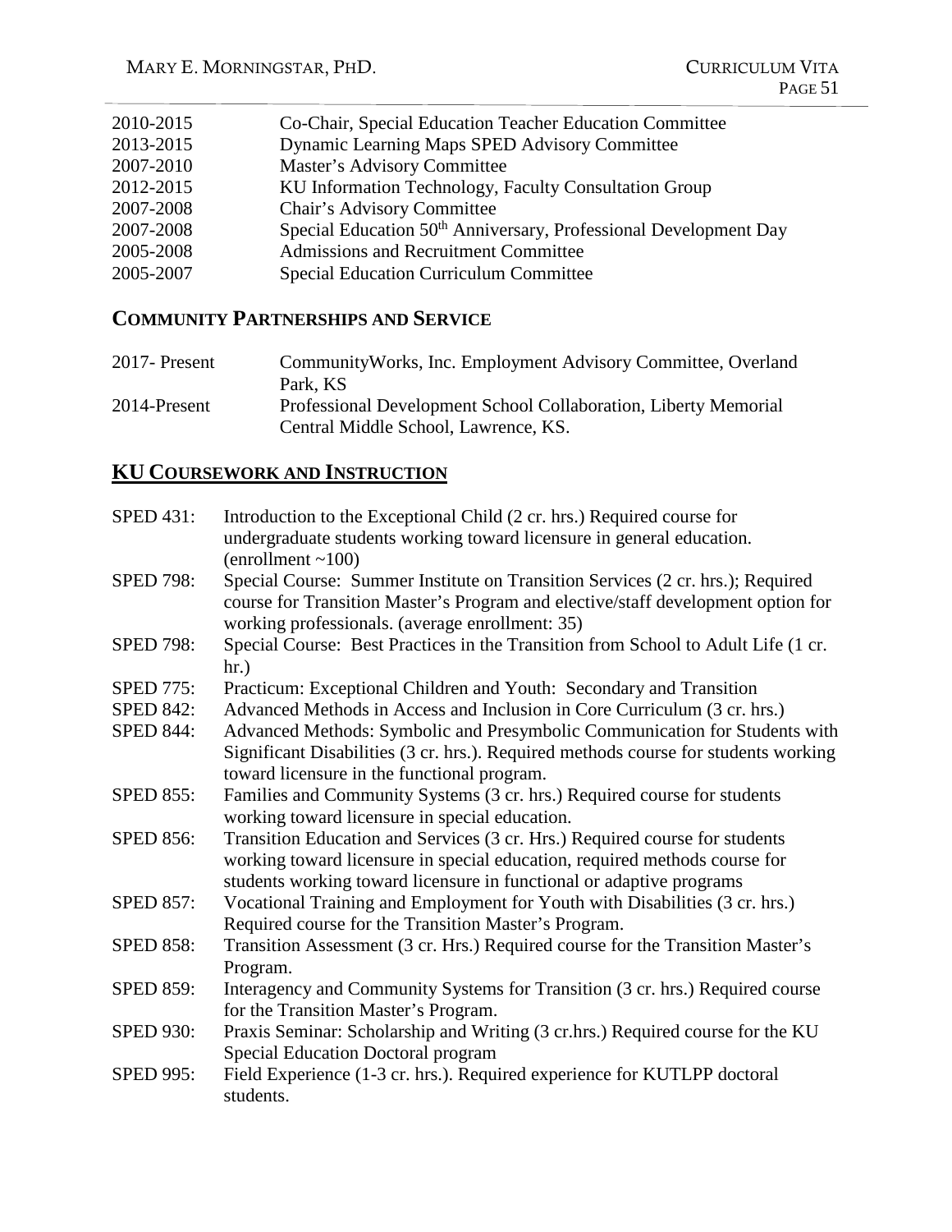| | |
|---|---|
| 2010-2015 | Co-Chair, Special Education Teacher Education Committee |
| 2013-2015 | Dynamic Learning Maps SPED Advisory Committee |
| 2007-2010 | Master's Advisory Committee |
| 2012-2015 | KU Information Technology, Faculty Consultation Group |
| 2007-2008 | Chair's Advisory Committee |
| 2007-2008 | Special Education 50th Anniversary, Professional Development Day |
| 2005-2008 | Admissions and Recruitment Committee |
| 2005-2007 | Special Education Curriculum Committee |

### COMMUNITY PARTNERSHIPS AND SERVICE

| | |
|---|---|
| 2017- Present | CommunityWorks, Inc. Employment Advisory Committee, Overland Park, KS |
| 2014-Present | Professional Development School Collaboration, Liberty Memorial Central Middle School, Lawrence, KS. |

## KU COURSEWORK AND INSTRUCTION

SPED 431: Introduction to the Exceptional Child (2 cr. hrs.) Required course for undergraduate students working toward licensure in general education. (enrollment ~100)

SPED 798: Special Course: Summer Institute on Transition Services (2 cr. hrs.); Required course for Transition Master's Program and elective/staff development option for working professionals. (average enrollment: 35)

SPED 798: Special Course: Best Practices in the Transition from School to Adult Life (1 cr. hr.)

SPED 775: Practicum: Exceptional Children and Youth: Secondary and Transition

SPED 842: Advanced Methods in Access and Inclusion in Core Curriculum (3 cr. hrs.)

SPED 844: Advanced Methods: Symbolic and Presymbolic Communication for Students with Significant Disabilities (3 cr. hrs.). Required methods course for students working toward licensure in the functional program.

SPED 855: Families and Community Systems (3 cr. hrs.) Required course for students working toward licensure in special education.

SPED 856: Transition Education and Services (3 cr. Hrs.) Required course for students working toward licensure in special education, required methods course for students working toward licensure in functional or adaptive programs

SPED 857: Vocational Training and Employment for Youth with Disabilities (3 cr. hrs.) Required course for the Transition Master's Program.

SPED 858: Transition Assessment (3 cr. Hrs.) Required course for the Transition Master's Program.

SPED 859: Interagency and Community Systems for Transition (3 cr. hrs.) Required course for the Transition Master's Program.

SPED 930: Praxis Seminar: Scholarship and Writing (3 cr.hrs.) Required course for the KU Special Education Doctoral program

SPED 995: Field Experience (1-3 cr. hrs.). Required experience for KUTLPP doctoral students.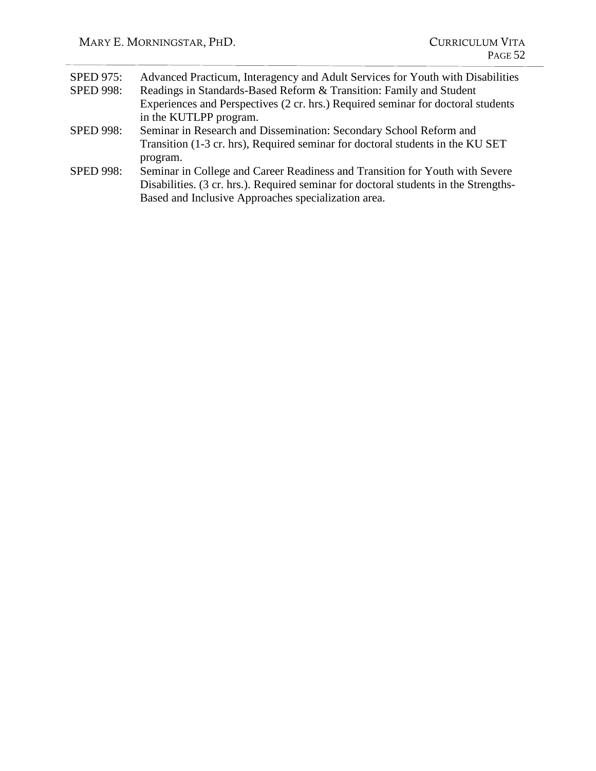SPED 975: Advanced Practicum, Interagency and Adult Services for Youth with Disabilities

SPED 998: Readings in Standards-Based Reform & Transition: Family and Student Experiences and Perspectives (2 cr. hrs.) Required seminar for doctoral students in the KUTLPP program.

SPED 998: Seminar in Research and Dissemination: Secondary School Reform and Transition (1-3 cr. hrs), Required seminar for doctoral students in the KU SET program.

SPED 998: Seminar in College and Career Readiness and Transition for Youth with Severe Disabilities. (3 cr. hrs.). Required seminar for doctoral students in the Strengths-Based and Inclusive Approaches specialization area.